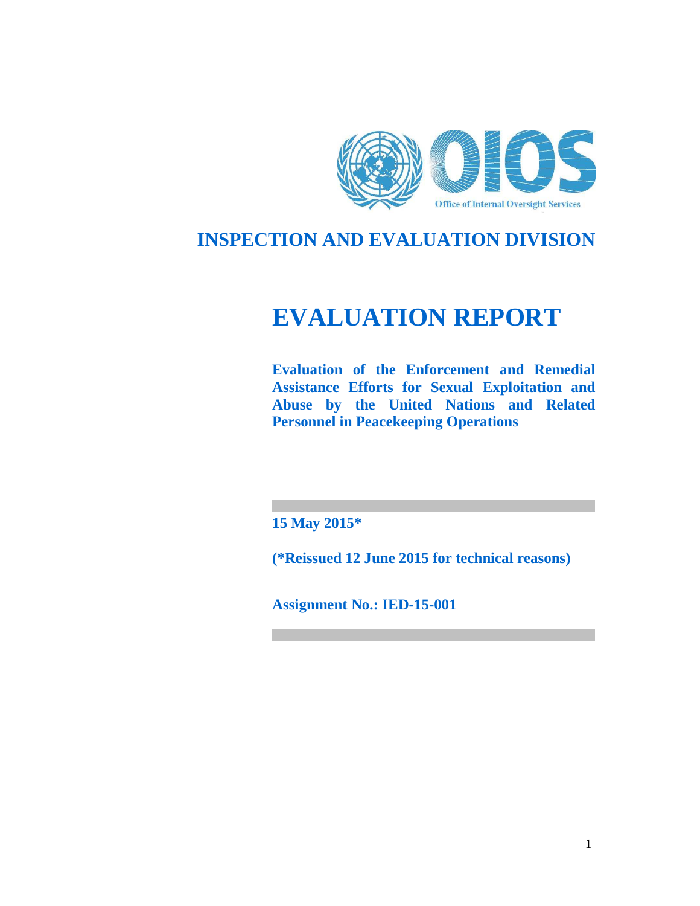Office of Internal Oversight Services

# INSPECTION AND EVALUATION DIVISION

# EVALUATION REPORT

**Evaluation of the Enforcement and Remedial Assistance Efforts for Sexual Exploitation and Abuse by the United Nations and Related Personnel in Peacekeeping Operations**

**15 May 2015***

**(*Reissued 12 June 2015 for technical reasons)**

**Assignment No.: IED-15-001**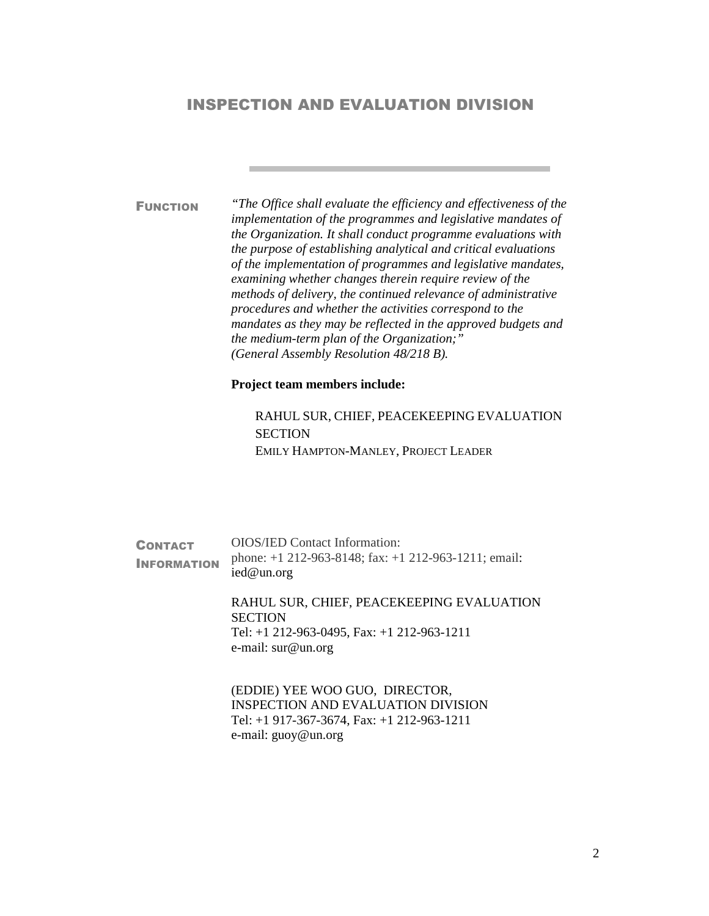# INSPECTION AND EVALUATION DIVISION

**FUNCTION**

*"The Office shall evaluate the efficiency and effectiveness of the implementation of the programmes and legislative mandates of the Organization. It shall conduct programme evaluations with the purpose of establishing analytical and critical evaluations of the implementation of programmes and legislative mandates, examining whether changes therein require review of the methods of delivery, the continued relevance of administrative procedures and whether the activities correspond to the mandates as they may be reflected in the approved budgets and the medium-term plan of the Organization;" (General Assembly Resolution 48/218 B).*

**Project team members include:**

RAHUL SUR, CHIEF, PEACEKEEPING EVALUATION SECTION
EMILY HAMPTON-MANLEY, PROJECT LEADER

**CONTACT INFORMATION**

OIOS/IED Contact Information:
phone: +1 212-963-8148; fax: +1 212-963-1211; email: ied@un.org

RAHUL SUR, CHIEF, PEACEKEEPING EVALUATION SECTION
Tel: +1 212-963-0495, Fax: +1 212-963-1211
e-mail: sur@un.org

(EDDIE) YEE WOO GUO, DIRECTOR,
INSPECTION AND EVALUATION DIVISION
Tel: +1 917-367-3674, Fax: +1 212-963-1211
e-mail: guoy@un.org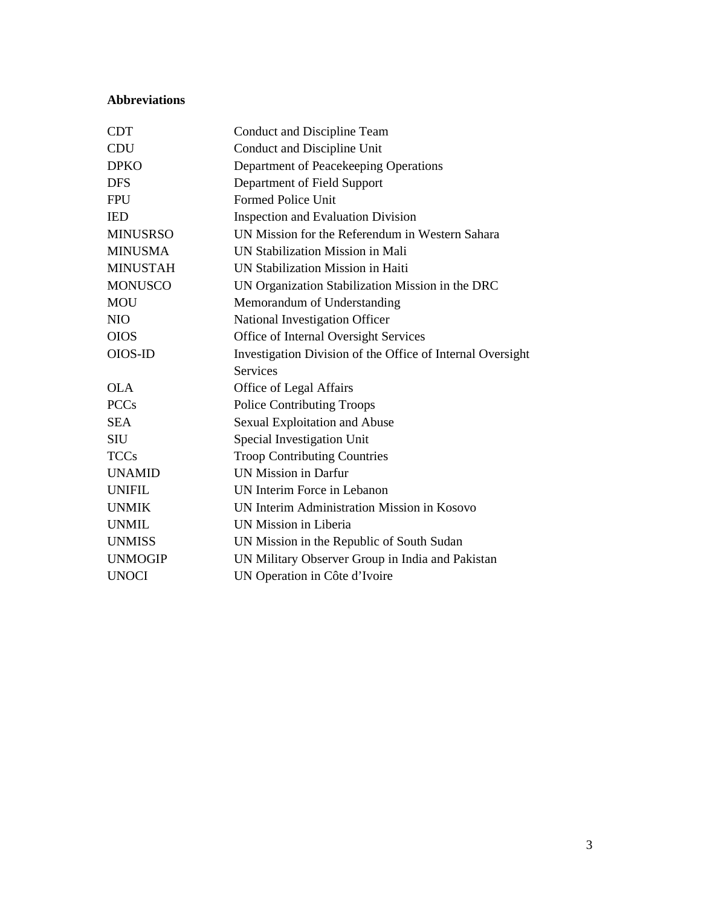**Abbreviations**

| | |
|---|---|
| CDT | Conduct and Discipline Team |
| CDU | Conduct and Discipline Unit |
| DPKO | Department of Peacekeeping Operations |
| DFS | Department of Field Support |
| FPU | Formed Police Unit |
| IED | Inspection and Evaluation Division |
| MINUSRSO | UN Mission for the Referendum in Western Sahara |
| MINUSMA | UN Stabilization Mission in Mali |
| MINUSTAH | UN Stabilization Mission in Haiti |
| MONUSCO | UN Organization Stabilization Mission in the DRC |
| MOU | Memorandum of Understanding |
| NIO | National Investigation Officer |
| OIOS | Office of Internal Oversight Services |
| OIOS-ID | Investigation Division of the Office of Internal Oversight Services |
| OLA | Office of Legal Affairs |
| PCCs | Police Contributing Troops |
| SEA | Sexual Exploitation and Abuse |
| SIU | Special Investigation Unit |
| TCCs | Troop Contributing Countries |
| UNAMID | UN Mission in Darfur |
| UNIFIL | UN Interim Force in Lebanon |
| UNMIK | UN Interim Administration Mission in Kosovo |
| UNMIL | UN Mission in Liberia |
| UNMISS | UN Mission in the Republic of South Sudan |
| UNMOGIP | UN Military Observer Group in India and Pakistan |
| UNOCI | UN Operation in Côte d'Ivoire |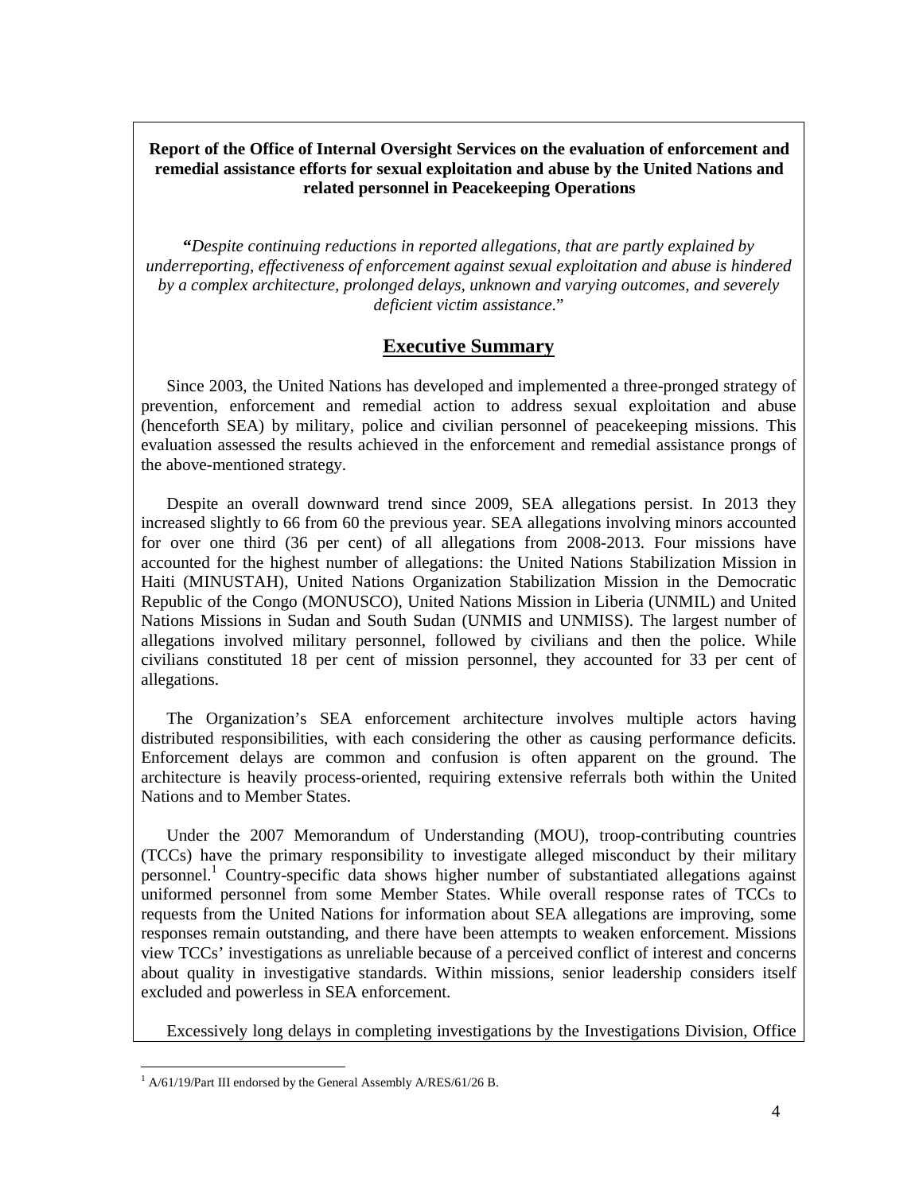**Report of the Office of Internal Oversight Services on the evaluation of enforcement and remedial assistance efforts for sexual exploitation and abuse by the United Nations and related personnel in Peacekeeping Operations**

*"Despite continuing reductions in reported allegations, that are partly explained by underreporting, effectiveness of enforcement against sexual exploitation and abuse is hindered by a complex architecture, prolonged delays, unknown and varying outcomes, and severely deficient victim assistance."*

## Executive Summary

Since 2003, the United Nations has developed and implemented a three-pronged strategy of prevention, enforcement and remedial action to address sexual exploitation and abuse (henceforth SEA) by military, police and civilian personnel of peacekeeping missions. This evaluation assessed the results achieved in the enforcement and remedial assistance prongs of the above-mentioned strategy.

Despite an overall downward trend since 2009, SEA allegations persist. In 2013 they increased slightly to 66 from 60 the previous year. SEA allegations involving minors accounted for over one third (36 per cent) of all allegations from 2008-2013. Four missions have accounted for the highest number of allegations: the United Nations Stabilization Mission in Haiti (MINUSTAH), United Nations Organization Stabilization Mission in the Democratic Republic of the Congo (MONUSCO), United Nations Mission in Liberia (UNMIL) and United Nations Missions in Sudan and South Sudan (UNMIS and UNMISS). The largest number of allegations involved military personnel, followed by civilians and then the police. While civilians constituted 18 per cent of mission personnel, they accounted for 33 per cent of allegations.

The Organization's SEA enforcement architecture involves multiple actors having distributed responsibilities, with each considering the other as causing performance deficits. Enforcement delays are common and confusion is often apparent on the ground. The architecture is heavily process-oriented, requiring extensive referrals both within the United Nations and to Member States.

Under the 2007 Memorandum of Understanding (MOU), troop-contributing countries (TCCs) have the primary responsibility to investigate alleged misconduct by their military personnel.[1] Country-specific data shows higher number of substantiated allegations against uniformed personnel from some Member States. While overall response rates of TCCs to requests from the United Nations for information about SEA allegations are improving, some responses remain outstanding, and there have been attempts to weaken enforcement. Missions view TCCs' investigations as unreliable because of a perceived conflict of interest and concerns about quality in investigative standards. Within missions, senior leadership considers itself excluded and powerless in SEA enforcement.

Excessively long delays in completing investigations by the Investigations Division, Office

[1] A/61/19/Part III endorsed by the General Assembly A/RES/61/26 B.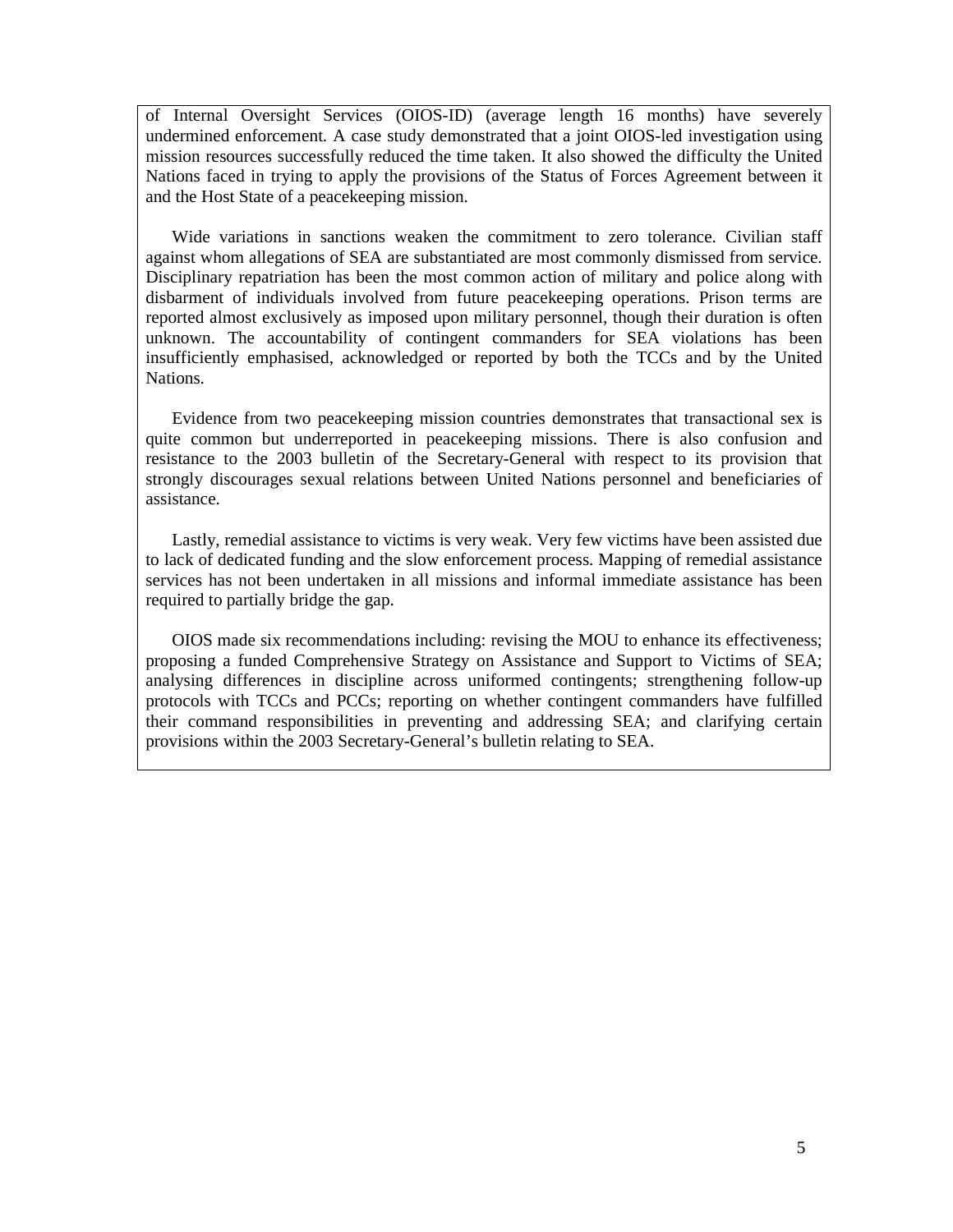of Internal Oversight Services (OIOS-ID) (average length 16 months) have severely undermined enforcement. A case study demonstrated that a joint OIOS-led investigation using mission resources successfully reduced the time taken. It also showed the difficulty the United Nations faced in trying to apply the provisions of the Status of Forces Agreement between it and the Host State of a peacekeeping mission.

Wide variations in sanctions weaken the commitment to zero tolerance. Civilian staff against whom allegations of SEA are substantiated are most commonly dismissed from service. Disciplinary repatriation has been the most common action of military and police along with disbarment of individuals involved from future peacekeeping operations. Prison terms are reported almost exclusively as imposed upon military personnel, though their duration is often unknown. The accountability of contingent commanders for SEA violations has been insufficiently emphasised, acknowledged or reported by both the TCCs and by the United Nations.

Evidence from two peacekeeping mission countries demonstrates that transactional sex is quite common but underreported in peacekeeping missions. There is also confusion and resistance to the 2003 bulletin of the Secretary-General with respect to its provision that strongly discourages sexual relations between United Nations personnel and beneficiaries of assistance.

Lastly, remedial assistance to victims is very weak. Very few victims have been assisted due to lack of dedicated funding and the slow enforcement process. Mapping of remedial assistance services has not been undertaken in all missions and informal immediate assistance has been required to partially bridge the gap.

OIOS made six recommendations including: revising the MOU to enhance its effectiveness; proposing a funded Comprehensive Strategy on Assistance and Support to Victims of SEA; analysing differences in discipline across uniformed contingents; strengthening follow-up protocols with TCCs and PCCs; reporting on whether contingent commanders have fulfilled their command responsibilities in preventing and addressing SEA; and clarifying certain provisions within the 2003 Secretary-General's bulletin relating to SEA.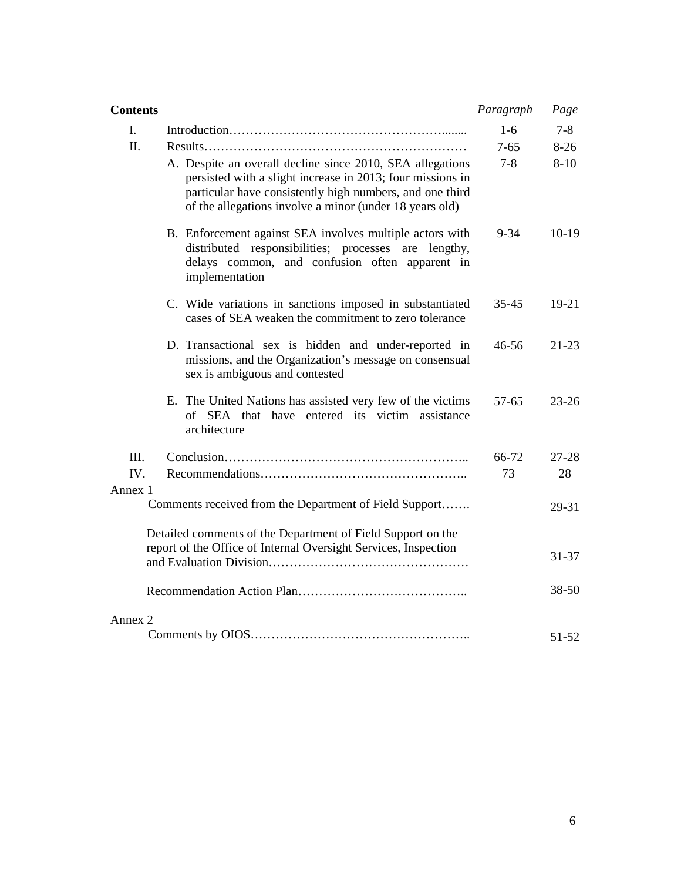| **Contents** | | *Paragraph* | *Page* |
|---|---|---|---|
| I. | Introduction | 1-6 | 7-8 |
| II. | Results | 7-65 | 8-26 |
| | A. Despite an overall decline since 2010, SEA allegations persisted with a slight increase in 2013; four missions in particular have consistently high numbers, and one third of the allegations involve a minor (under 18 years old) | 7-8 | 8-10 |
| | B. Enforcement against SEA involves multiple actors with distributed responsibilities; processes are lengthy, delays common, and confusion often apparent in implementation | 9-34 | 10-19 |
| | C. Wide variations in sanctions imposed in substantiated cases of SEA weaken the commitment to zero tolerance | 35-45 | 19-21 |
| | D. Transactional sex is hidden and under-reported in missions, and the Organization's message on consensual sex is ambiguous and contested | 46-56 | 21-23 |
| | E. The United Nations has assisted very few of the victims of SEA that have entered its victim assistance architecture | 57-65 | 23-26 |
| III. | Conclusion | 66-72 | 27-28 |
| IV. | Recommendations | 73 | 28 |
| Annex 1 | | | |
| | Comments received from the Department of Field Support | | 29-31 |
| | Detailed comments of the Department of Field Support on the report of the Office of Internal Oversight Services, Inspection and Evaluation Division | | 31-37 |
| | Recommendation Action Plan | | 38-50 |
| Annex 2 | | | |
| | Comments by OIOS | | 51-52 |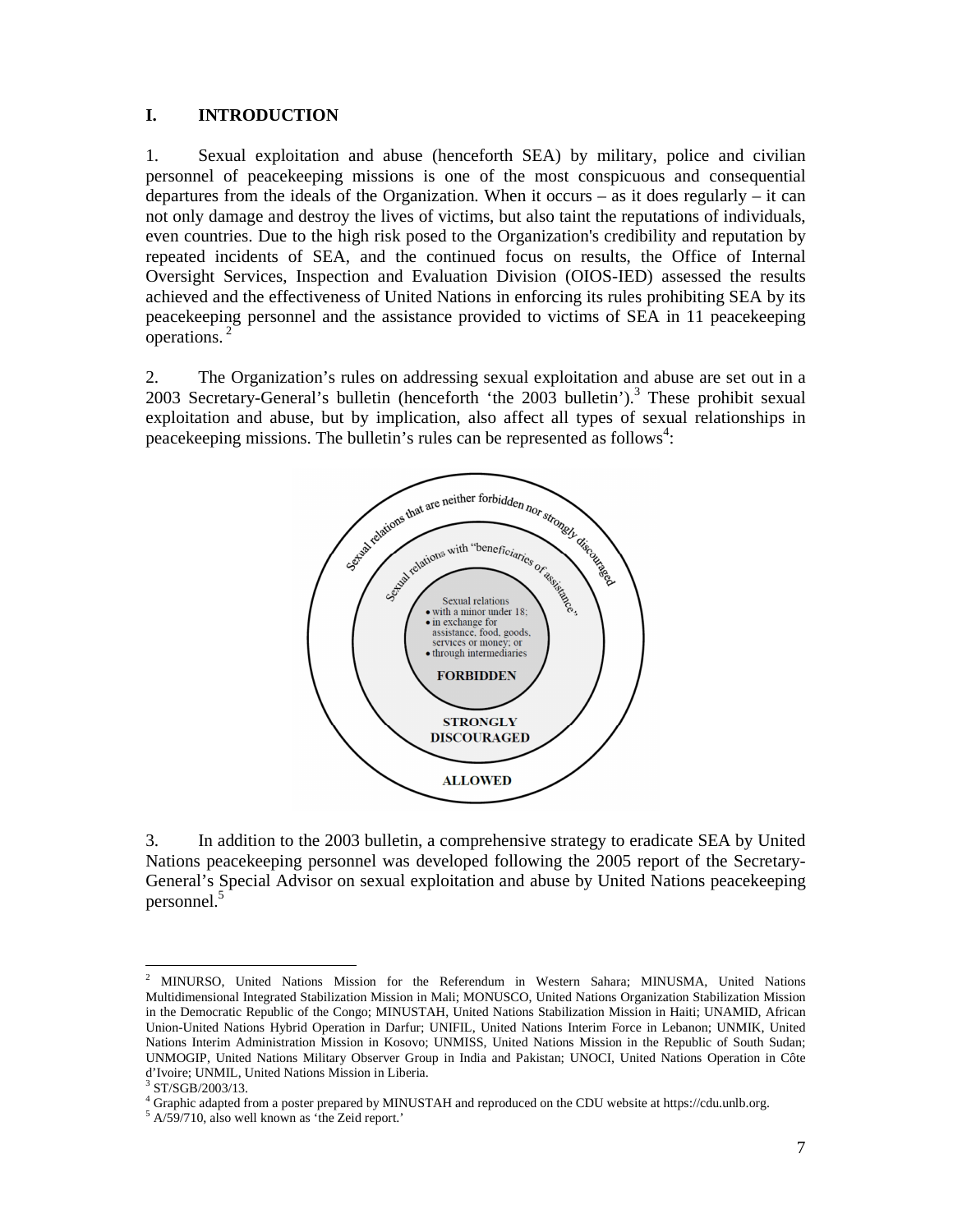## I. INTRODUCTION

1. Sexual exploitation and abuse (henceforth SEA) by military, police and civilian personnel of peacekeeping missions is one of the most conspicuous and consequential departures from the ideals of the Organization. When it occurs – as it does regularly – it can not only damage and destroy the lives of victims, but also taint the reputations of individuals, even countries. Due to the high risk posed to the Organization's credibility and reputation by repeated incidents of SEA, and the continued focus on results, the Office of Internal Oversight Services, Inspection and Evaluation Division (OIOS-IED) assessed the results achieved and the effectiveness of United Nations in enforcing its rules prohibiting SEA by its peacekeeping personnel and the assistance provided to victims of SEA in 11 peacekeeping operations.[2]

2. The Organization's rules on addressing sexual exploitation and abuse are set out in a 2003 Secretary-General's bulletin (henceforth 'the 2003 bulletin').[3] These prohibit sexual exploitation and abuse, but by implication, also affect all types of sexual relationships in peacekeeping missions. The bulletin's rules can be represented as follows[4]:

Sexual relations that are neither forbidden nor strongly discouraged — **ALLOWED**

Sexual relations with "beneficiaries of assistance" — **STRONGLY DISCOURAGED**

Sexual relations
- with a minor under 18;
- in exchange for assistance, food, goods, services or money; or
- through intermediaries

**FORBIDDEN**

3. In addition to the 2003 bulletin, a comprehensive strategy to eradicate SEA by United Nations peacekeeping personnel was developed following the 2005 report of the Secretary-General's Special Advisor on sexual exploitation and abuse by United Nations peacekeeping personnel.[5]

---

[2] MINURSO, United Nations Mission for the Referendum in Western Sahara; MINUSMA, United Nations Multidimensional Integrated Stabilization Mission in Mali; MONUSCO, United Nations Organization Stabilization Mission in the Democratic Republic of the Congo; MINUSTAH, United Nations Stabilization Mission in Haiti; UNAMID, African Union-United Nations Hybrid Operation in Darfur; UNIFIL, United Nations Interim Force in Lebanon; UNMIK, United Nations Interim Administration Mission in Kosovo; UNMISS, United Nations Mission in the Republic of South Sudan; UNMOGIP, United Nations Military Observer Group in India and Pakistan; UNOCI, United Nations Operation in Côte d'Ivoire; UNMIL, United Nations Mission in Liberia.

[3] ST/SGB/2003/13.

[4] Graphic adapted from a poster prepared by MINUSTAH and reproduced on the CDU website at https://cdu.unlb.org.

[5] A/59/710, also well known as 'the Zeid report.'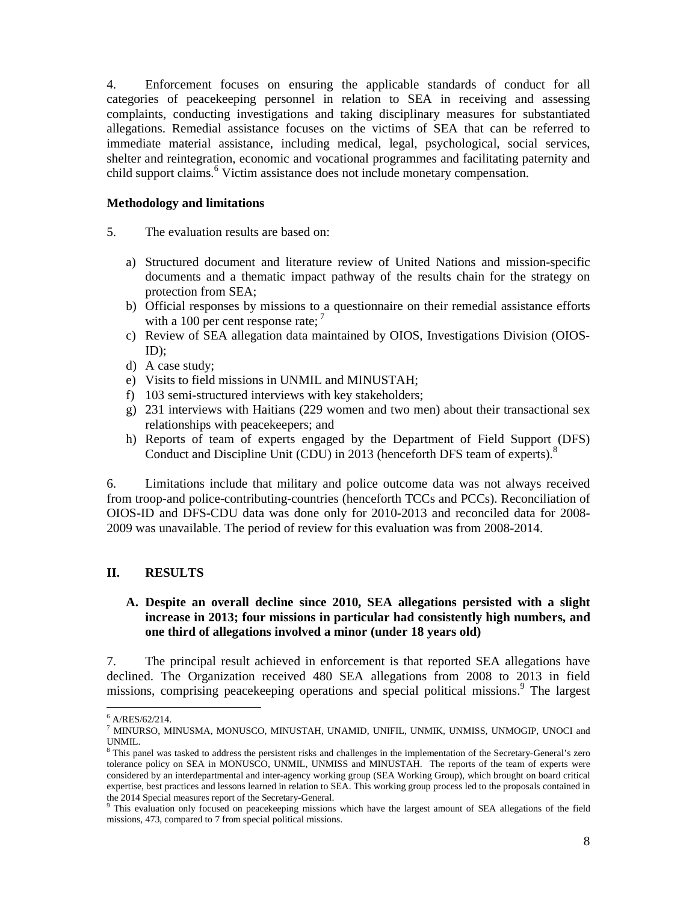4. Enforcement focuses on ensuring the applicable standards of conduct for all categories of peacekeeping personnel in relation to SEA in receiving and assessing complaints, conducting investigations and taking disciplinary measures for substantiated allegations. Remedial assistance focuses on the victims of SEA that can be referred to immediate material assistance, including medical, legal, psychological, social services, shelter and reintegration, economic and vocational programmes and facilitating paternity and child support claims.[6] Victim assistance does not include monetary compensation.

**Methodology and limitations**

5. The evaluation results are based on:

a) Structured document and literature review of United Nations and mission-specific documents and a thematic impact pathway of the results chain for the strategy on protection from SEA;
b) Official responses by missions to a questionnaire on their remedial assistance efforts with a 100 per cent response rate; [7]
c) Review of SEA allegation data maintained by OIOS, Investigations Division (OIOS-ID);
d) A case study;
e) Visits to field missions in UNMIL and MINUSTAH;
f) 103 semi-structured interviews with key stakeholders;
g) 231 interviews with Haitians (229 women and two men) about their transactional sex relationships with peacekeepers; and
h) Reports of team of experts engaged by the Department of Field Support (DFS) Conduct and Discipline Unit (CDU) in 2013 (henceforth DFS team of experts).[8]

6. Limitations include that military and police outcome data was not always received from troop-and police-contributing-countries (henceforth TCCs and PCCs). Reconciliation of OIOS-ID and DFS-CDU data was done only for 2010-2013 and reconciled data for 2008-2009 was unavailable. The period of review for this evaluation was from 2008-2014.

## II. RESULTS

### A. Despite an overall decline since 2010, SEA allegations persisted with a slight increase in 2013; four missions in particular had consistently high numbers, and one third of allegations involved a minor (under 18 years old)

7. The principal result achieved in enforcement is that reported SEA allegations have declined. The Organization received 480 SEA allegations from 2008 to 2013 in field missions, comprising peacekeeping operations and special political missions.[9] The largest

---

[6] A/RES/62/214.

[7] MINURSO, MINUSMA, MONUSCO, MINUSTAH, UNAMID, UNIFIL, UNMIK, UNMISS, UNMOGIP, UNOCI and UNMIL.

[8] This panel was tasked to address the persistent risks and challenges in the implementation of the Secretary-General's zero tolerance policy on SEA in MONUSCO, UNMIL, UNMISS and MINUSTAH. The reports of the team of experts were considered by an interdepartmental and inter-agency working group (SEA Working Group), which brought on board critical expertise, best practices and lessons learned in relation to SEA. This working group process led to the proposals contained in the 2014 Special measures report of the Secretary-General.

[9] This evaluation only focused on peacekeeping missions which have the largest amount of SEA allegations of the field missions, 473, compared to 7 from special political missions.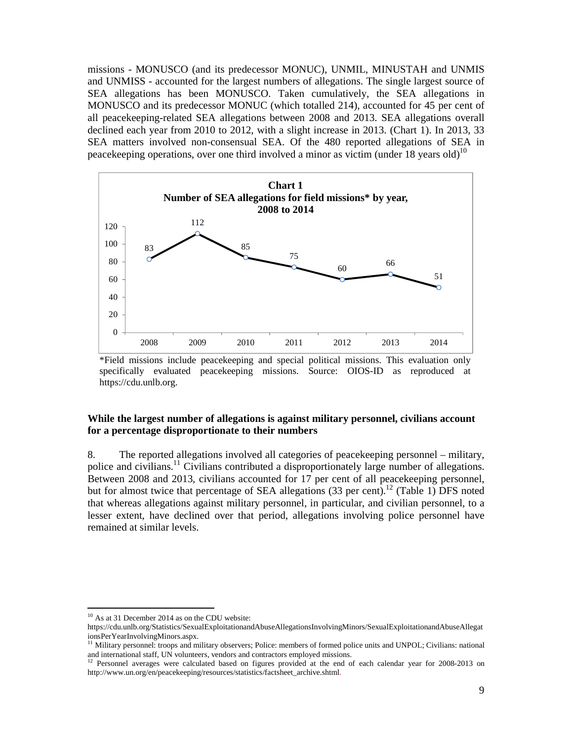missions - MONUSCO (and its predecessor MONUC), UNMIL, MINUSTAH and UNMIS and UNMISS - accounted for the largest numbers of allegations. The single largest source of SEA allegations has been MONUSCO. Taken cumulatively, the SEA allegations in MONUSCO and its predecessor MONUC (which totalled 214), accounted for 45 per cent of all peacekeeping-related SEA allegations between 2008 and 2013. SEA allegations overall declined each year from 2010 to 2012, with a slight increase in 2013. (Chart 1). In 2013, 33 SEA matters involved non-consensual SEA. Of the 480 reported allegations of SEA in peacekeeping operations, over one third involved a minor as victim (under 18 years old)[10]

**Chart 1**
**Number of SEA allegations for field missions\* by year, 2008 to 2014**

| Year | 2008 | 2009 | 2010 | 2011 | 2012 | 2013 | 2014 |
|---|---|---|---|---|---|---|---|
| Allegations | 83 | 112 | 85 | 75 | 60 | 66 | 51 |

\*Field missions include peacekeeping and special political missions. This evaluation only specifically evaluated peacekeeping missions. Source: OIOS-ID as reproduced at https://cdu.unlb.org.

**While the largest number of allegations is against military personnel, civilians account for a percentage disproportionate to their numbers**

8. The reported allegations involved all categories of peacekeeping personnel – military, police and civilians.[11] Civilians contributed a disproportionately large number of allegations. Between 2008 and 2013, civilians accounted for 17 per cent of all peacekeeping personnel, but for almost twice that percentage of SEA allegations (33 per cent).[12] (Table 1) DFS noted that whereas allegations against military personnel, in particular, and civilian personnel, to a lesser extent, have declined over that period, allegations involving police personnel have remained at similar levels.

---

[10] As at 31 December 2014 as on the CDU website: https://cdu.unlb.org/Statistics/SexualExploitationandAbuseAllegationsInvolvingMinors/SexualExploitationandAbuseAllegationsPerYearInvolvingMinors.aspx.

[11] Military personnel: troops and military observers; Police: members of formed police units and UNPOL; Civilians: national and international staff, UN volunteers, vendors and contractors employed missions.

[12] Personnel averages were calculated based on figures provided at the end of each calendar year for 2008-2013 on http://www.un.org/en/peacekeeping/resources/statistics/factsheet_archive.shtml.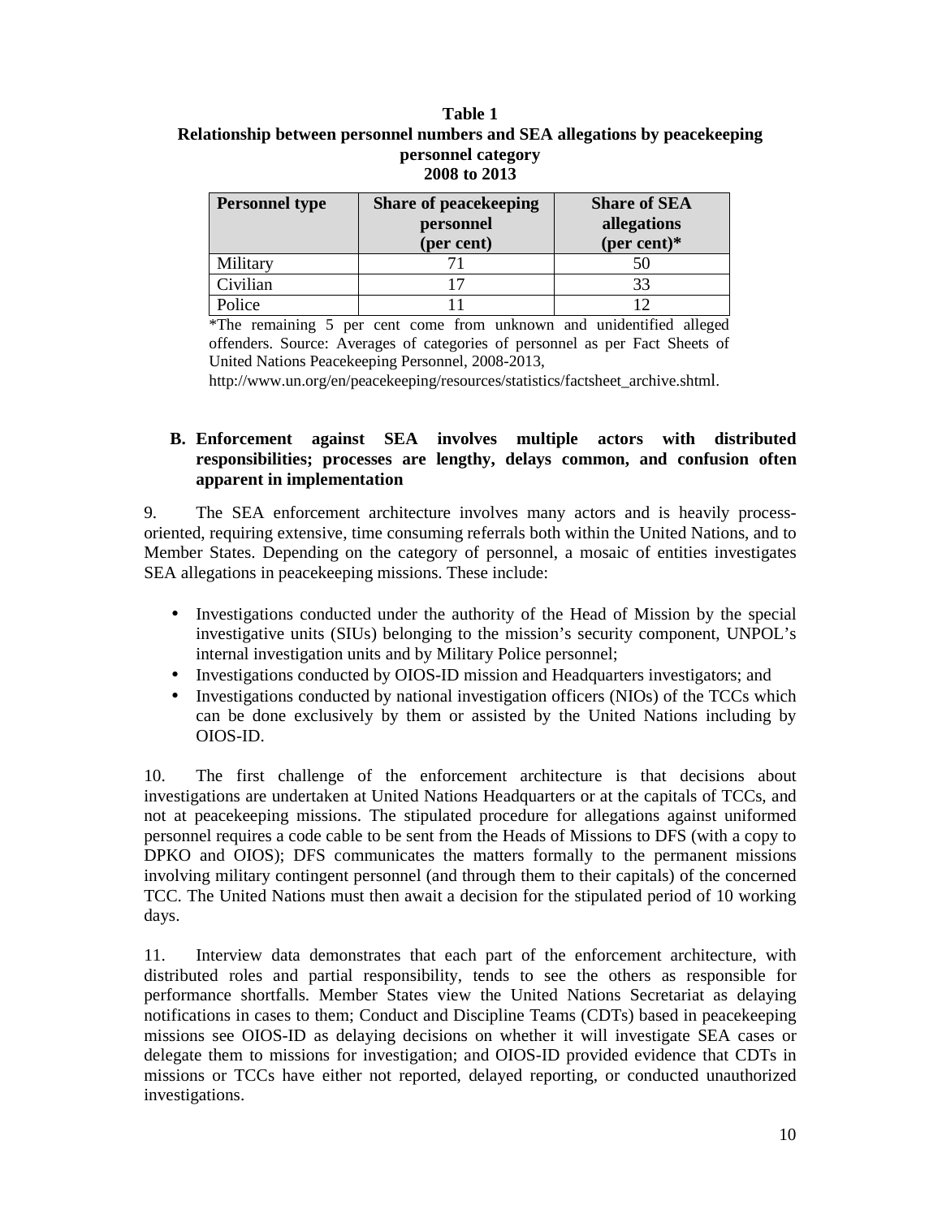**Table 1**
**Relationship between personnel numbers and SEA allegations by peacekeeping personnel category**
**2008 to 2013**

| Personnel type | Share of peacekeeping personnel (per cent) | Share of SEA allegations (per cent)* |
|---|---|---|
| Military | 71 | 50 |
| Civilian | 17 | 33 |
| Police | 11 | 12 |

*The remaining 5 per cent come from unknown and unidentified alleged offenders. Source: Averages of categories of personnel as per Fact Sheets of United Nations Peacekeeping Personnel, 2008-2013, http://www.un.org/en/peacekeeping/resources/statistics/factsheet_archive.shtml.

### B. Enforcement against SEA involves multiple actors with distributed responsibilities; processes are lengthy, delays common, and confusion often apparent in implementation

9. The SEA enforcement architecture involves many actors and is heavily process-oriented, requiring extensive, time consuming referrals both within the United Nations, and to Member States. Depending on the category of personnel, a mosaic of entities investigates SEA allegations in peacekeeping missions. These include:

- Investigations conducted under the authority of the Head of Mission by the special investigative units (SIUs) belonging to the mission's security component, UNPOL's internal investigation units and by Military Police personnel;
- Investigations conducted by OIOS-ID mission and Headquarters investigators; and
- Investigations conducted by national investigation officers (NIOs) of the TCCs which can be done exclusively by them or assisted by the United Nations including by OIOS-ID.

10. The first challenge of the enforcement architecture is that decisions about investigations are undertaken at United Nations Headquarters or at the capitals of TCCs, and not at peacekeeping missions. The stipulated procedure for allegations against uniformed personnel requires a code cable to be sent from the Heads of Missions to DFS (with a copy to DPKO and OIOS); DFS communicates the matters formally to the permanent missions involving military contingent personnel (and through them to their capitals) of the concerned TCC. The United Nations must then await a decision for the stipulated period of 10 working days.

11. Interview data demonstrates that each part of the enforcement architecture, with distributed roles and partial responsibility, tends to see the others as responsible for performance shortfalls. Member States view the United Nations Secretariat as delaying notifications in cases to them; Conduct and Discipline Teams (CDTs) based in peacekeeping missions see OIOS-ID as delaying decisions on whether it will investigate SEA cases or delegate them to missions for investigation; and OIOS-ID provided evidence that CDTs in missions or TCCs have either not reported, delayed reporting, or conducted unauthorized investigations.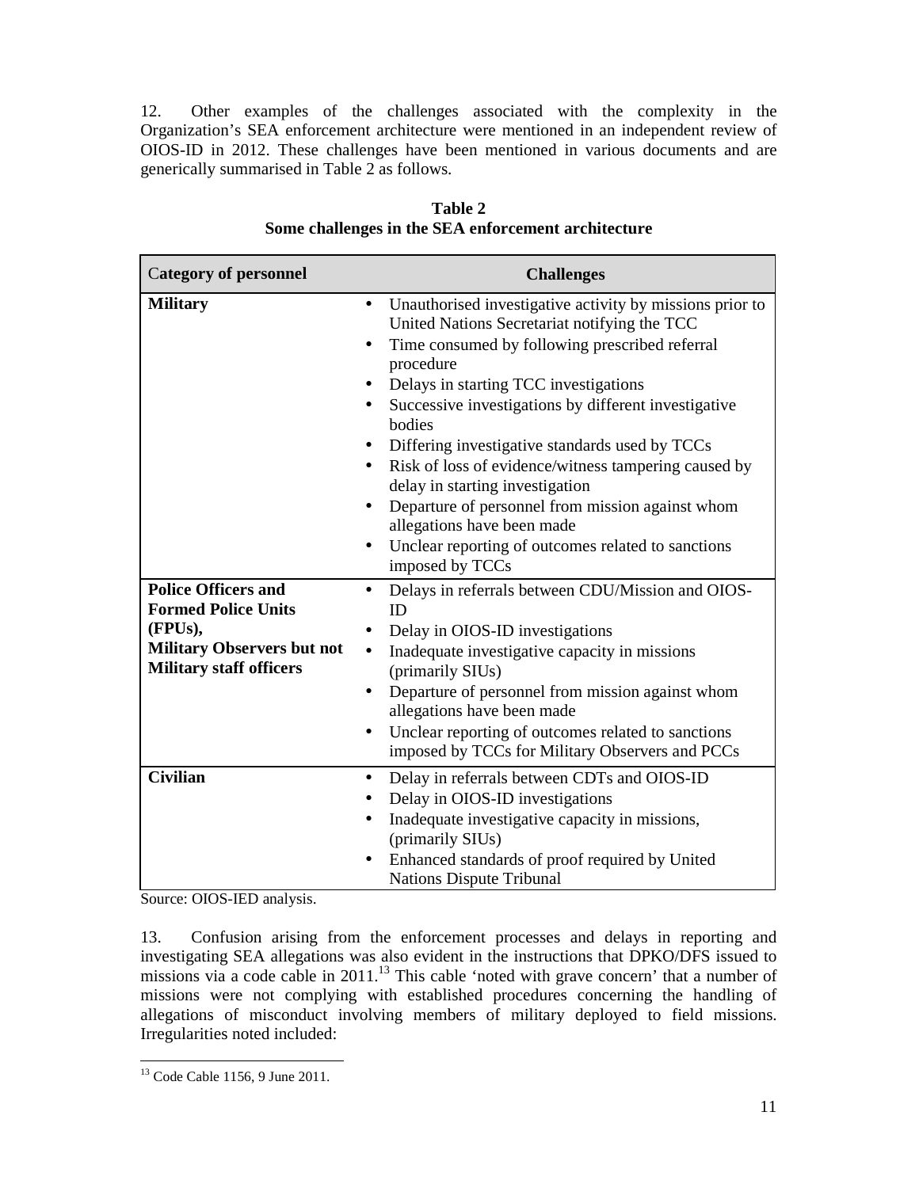12. Other examples of the challenges associated with the complexity in the Organization's SEA enforcement architecture were mentioned in an independent review of OIOS-ID in 2012. These challenges have been mentioned in various documents and are generically summarised in Table 2 as follows.

**Table 2**
**Some challenges in the SEA enforcement architecture**

| Category of personnel | Challenges |
|---|---|
| **Military** | • Unauthorised investigative activity by missions prior to United Nations Secretariat notifying the TCC<br>• Time consumed by following prescribed referral procedure<br>• Delays in starting TCC investigations<br>• Successive investigations by different investigative bodies<br>• Differing investigative standards used by TCCs<br>• Risk of loss of evidence/witness tampering caused by delay in starting investigation<br>• Departure of personnel from mission against whom allegations have been made<br>• Unclear reporting of outcomes related to sanctions imposed by TCCs |
| **Police Officers and Formed Police Units (FPUs), Military Observers but not Military staff officers** | • Delays in referrals between CDU/Mission and OIOS-ID<br>• Delay in OIOS-ID investigations<br>• Inadequate investigative capacity in missions (primarily SIUs)<br>• Departure of personnel from mission against whom allegations have been made<br>• Unclear reporting of outcomes related to sanctions imposed by TCCs for Military Observers and PCCs |
| **Civilian** | • Delay in referrals between CDTs and OIOS-ID<br>• Delay in OIOS-ID investigations<br>• Inadequate investigative capacity in missions, (primarily SIUs)<br>• Enhanced standards of proof required by United Nations Dispute Tribunal |

Source: OIOS-IED analysis.

13. Confusion arising from the enforcement processes and delays in reporting and investigating SEA allegations was also evident in the instructions that DPKO/DFS issued to missions via a code cable in 2011.[13] This cable 'noted with grave concern' that a number of missions were not complying with established procedures concerning the handling of allegations of misconduct involving members of military deployed to field missions. Irregularities noted included:

[13] Code Cable 1156, 9 June 2011.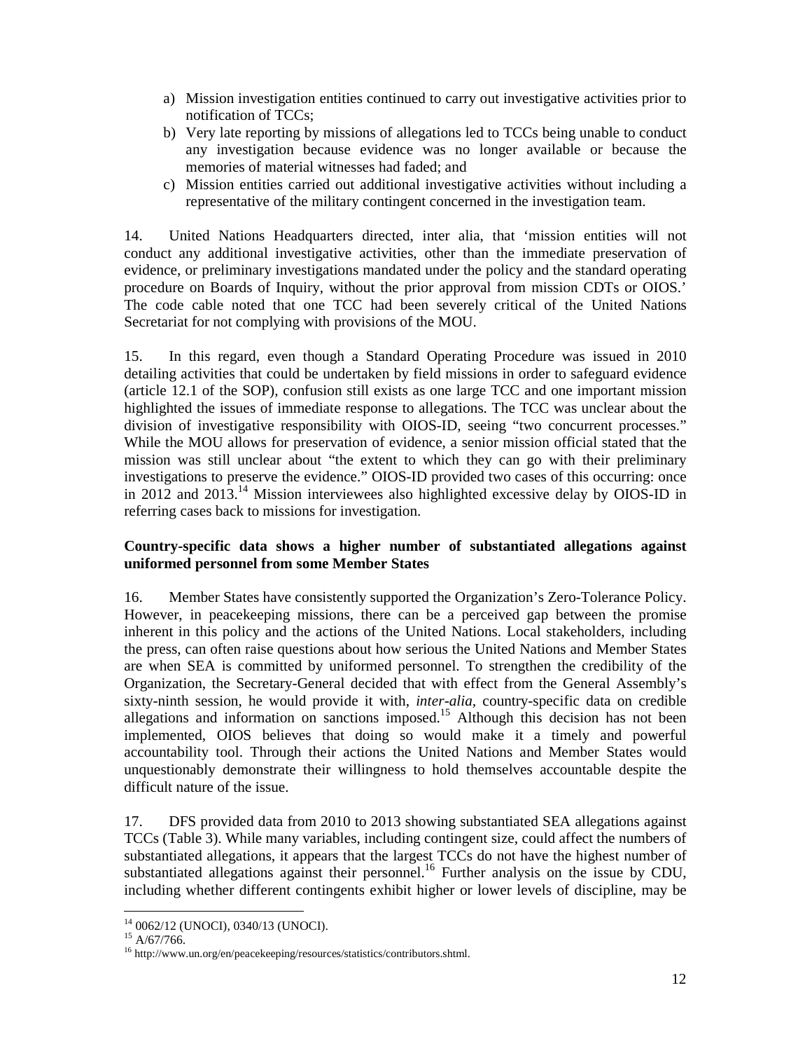a) Mission investigation entities continued to carry out investigative activities prior to notification of TCCs;
b) Very late reporting by missions of allegations led to TCCs being unable to conduct any investigation because evidence was no longer available or because the memories of material witnesses had faded; and
c) Mission entities carried out additional investigative activities without including a representative of the military contingent concerned in the investigation team.

14. United Nations Headquarters directed, inter alia, that 'mission entities will not conduct any additional investigative activities, other than the immediate preservation of evidence, or preliminary investigations mandated under the policy and the standard operating procedure on Boards of Inquiry, without the prior approval from mission CDTs or OIOS.' The code cable noted that one TCC had been severely critical of the United Nations Secretariat for not complying with provisions of the MOU.

15. In this regard, even though a Standard Operating Procedure was issued in 2010 detailing activities that could be undertaken by field missions in order to safeguard evidence (article 12.1 of the SOP), confusion still exists as one large TCC and one important mission highlighted the issues of immediate response to allegations. The TCC was unclear about the division of investigative responsibility with OIOS-ID, seeing "two concurrent processes." While the MOU allows for preservation of evidence, a senior mission official stated that the mission was still unclear about "the extent to which they can go with their preliminary investigations to preserve the evidence." OIOS-ID provided two cases of this occurring: once in 2012 and 2013.[14] Mission interviewees also highlighted excessive delay by OIOS-ID in referring cases back to missions for investigation.

**Country-specific data shows a higher number of substantiated allegations against uniformed personnel from some Member States**

16. Member States have consistently supported the Organization's Zero-Tolerance Policy. However, in peacekeeping missions, there can be a perceived gap between the promise inherent in this policy and the actions of the United Nations. Local stakeholders, including the press, can often raise questions about how serious the United Nations and Member States are when SEA is committed by uniformed personnel. To strengthen the credibility of the Organization, the Secretary-General decided that with effect from the General Assembly's sixty-ninth session, he would provide it with, *inter-alia*, country-specific data on credible allegations and information on sanctions imposed.[15] Although this decision has not been implemented, OIOS believes that doing so would make it a timely and powerful accountability tool. Through their actions the United Nations and Member States would unquestionably demonstrate their willingness to hold themselves accountable despite the difficult nature of the issue.

17. DFS provided data from 2010 to 2013 showing substantiated SEA allegations against TCCs (Table 3). While many variables, including contingent size, could affect the numbers of substantiated allegations, it appears that the largest TCCs do not have the highest number of substantiated allegations against their personnel.[16] Further analysis on the issue by CDU, including whether different contingents exhibit higher or lower levels of discipline, may be

[14] 0062/12 (UNOCI), 0340/13 (UNOCI).
[15] A/67/766.
[16] http://www.un.org/en/peacekeeping/resources/statistics/contributors.shtml.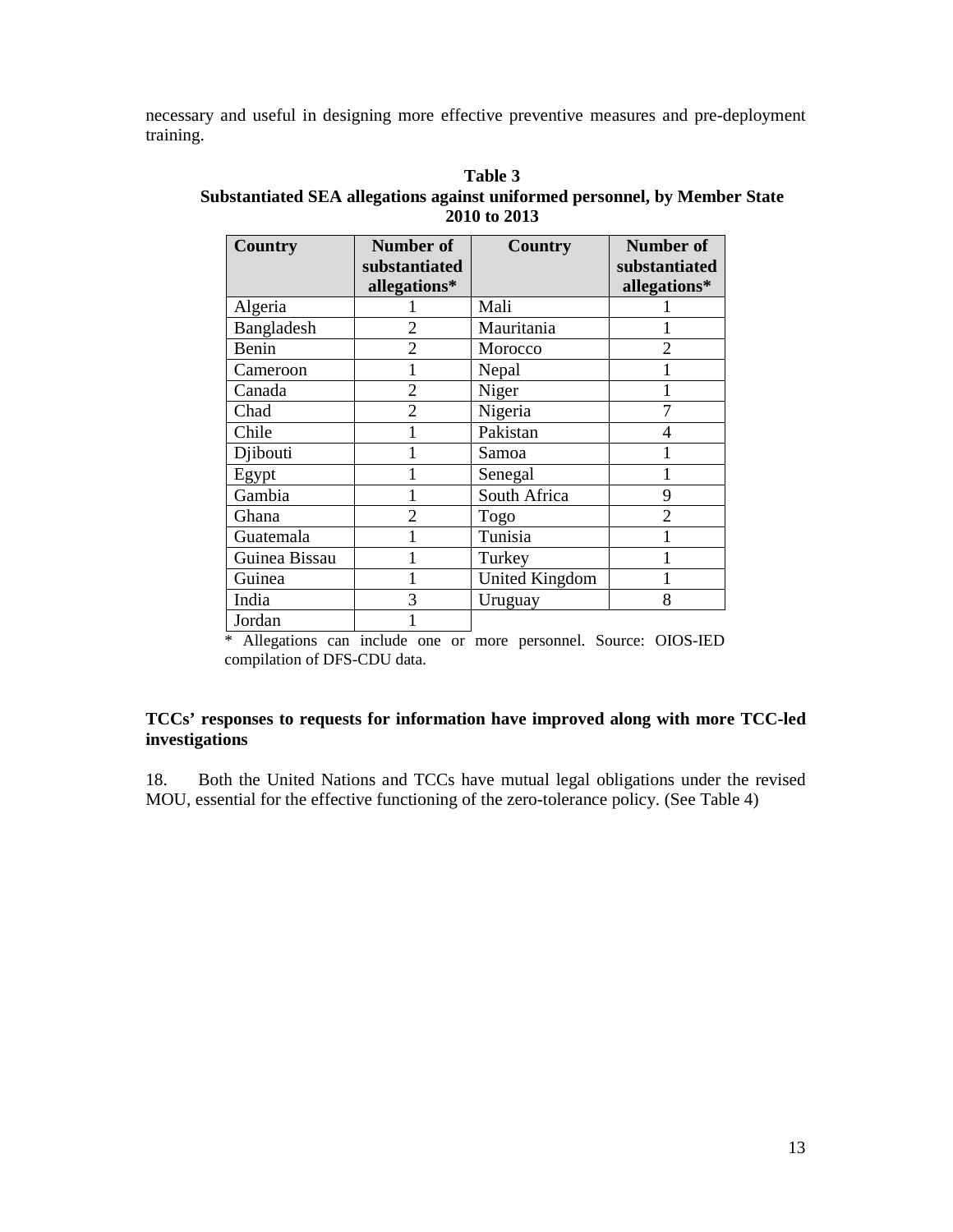necessary and useful in designing more effective preventive measures and pre-deployment training.

**Table 3**
**Substantiated SEA allegations against uniformed personnel, by Member State 2010 to 2013**

| Country | Number of substantiated allegations* | Country | Number of substantiated allegations* |
|---|---|---|---|
| Algeria | 1 | Mali | 1 |
| Bangladesh | 2 | Mauritania | 1 |
| Benin | 2 | Morocco | 2 |
| Cameroon | 1 | Nepal | 1 |
| Canada | 2 | Niger | 1 |
| Chad | 2 | Nigeria | 7 |
| Chile | 1 | Pakistan | 4 |
| Djibouti | 1 | Samoa | 1 |
| Egypt | 1 | Senegal | 1 |
| Gambia | 1 | South Africa | 9 |
| Ghana | 2 | Togo | 2 |
| Guatemala | 1 | Tunisia | 1 |
| Guinea Bissau | 1 | Turkey | 1 |
| Guinea | 1 | United Kingdom | 1 |
| India | 3 | Uruguay | 8 |
| Jordan | 1 | | |

\* Allegations can include one or more personnel. Source: OIOS-IED compilation of DFS-CDU data.

**TCCs' responses to requests for information have improved along with more TCC-led investigations**

18. Both the United Nations and TCCs have mutual legal obligations under the revised MOU, essential for the effective functioning of the zero-tolerance policy. (See Table 4)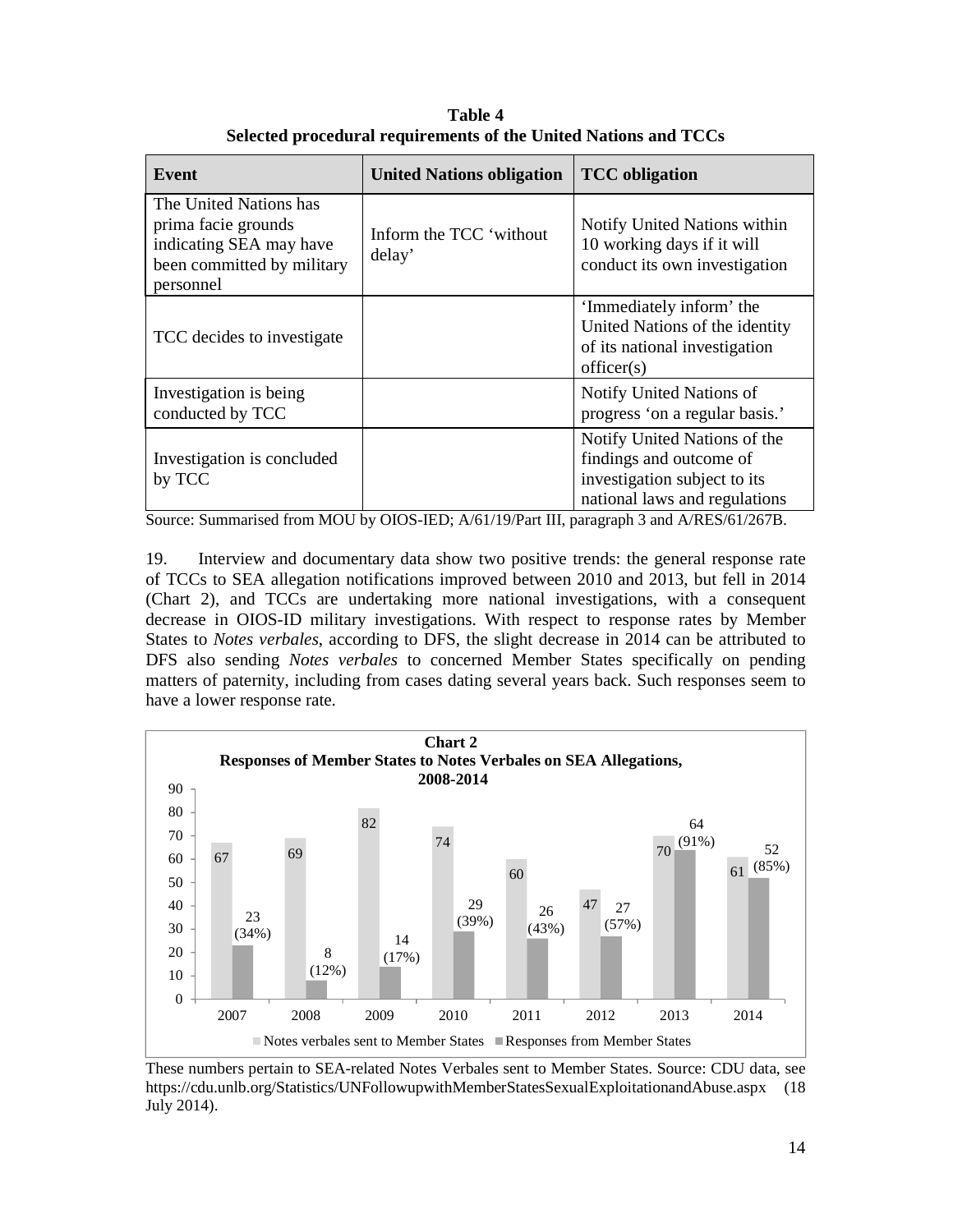**Table 4**
**Selected procedural requirements of the United Nations and TCCs**

| Event | United Nations obligation | TCC obligation |
|---|---|---|
| The United Nations has prima facie grounds indicating SEA may have been committed by military personnel | Inform the TCC 'without delay' | Notify United Nations within 10 working days if it will conduct its own investigation |
| TCC decides to investigate | | 'Immediately inform' the United Nations of the identity of its national investigation officer(s) |
| Investigation is being conducted by TCC | | Notify United Nations of progress 'on a regular basis.' |
| Investigation is concluded by TCC | | Notify United Nations of the findings and outcome of investigation subject to its national laws and regulations |

Source: Summarised from MOU by OIOS-IED; A/61/19/Part III, paragraph 3 and A/RES/61/267B.

19. Interview and documentary data show two positive trends: the general response rate of TCCs to SEA allegation notifications improved between 2010 and 2013, but fell in 2014 (Chart 2), and TCCs are undertaking more national investigations, with a consequent decrease in OIOS-ID military investigations. With respect to response rates by Member States to *Notes verbales*, according to DFS, the slight decrease in 2014 can be attributed to DFS also sending *Notes verbales* to concerned Member States specifically on pending matters of paternity, including from cases dating several years back. Such responses seem to have a lower response rate.

**Chart 2**
**Responses of Member States to Notes Verbales on SEA Allegations, 2008-2014**

| Year | Notes verbales sent to Member States | Responses from Member States |
|---|---|---|
| 2007 | 67 | 23 (34%) |
| 2008 | 69 | 8 (12%) |
| 2009 | 82 | 14 (17%) |
| 2010 | 74 | 29 (39%) |
| 2011 | 60 | 26 (43%) |
| 2012 | 47 | 27 (57%) |
| 2013 | 70 | 64 (91%) |
| 2014 | 61 | 52 (85%) |

These numbers pertain to SEA-related Notes Verbales sent to Member States. Source: CDU data, see https://cdu.unlb.org/Statistics/UNFollowupwithMemberStatesSexualExploitationandAbuse.aspx (18 July 2014).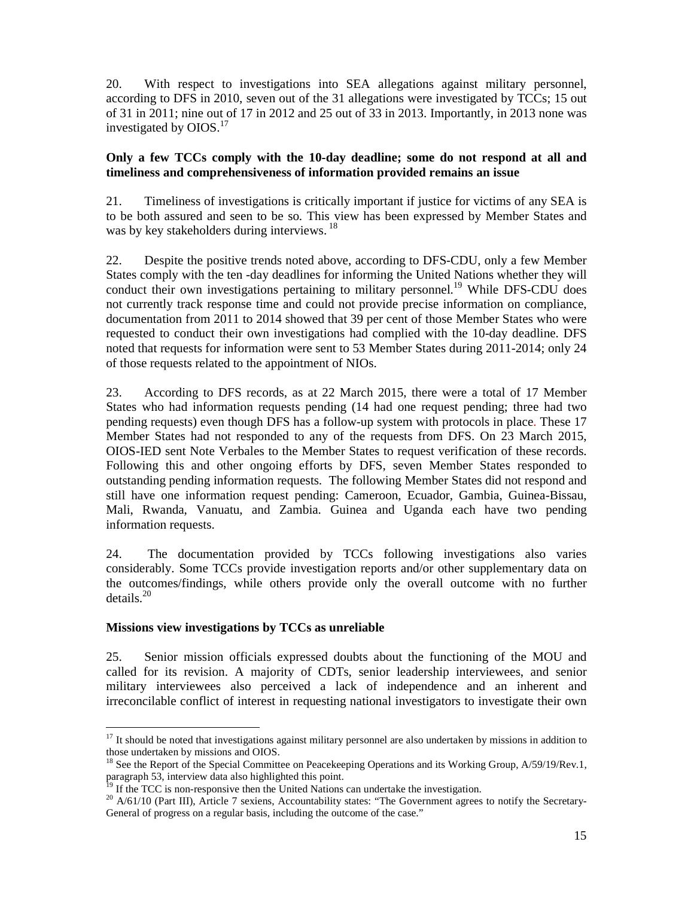20. With respect to investigations into SEA allegations against military personnel, according to DFS in 2010, seven out of the 31 allegations were investigated by TCCs; 15 out of 31 in 2011; nine out of 17 in 2012 and 25 out of 33 in 2013. Importantly, in 2013 none was investigated by OIOS.[17]

**Only a few TCCs comply with the 10-day deadline; some do not respond at all and timeliness and comprehensiveness of information provided remains an issue**

21. Timeliness of investigations is critically important if justice for victims of any SEA is to be both assured and seen to be so. This view has been expressed by Member States and was by key stakeholders during interviews. [18]

22. Despite the positive trends noted above, according to DFS-CDU, only a few Member States comply with the ten -day deadlines for informing the United Nations whether they will conduct their own investigations pertaining to military personnel.[19] While DFS-CDU does not currently track response time and could not provide precise information on compliance, documentation from 2011 to 2014 showed that 39 per cent of those Member States who were requested to conduct their own investigations had complied with the 10-day deadline. DFS noted that requests for information were sent to 53 Member States during 2011-2014; only 24 of those requests related to the appointment of NIOs.

23. According to DFS records, as at 22 March 2015, there were a total of 17 Member States who had information requests pending (14 had one request pending; three had two pending requests) even though DFS has a follow-up system with protocols in place. These 17 Member States had not responded to any of the requests from DFS. On 23 March 2015, OIOS-IED sent Note Verbales to the Member States to request verification of these records. Following this and other ongoing efforts by DFS, seven Member States responded to outstanding pending information requests. The following Member States did not respond and still have one information request pending: Cameroon, Ecuador, Gambia, Guinea-Bissau, Mali, Rwanda, Vanuatu, and Zambia. Guinea and Uganda each have two pending information requests.

24. The documentation provided by TCCs following investigations also varies considerably. Some TCCs provide investigation reports and/or other supplementary data on the outcomes/findings, while others provide only the overall outcome with no further details.[20]

**Missions view investigations by TCCs as unreliable**

25. Senior mission officials expressed doubts about the functioning of the MOU and called for its revision. A majority of CDTs, senior leadership interviewees, and senior military interviewees also perceived a lack of independence and an inherent and irreconcilable conflict of interest in requesting national investigators to investigate their own

---

[17] It should be noted that investigations against military personnel are also undertaken by missions in addition to those undertaken by missions and OIOS.

[18] See the Report of the Special Committee on Peacekeeping Operations and its Working Group, A/59/19/Rev.1, paragraph 53, interview data also highlighted this point.

[19] If the TCC is non-responsive then the United Nations can undertake the investigation.

[20] A/61/10 (Part III), Article 7 sexiens, Accountability states: "The Government agrees to notify the Secretary-General of progress on a regular basis, including the outcome of the case."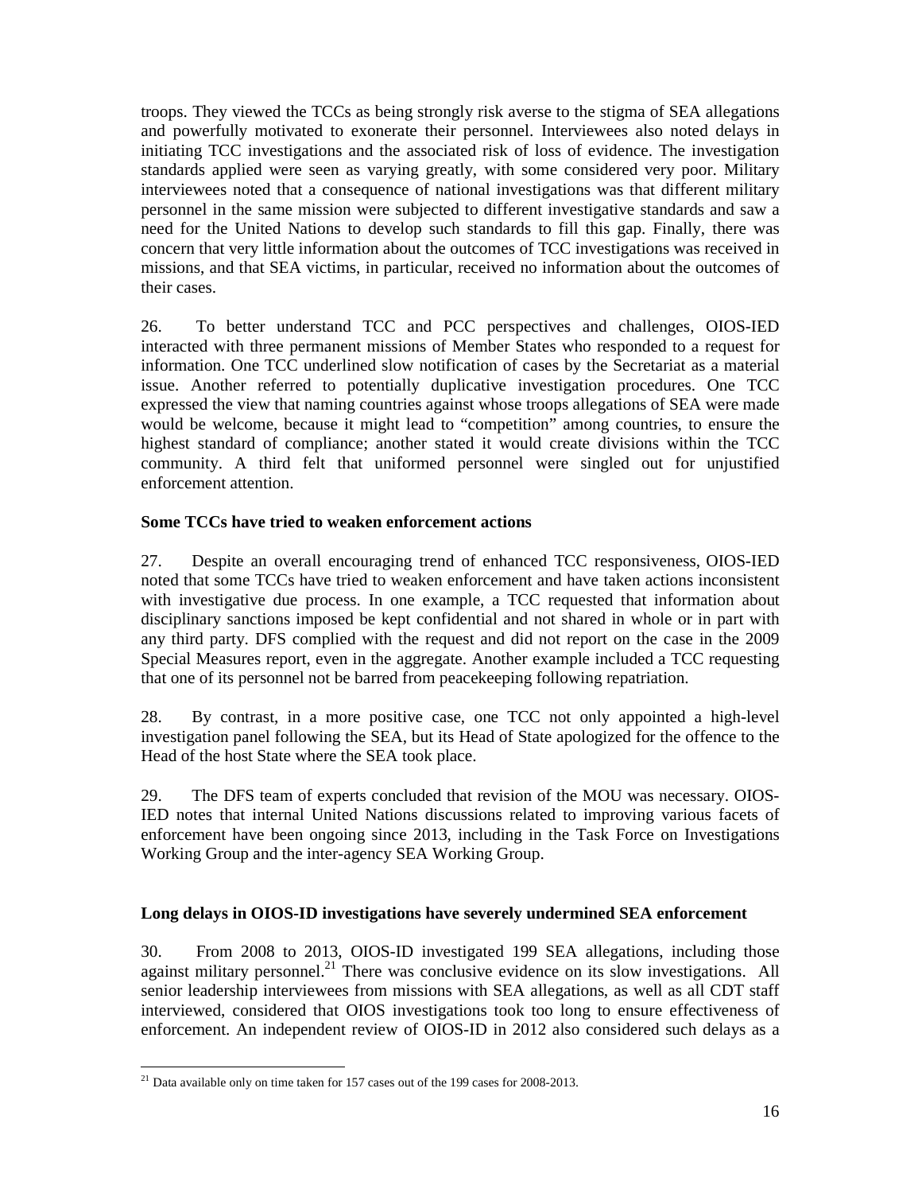troops. They viewed the TCCs as being strongly risk averse to the stigma of SEA allegations and powerfully motivated to exonerate their personnel. Interviewees also noted delays in initiating TCC investigations and the associated risk of loss of evidence. The investigation standards applied were seen as varying greatly, with some considered very poor. Military interviewees noted that a consequence of national investigations was that different military personnel in the same mission were subjected to different investigative standards and saw a need for the United Nations to develop such standards to fill this gap. Finally, there was concern that very little information about the outcomes of TCC investigations was received in missions, and that SEA victims, in particular, received no information about the outcomes of their cases.

26. To better understand TCC and PCC perspectives and challenges, OIOS-IED interacted with three permanent missions of Member States who responded to a request for information. One TCC underlined slow notification of cases by the Secretariat as a material issue. Another referred to potentially duplicative investigation procedures. One TCC expressed the view that naming countries against whose troops allegations of SEA were made would be welcome, because it might lead to "competition" among countries, to ensure the highest standard of compliance; another stated it would create divisions within the TCC community. A third felt that uniformed personnel were singled out for unjustified enforcement attention.

**Some TCCs have tried to weaken enforcement actions**

27. Despite an overall encouraging trend of enhanced TCC responsiveness, OIOS-IED noted that some TCCs have tried to weaken enforcement and have taken actions inconsistent with investigative due process. In one example, a TCC requested that information about disciplinary sanctions imposed be kept confidential and not shared in whole or in part with any third party. DFS complied with the request and did not report on the case in the 2009 Special Measures report, even in the aggregate. Another example included a TCC requesting that one of its personnel not be barred from peacekeeping following repatriation.

28. By contrast, in a more positive case, one TCC not only appointed a high-level investigation panel following the SEA, but its Head of State apologized for the offence to the Head of the host State where the SEA took place.

29. The DFS team of experts concluded that revision of the MOU was necessary. OIOS-IED notes that internal United Nations discussions related to improving various facets of enforcement have been ongoing since 2013, including in the Task Force on Investigations Working Group and the inter-agency SEA Working Group.

**Long delays in OIOS-ID investigations have severely undermined SEA enforcement**

30. From 2008 to 2013, OIOS-ID investigated 199 SEA allegations, including those against military personnel.[21] There was conclusive evidence on its slow investigations. All senior leadership interviewees from missions with SEA allegations, as well as all CDT staff interviewed, considered that OIOS investigations took too long to ensure effectiveness of enforcement. An independent review of OIOS-ID in 2012 also considered such delays as a

[21] Data available only on time taken for 157 cases out of the 199 cases for 2008-2013.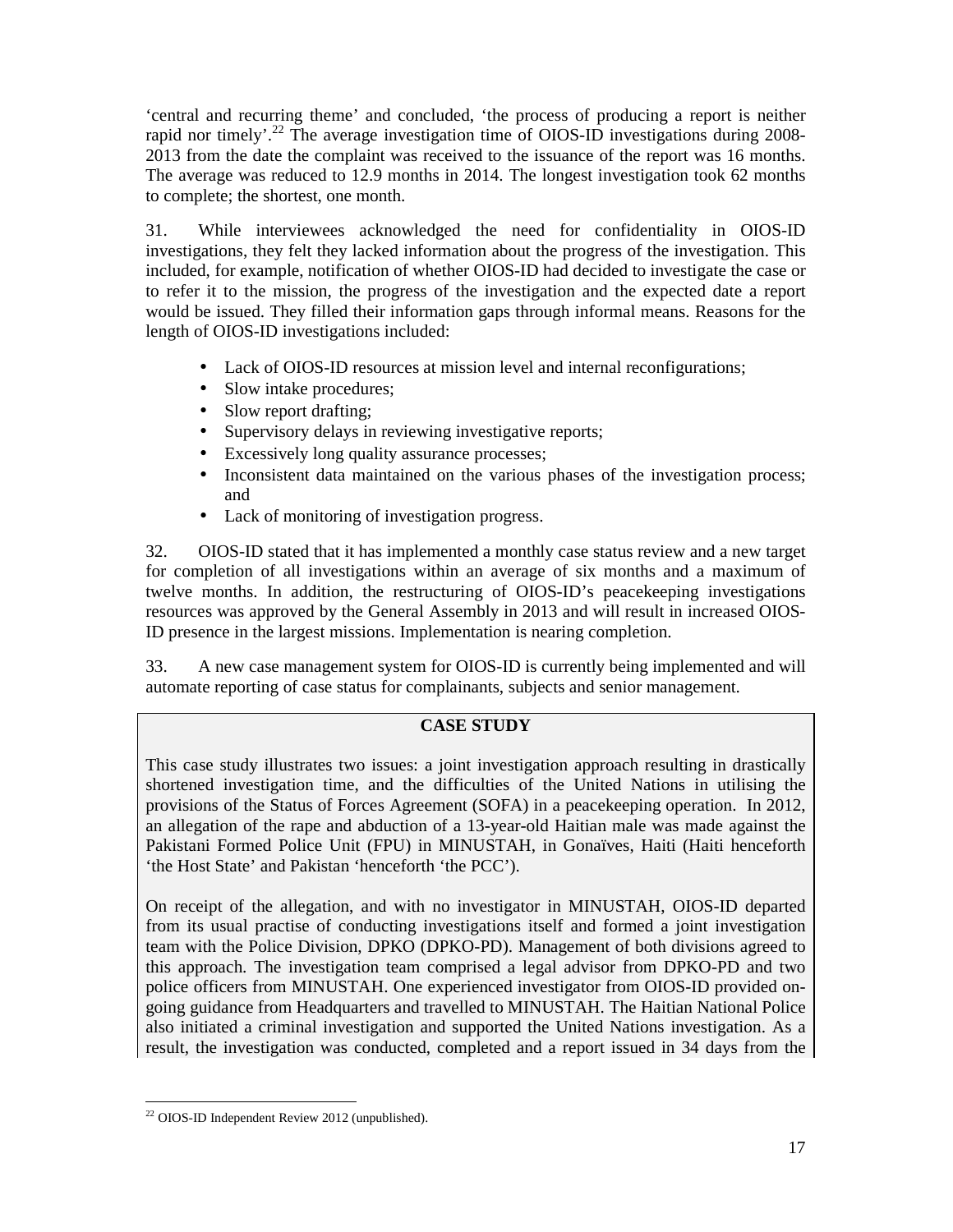‘central and recurring theme’ and concluded, ‘the process of producing a report is neither rapid nor timely’.[22] The average investigation time of OIOS-ID investigations during 2008-2013 from the date the complaint was received to the issuance of the report was 16 months. The average was reduced to 12.9 months in 2014. The longest investigation took 62 months to complete; the shortest, one month.

31. While interviewees acknowledged the need for confidentiality in OIOS-ID investigations, they felt they lacked information about the progress of the investigation. This included, for example, notification of whether OIOS-ID had decided to investigate the case or to refer it to the mission, the progress of the investigation and the expected date a report would be issued. They filled their information gaps through informal means. Reasons for the length of OIOS-ID investigations included:

- Lack of OIOS-ID resources at mission level and internal reconfigurations;
- Slow intake procedures;
- Slow report drafting;
- Supervisory delays in reviewing investigative reports;
- Excessively long quality assurance processes;
- Inconsistent data maintained on the various phases of the investigation process; and
- Lack of monitoring of investigation progress.

32. OIOS-ID stated that it has implemented a monthly case status review and a new target for completion of all investigations within an average of six months and a maximum of twelve months. In addition, the restructuring of OIOS-ID’s peacekeeping investigations resources was approved by the General Assembly in 2013 and will result in increased OIOS-ID presence in the largest missions. Implementation is nearing completion.

33. A new case management system for OIOS-ID is currently being implemented and will automate reporting of case status for complainants, subjects and senior management.

**CASE STUDY**

This case study illustrates two issues: a joint investigation approach resulting in drastically shortened investigation time, and the difficulties of the United Nations in utilising the provisions of the Status of Forces Agreement (SOFA) in a peacekeeping operation. In 2012, an allegation of the rape and abduction of a 13-year-old Haitian male was made against the Pakistani Formed Police Unit (FPU) in MINUSTAH, in Gonaïves, Haiti (Haiti henceforth ‘the Host State’ and Pakistan ‘henceforth ‘the PCC’).

On receipt of the allegation, and with no investigator in MINUSTAH, OIOS-ID departed from its usual practise of conducting investigations itself and formed a joint investigation team with the Police Division, DPKO (DPKO-PD). Management of both divisions agreed to this approach. The investigation team comprised a legal advisor from DPKO-PD and two police officers from MINUSTAH. One experienced investigator from OIOS-ID provided on-going guidance from Headquarters and travelled to MINUSTAH. The Haitian National Police also initiated a criminal investigation and supported the United Nations investigation. As a result, the investigation was conducted, completed and a report issued in 34 days from the

---

[22] OIOS-ID Independent Review 2012 (unpublished).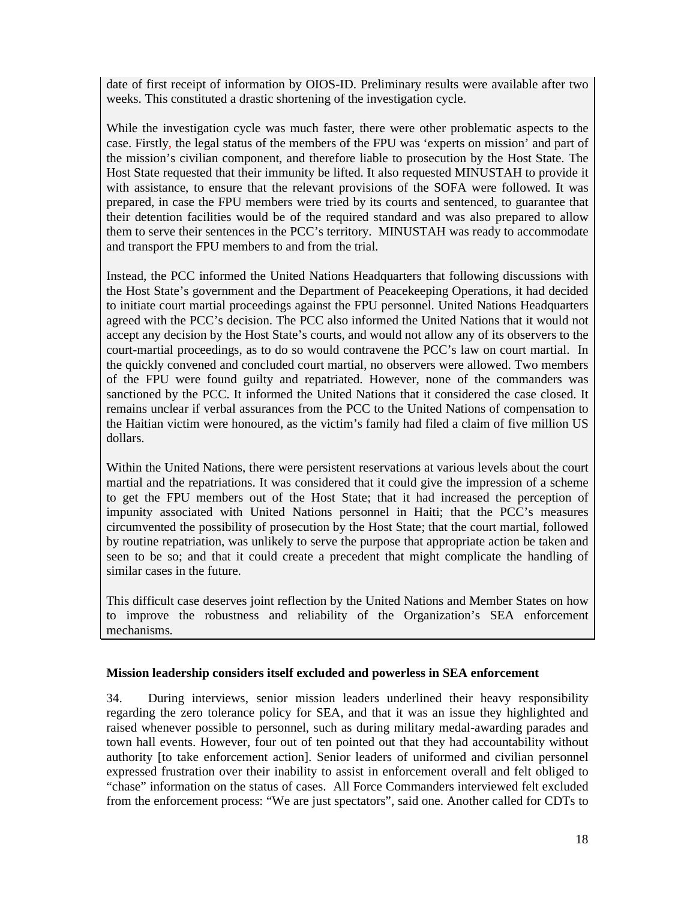date of first receipt of information by OIOS-ID. Preliminary results were available after two weeks. This constituted a drastic shortening of the investigation cycle.

While the investigation cycle was much faster, there were other problematic aspects to the case. Firstly, the legal status of the members of the FPU was 'experts on mission' and part of the mission's civilian component, and therefore liable to prosecution by the Host State. The Host State requested that their immunity be lifted. It also requested MINUSTAH to provide it with assistance, to ensure that the relevant provisions of the SOFA were followed. It was prepared, in case the FPU members were tried by its courts and sentenced, to guarantee that their detention facilities would be of the required standard and was also prepared to allow them to serve their sentences in the PCC's territory. MINUSTAH was ready to accommodate and transport the FPU members to and from the trial.

Instead, the PCC informed the United Nations Headquarters that following discussions with the Host State's government and the Department of Peacekeeping Operations, it had decided to initiate court martial proceedings against the FPU personnel. United Nations Headquarters agreed with the PCC's decision. The PCC also informed the United Nations that it would not accept any decision by the Host State's courts, and would not allow any of its observers to the court-martial proceedings, as to do so would contravene the PCC's law on court martial. In the quickly convened and concluded court martial, no observers were allowed. Two members of the FPU were found guilty and repatriated. However, none of the commanders was sanctioned by the PCC. It informed the United Nations that it considered the case closed. It remains unclear if verbal assurances from the PCC to the United Nations of compensation to the Haitian victim were honoured, as the victim's family had filed a claim of five million US dollars.

Within the United Nations, there were persistent reservations at various levels about the court martial and the repatriations. It was considered that it could give the impression of a scheme to get the FPU members out of the Host State; that it had increased the perception of impunity associated with United Nations personnel in Haiti; that the PCC's measures circumvented the possibility of prosecution by the Host State; that the court martial, followed by routine repatriation, was unlikely to serve the purpose that appropriate action be taken and seen to be so; and that it could create a precedent that might complicate the handling of similar cases in the future.

This difficult case deserves joint reflection by the United Nations and Member States on how to improve the robustness and reliability of the Organization's SEA enforcement mechanisms.

**Mission leadership considers itself excluded and powerless in SEA enforcement**

34. During interviews, senior mission leaders underlined their heavy responsibility regarding the zero tolerance policy for SEA, and that it was an issue they highlighted and raised whenever possible to personnel, such as during military medal-awarding parades and town hall events. However, four out of ten pointed out that they had accountability without authority [to take enforcement action]. Senior leaders of uniformed and civilian personnel expressed frustration over their inability to assist in enforcement overall and felt obliged to "chase" information on the status of cases. All Force Commanders interviewed felt excluded from the enforcement process: "We are just spectators", said one. Another called for CDTs to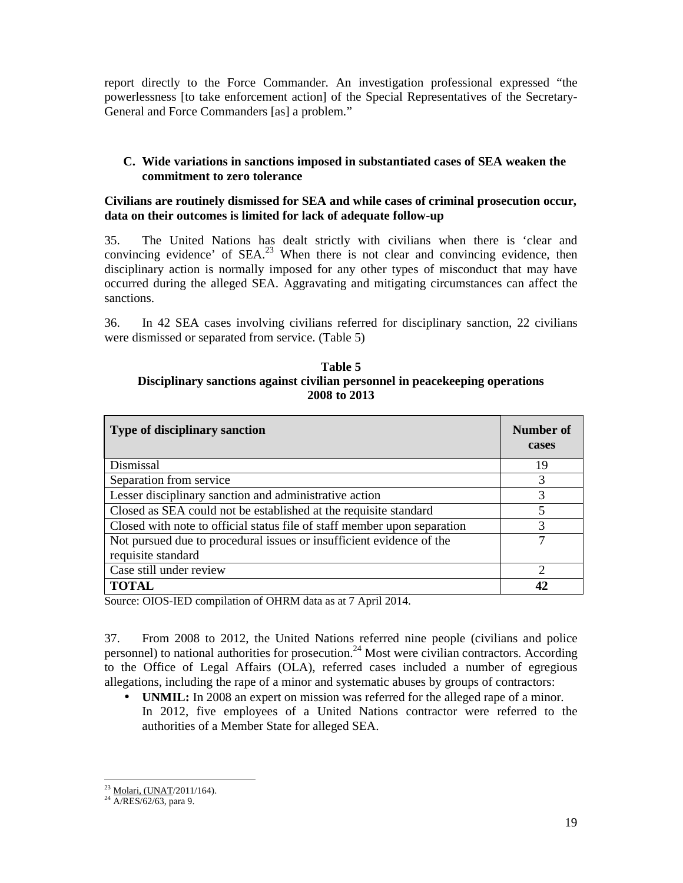report directly to the Force Commander. An investigation professional expressed "the powerlessness [to take enforcement action] of the Special Representatives of the Secretary-General and Force Commanders [as] a problem."

### C. Wide variations in sanctions imposed in substantiated cases of SEA weaken the commitment to zero tolerance

**Civilians are routinely dismissed for SEA and while cases of criminal prosecution occur, data on their outcomes is limited for lack of adequate follow-up**

35. The United Nations has dealt strictly with civilians when there is 'clear and convincing evidence' of SEA.[23] When there is not clear and convincing evidence, then disciplinary action is normally imposed for any other types of misconduct that may have occurred during the alleged SEA. Aggravating and mitigating circumstances can affect the sanctions.

36. In 42 SEA cases involving civilians referred for disciplinary sanction, 22 civilians were dismissed or separated from service. (Table 5)

**Table 5**
**Disciplinary sanctions against civilian personnel in peacekeeping operations 2008 to 2013**

| Type of disciplinary sanction | Number of cases |
|---|---|
| Dismissal | 19 |
| Separation from service | 3 |
| Lesser disciplinary sanction and administrative action | 3 |
| Closed as SEA could not be established at the requisite standard | 5 |
| Closed with note to official status file of staff member upon separation | 3 |
| Not pursued due to procedural issues or insufficient evidence of the requisite standard | 7 |
| Case still under review | 2 |
| **TOTAL** | **42** |

Source: OIOS-IED compilation of OHRM data as at 7 April 2014.

37. From 2008 to 2012, the United Nations referred nine people (civilians and police personnel) to national authorities for prosecution.[24] Most were civilian contractors. According to the Office of Legal Affairs (OLA), referred cases included a number of egregious allegations, including the rape of a minor and systematic abuses by groups of contractors:

- **UNMIL:** In 2008 an expert on mission was referred for the alleged rape of a minor. In 2012, five employees of a United Nations contractor were referred to the authorities of a Member State for alleged SEA.

[23] Molari, (UNAT/2011/164).
[24] A/RES/62/63, para 9.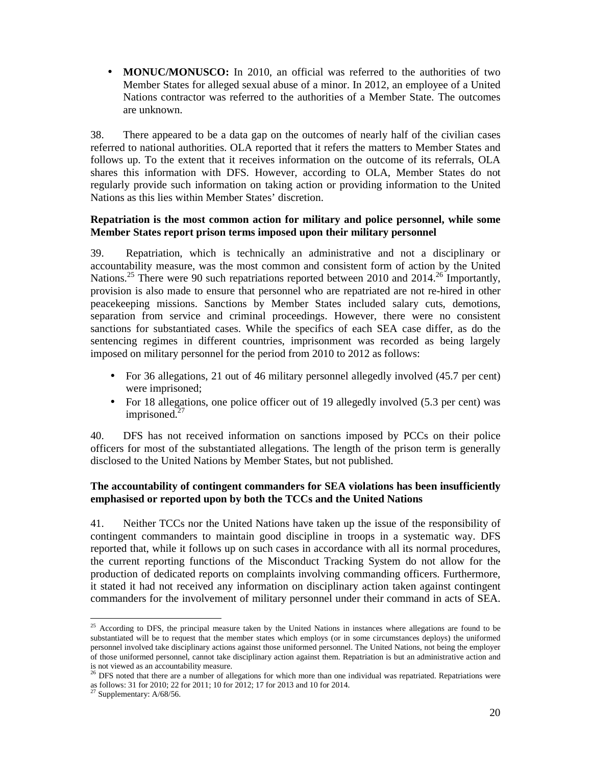- **MONUC/MONUSCO:** In 2010, an official was referred to the authorities of two Member States for alleged sexual abuse of a minor. In 2012, an employee of a United Nations contractor was referred to the authorities of a Member State. The outcomes are unknown.

38. There appeared to be a data gap on the outcomes of nearly half of the civilian cases referred to national authorities. OLA reported that it refers the matters to Member States and follows up. To the extent that it receives information on the outcome of its referrals, OLA shares this information with DFS. However, according to OLA, Member States do not regularly provide such information on taking action or providing information to the United Nations as this lies within Member States' discretion.

**Repatriation is the most common action for military and police personnel, while some Member States report prison terms imposed upon their military personnel**

39. Repatriation, which is technically an administrative and not a disciplinary or accountability measure, was the most common and consistent form of action by the United Nations.[25] There were 90 such repatriations reported between 2010 and 2014.[26] Importantly, provision is also made to ensure that personnel who are repatriated are not re-hired in other peacekeeping missions. Sanctions by Member States included salary cuts, demotions, separation from service and criminal proceedings. However, there were no consistent sanctions for substantiated cases. While the specifics of each SEA case differ, as do the sentencing regimes in different countries, imprisonment was recorded as being largely imposed on military personnel for the period from 2010 to 2012 as follows:

- For 36 allegations, 21 out of 46 military personnel allegedly involved (45.7 per cent) were imprisoned;
- For 18 allegations, one police officer out of 19 allegedly involved (5.3 per cent) was imprisoned.[27]

40. DFS has not received information on sanctions imposed by PCCs on their police officers for most of the substantiated allegations. The length of the prison term is generally disclosed to the United Nations by Member States, but not published.

**The accountability of contingent commanders for SEA violations has been insufficiently emphasised or reported upon by both the TCCs and the United Nations**

41. Neither TCCs nor the United Nations have taken up the issue of the responsibility of contingent commanders to maintain good discipline in troops in a systematic way. DFS reported that, while it follows up on such cases in accordance with all its normal procedures, the current reporting functions of the Misconduct Tracking System do not allow for the production of dedicated reports on complaints involving commanding officers. Furthermore, it stated it had not received any information on disciplinary action taken against contingent commanders for the involvement of military personnel under their command in acts of SEA.

---

[25] According to DFS, the principal measure taken by the United Nations in instances where allegations are found to be substantiated will be to request that the member states which employs (or in some circumstances deploys) the uniformed personnel involved take disciplinary actions against those uniformed personnel. The United Nations, not being the employer of those uniformed personnel, cannot take disciplinary action against them. Repatriation is but an administrative action and is not viewed as an accountability measure.

[26] DFS noted that there are a number of allegations for which more than one individual was repatriated. Repatriations were as follows: 31 for 2010; 22 for 2011; 10 for 2012; 17 for 2013 and 10 for 2014.

[27] Supplementary: A/68/56.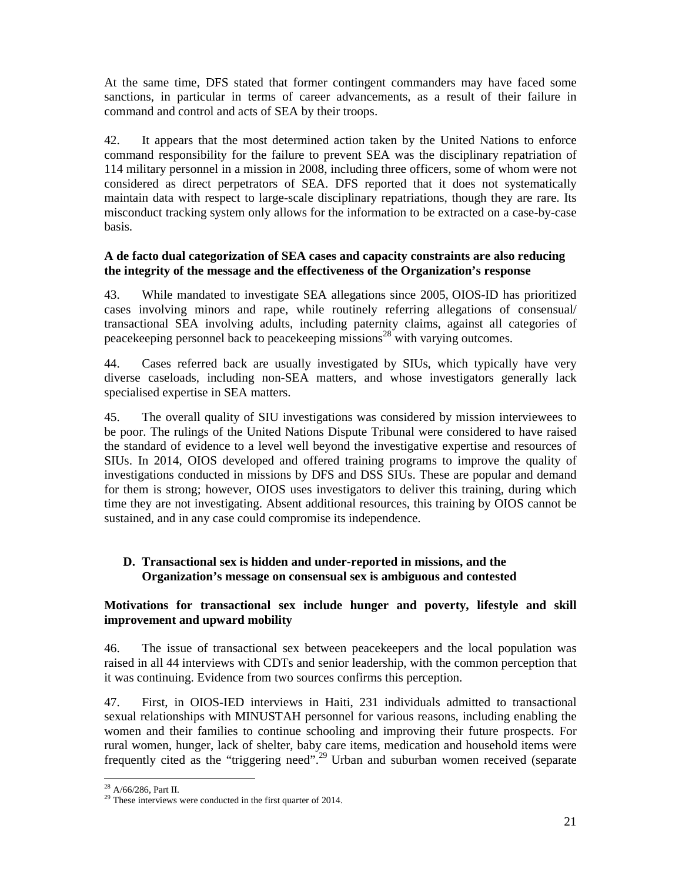At the same time, DFS stated that former contingent commanders may have faced some sanctions, in particular in terms of career advancements, as a result of their failure in command and control and acts of SEA by their troops.

42. It appears that the most determined action taken by the United Nations to enforce command responsibility for the failure to prevent SEA was the disciplinary repatriation of 114 military personnel in a mission in 2008, including three officers, some of whom were not considered as direct perpetrators of SEA. DFS reported that it does not systematically maintain data with respect to large-scale disciplinary repatriations, though they are rare. Its misconduct tracking system only allows for the information to be extracted on a case-by-case basis.

**A de facto dual categorization of SEA cases and capacity constraints are also reducing the integrity of the message and the effectiveness of the Organization's response**

43. While mandated to investigate SEA allegations since 2005, OIOS-ID has prioritized cases involving minors and rape, while routinely referring allegations of consensual/ transactional SEA involving adults, including paternity claims, against all categories of peacekeeping personnel back to peacekeeping missions[28] with varying outcomes.

44. Cases referred back are usually investigated by SIUs, which typically have very diverse caseloads, including non-SEA matters, and whose investigators generally lack specialised expertise in SEA matters.

45. The overall quality of SIU investigations was considered by mission interviewees to be poor. The rulings of the United Nations Dispute Tribunal were considered to have raised the standard of evidence to a level well beyond the investigative expertise and resources of SIUs. In 2014, OIOS developed and offered training programs to improve the quality of investigations conducted in missions by DFS and DSS SIUs. These are popular and demand for them is strong; however, OIOS uses investigators to deliver this training, during which time they are not investigating. Absent additional resources, this training by OIOS cannot be sustained, and in any case could compromise its independence.

## D. Transactional sex is hidden and under-reported in missions, and the Organization's message on consensual sex is ambiguous and contested

**Motivations for transactional sex include hunger and poverty, lifestyle and skill improvement and upward mobility**

46. The issue of transactional sex between peacekeepers and the local population was raised in all 44 interviews with CDTs and senior leadership, with the common perception that it was continuing. Evidence from two sources confirms this perception.

47. First, in OIOS-IED interviews in Haiti, 231 individuals admitted to transactional sexual relationships with MINUSTAH personnel for various reasons, including enabling the women and their families to continue schooling and improving their future prospects. For rural women, hunger, lack of shelter, baby care items, medication and household items were frequently cited as the "triggering need".[29] Urban and suburban women received (separate

[28] A/66/286, Part II.

[29] These interviews were conducted in the first quarter of 2014.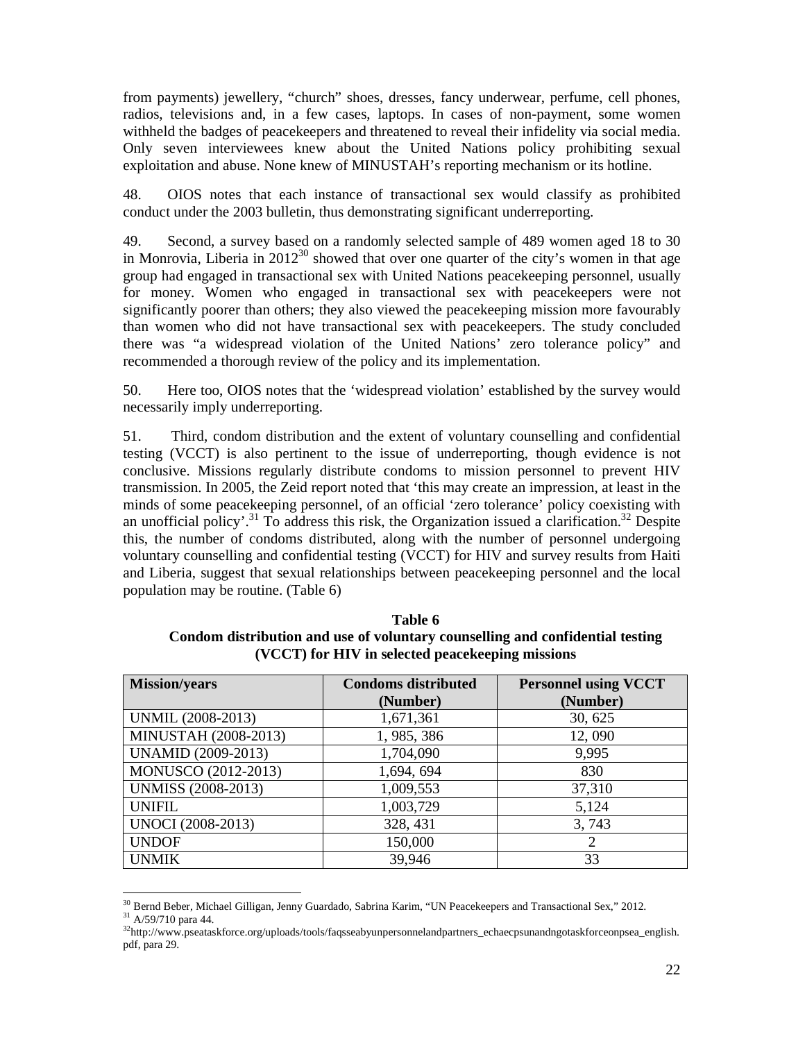from payments) jewellery, "church" shoes, dresses, fancy underwear, perfume, cell phones, radios, televisions and, in a few cases, laptops. In cases of non-payment, some women withheld the badges of peacekeepers and threatened to reveal their infidelity via social media. Only seven interviewees knew about the United Nations policy prohibiting sexual exploitation and abuse. None knew of MINUSTAH's reporting mechanism or its hotline.

48. OIOS notes that each instance of transactional sex would classify as prohibited conduct under the 2003 bulletin, thus demonstrating significant underreporting.

49. Second, a survey based on a randomly selected sample of 489 women aged 18 to 30 in Monrovia, Liberia in 2012[30] showed that over one quarter of the city's women in that age group had engaged in transactional sex with United Nations peacekeeping personnel, usually for money. Women who engaged in transactional sex with peacekeepers were not significantly poorer than others; they also viewed the peacekeeping mission more favourably than women who did not have transactional sex with peacekeepers. The study concluded there was "a widespread violation of the United Nations' zero tolerance policy" and recommended a thorough review of the policy and its implementation.

50. Here too, OIOS notes that the 'widespread violation' established by the survey would necessarily imply underreporting.

51. Third, condom distribution and the extent of voluntary counselling and confidential testing (VCCT) is also pertinent to the issue of underreporting, though evidence is not conclusive. Missions regularly distribute condoms to mission personnel to prevent HIV transmission. In 2005, the Zeid report noted that 'this may create an impression, at least in the minds of some peacekeeping personnel, of an official 'zero tolerance' policy coexisting with an unofficial policy'.[31] To address this risk, the Organization issued a clarification.[32] Despite this, the number of condoms distributed, along with the number of personnel undergoing voluntary counselling and confidential testing (VCCT) for HIV and survey results from Haiti and Liberia, suggest that sexual relationships between peacekeeping personnel and the local population may be routine. (Table 6)

**Table 6**
**Condom distribution and use of voluntary counselling and confidential testing (VCCT) for HIV in selected peacekeeping missions**

| Mission/years | Condoms distributed (Number) | Personnel using VCCT (Number) |
|---|---|---|
| UNMIL (2008-2013) | 1,671,361 | 30, 625 |
| MINUSTAH (2008-2013) | 1, 985, 386 | 12, 090 |
| UNAMID (2009-2013) | 1,704,090 | 9,995 |
| MONUSCO (2012-2013) | 1,694, 694 | 830 |
| UNMISS (2008-2013) | 1,009,553 | 37,310 |
| UNIFIL | 1,003,729 | 5,124 |
| UNOCI (2008-2013) | 328, 431 | 3, 743 |
| UNDOF | 150,000 | 2 |
| UNMIK | 39,946 | 33 |

[30] Bernd Beber, Michael Gilligan, Jenny Guardado, Sabrina Karim, "UN Peacekeepers and Transactional Sex," 2012.
[31] A/59/710 para 44.
[32] http://www.pseataskforce.org/uploads/tools/faqsseabyunpersonnelandpartners_echaecpsunandngotaskforceonpsea_english.pdf, para 29.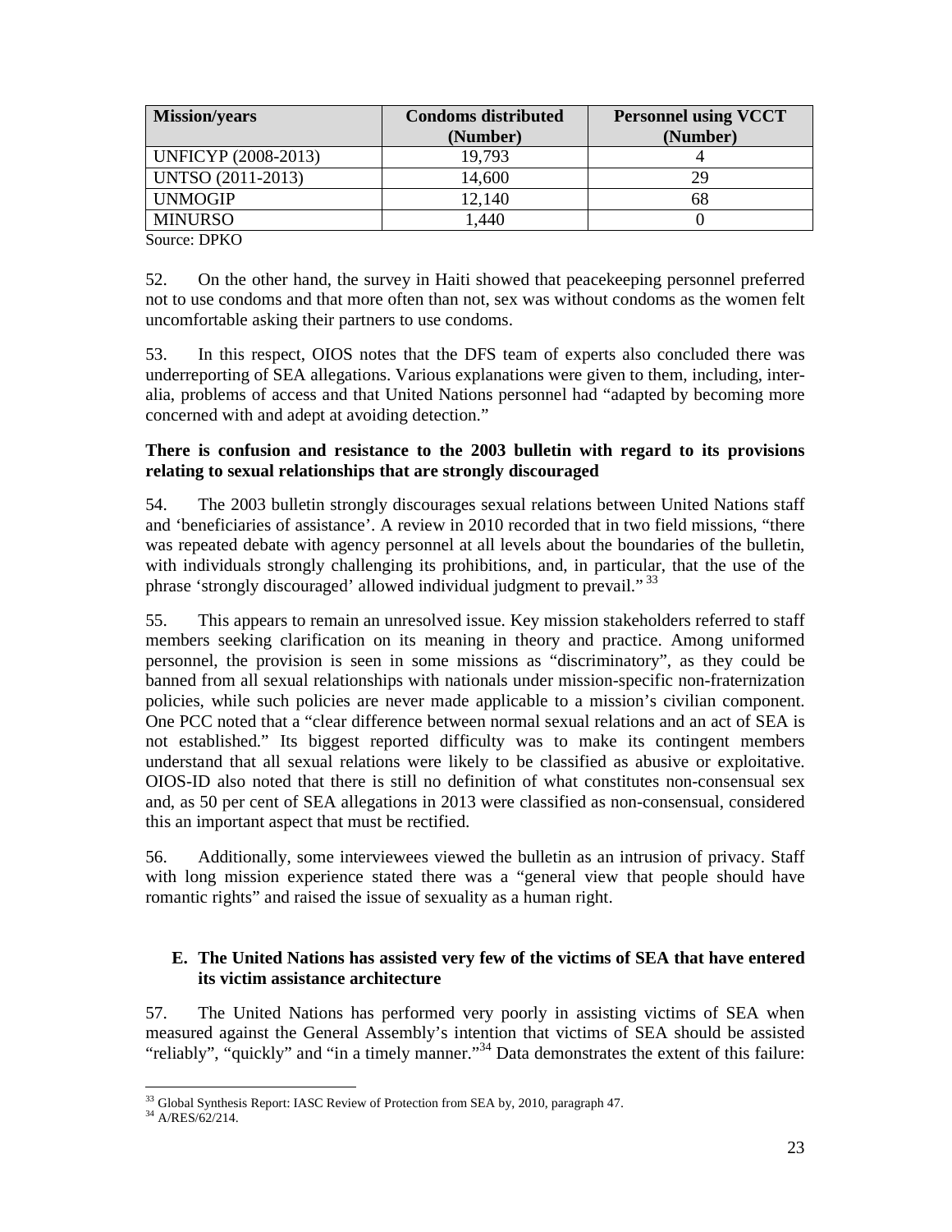| Mission/years | Condoms distributed (Number) | Personnel using VCCT (Number) |
|---|---|---|
| UNFICYP (2008-2013) | 19,793 | 4 |
| UNTSO (2011-2013) | 14,600 | 29 |
| UNMOGIP | 12,140 | 68 |
| MINURSO | 1,440 | 0 |

Source: DPKO

52. On the other hand, the survey in Haiti showed that peacekeeping personnel preferred not to use condoms and that more often than not, sex was without condoms as the women felt uncomfortable asking their partners to use condoms.

53. In this respect, OIOS notes that the DFS team of experts also concluded there was underreporting of SEA allegations. Various explanations were given to them, including, inter-alia, problems of access and that United Nations personnel had "adapted by becoming more concerned with and adept at avoiding detection."

**There is confusion and resistance to the 2003 bulletin with regard to its provisions relating to sexual relationships that are strongly discouraged**

54. The 2003 bulletin strongly discourages sexual relations between United Nations staff and 'beneficiaries of assistance'. A review in 2010 recorded that in two field missions, "there was repeated debate with agency personnel at all levels about the boundaries of the bulletin, with individuals strongly challenging its prohibitions, and, in particular, that the use of the phrase 'strongly discouraged' allowed individual judgment to prevail."[33]

55. This appears to remain an unresolved issue. Key mission stakeholders referred to staff members seeking clarification on its meaning in theory and practice. Among uniformed personnel, the provision is seen in some missions as "discriminatory", as they could be banned from all sexual relationships with nationals under mission-specific non-fraternization policies, while such policies are never made applicable to a mission's civilian component. One PCC noted that a "clear difference between normal sexual relations and an act of SEA is not established." Its biggest reported difficulty was to make its contingent members understand that all sexual relations were likely to be classified as abusive or exploitative. OIOS-ID also noted that there is still no definition of what constitutes non-consensual sex and, as 50 per cent of SEA allegations in 2013 were classified as non-consensual, considered this an important aspect that must be rectified.

56. Additionally, some interviewees viewed the bulletin as an intrusion of privacy. Staff with long mission experience stated there was a "general view that people should have romantic rights" and raised the issue of sexuality as a human right.

## E. The United Nations has assisted very few of the victims of SEA that have entered its victim assistance architecture

57. The United Nations has performed very poorly in assisting victims of SEA when measured against the General Assembly's intention that victims of SEA should be assisted "reliably", "quickly" and "in a timely manner."[34] Data demonstrates the extent of this failure:

---

[33] Global Synthesis Report: IASC Review of Protection from SEA by, 2010, paragraph 47.

[34] A/RES/62/214.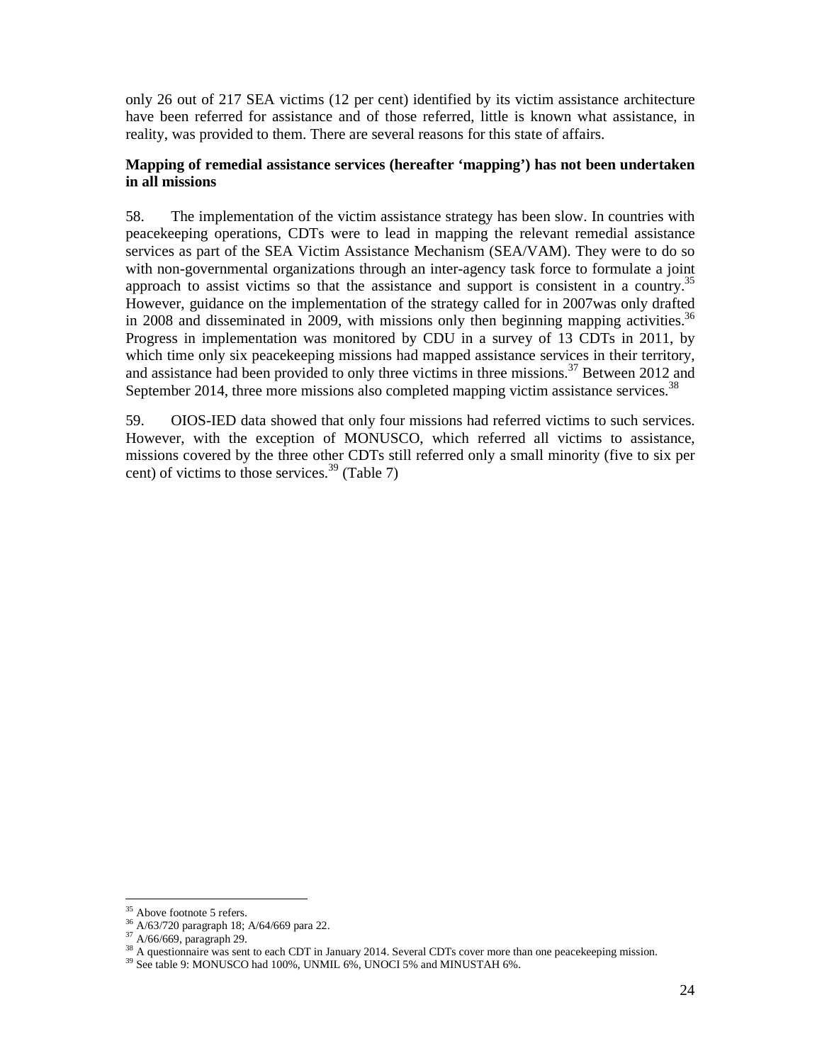only 26 out of 217 SEA victims (12 per cent) identified by its victim assistance architecture have been referred for assistance and of those referred, little is known what assistance, in reality, was provided to them. There are several reasons for this state of affairs.

**Mapping of remedial assistance services (hereafter 'mapping') has not been undertaken in all missions**

58. The implementation of the victim assistance strategy has been slow. In countries with peacekeeping operations, CDTs were to lead in mapping the relevant remedial assistance services as part of the SEA Victim Assistance Mechanism (SEA/VAM). They were to do so with non-governmental organizations through an inter-agency task force to formulate a joint approach to assist victims so that the assistance and support is consistent in a country.[35] However, guidance on the implementation of the strategy called for in 2007was only drafted in 2008 and disseminated in 2009, with missions only then beginning mapping activities.[36] Progress in implementation was monitored by CDU in a survey of 13 CDTs in 2011, by which time only six peacekeeping missions had mapped assistance services in their territory, and assistance had been provided to only three victims in three missions.[37] Between 2012 and September 2014, three more missions also completed mapping victim assistance services.[38]

59. OIOS-IED data showed that only four missions had referred victims to such services. However, with the exception of MONUSCO, which referred all victims to assistance, missions covered by the three other CDTs still referred only a small minority (five to six per cent) of victims to those services.[39] (Table 7)

---

[35] Above footnote 5 refers.

[36] A/63/720 paragraph 18; A/64/669 para 22.

[37] A/66/669, paragraph 29.

[38] A questionnaire was sent to each CDT in January 2014. Several CDTs cover more than one peacekeeping mission.

[39] See table 9: MONUSCO had 100%, UNMIL 6%, UNOCI 5% and MINUSTAH 6%.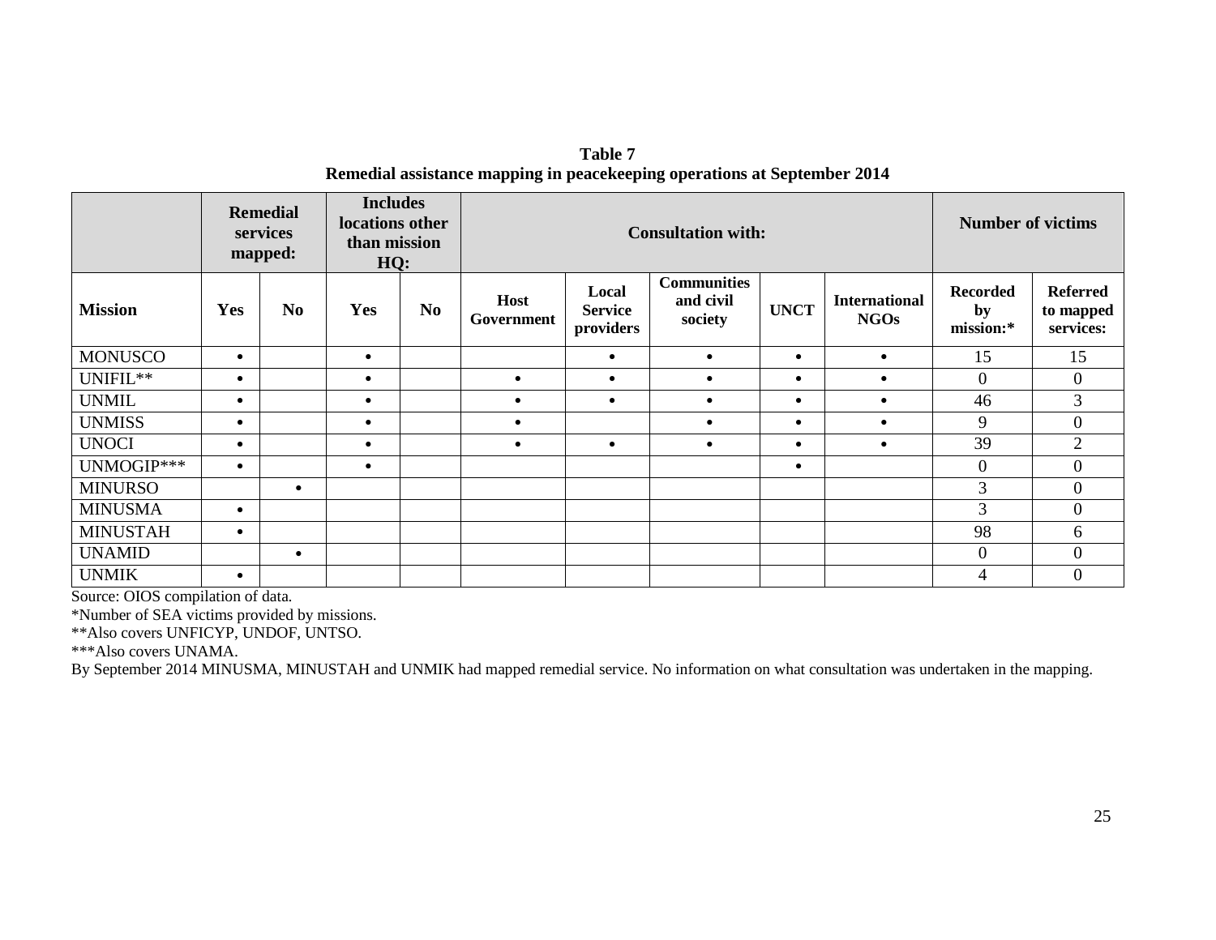**Table 7**
**Remedial assistance mapping in peacekeeping operations at September 2014**

| | Remedial services mapped: | | Includes locations other than mission HQ: | | Consultation with: | | | | | Number of victims | |
|---|---|---|---|---|---|---|---|---|---|---|---|
| **Mission** | **Yes** | **No** | **Yes** | **No** | **Host Government** | **Local Service providers** | **Communities and civil society** | **UNCT** | **International NGOs** | **Recorded by mission:*** | **Referred to mapped services:** |
| MONUSCO | • | | • | | | • | • | • | • | 15 | 15 |
| UNIFIL** | • | | • | | • | • | • | • | • | 0 | 0 |
| UNMIL | • | | • | | • | • | • | • | • | 46 | 3 |
| UNMISS | • | | • | | • | | • | • | • | 9 | 0 |
| UNOCI | • | | • | | • | • | • | • | • | 39 | 2 |
| UNMOGIP*** | • | | • | | | | | • | | 0 | 0 |
| MINURSO | | • | | | | | | | | 3 | 0 |
| MINUSMA | • | | | | | | | | | 3 | 0 |
| MINUSTAH | • | | | | | | | | | 98 | 6 |
| UNAMID | | • | | | | | | | | 0 | 0 |
| UNMIK | • | | | | | | | | | 4 | 0 |

Source: OIOS compilation of data.
*Number of SEA victims provided by missions.
**Also covers UNFICYP, UNDOF, UNTSO.
***Also covers UNAMA.
By September 2014 MINUSMA, MINUSTAH and UNMIK had mapped remedial service. No information on what consultation was undertaken in the mapping.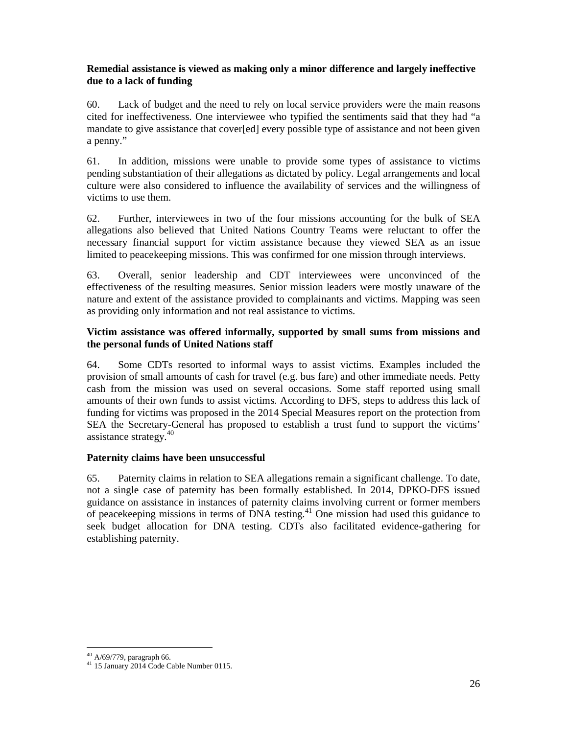**Remedial assistance is viewed as making only a minor difference and largely ineffective due to a lack of funding**

60. Lack of budget and the need to rely on local service providers were the main reasons cited for ineffectiveness. One interviewee who typified the sentiments said that they had "a mandate to give assistance that cover[ed] every possible type of assistance and not been given a penny."

61. In addition, missions were unable to provide some types of assistance to victims pending substantiation of their allegations as dictated by policy. Legal arrangements and local culture were also considered to influence the availability of services and the willingness of victims to use them.

62. Further, interviewees in two of the four missions accounting for the bulk of SEA allegations also believed that United Nations Country Teams were reluctant to offer the necessary financial support for victim assistance because they viewed SEA as an issue limited to peacekeeping missions. This was confirmed for one mission through interviews.

63. Overall, senior leadership and CDT interviewees were unconvinced of the effectiveness of the resulting measures. Senior mission leaders were mostly unaware of the nature and extent of the assistance provided to complainants and victims. Mapping was seen as providing only information and not real assistance to victims.

**Victim assistance was offered informally, supported by small sums from missions and the personal funds of United Nations staff**

64. Some CDTs resorted to informal ways to assist victims. Examples included the provision of small amounts of cash for travel (e.g. bus fare) and other immediate needs. Petty cash from the mission was used on several occasions. Some staff reported using small amounts of their own funds to assist victims. According to DFS, steps to address this lack of funding for victims was proposed in the 2014 Special Measures report on the protection from SEA the Secretary-General has proposed to establish a trust fund to support the victims' assistance strategy.[40]

**Paternity claims have been unsuccessful**

65. Paternity claims in relation to SEA allegations remain a significant challenge. To date, not a single case of paternity has been formally established. In 2014, DPKO-DFS issued guidance on assistance in instances of paternity claims involving current or former members of peacekeeping missions in terms of DNA testing.[41] One mission had used this guidance to seek budget allocation for DNA testing. CDTs also facilitated evidence-gathering for establishing paternity.

---

[40] A/69/779, paragraph 66.

[41] 15 January 2014 Code Cable Number 0115.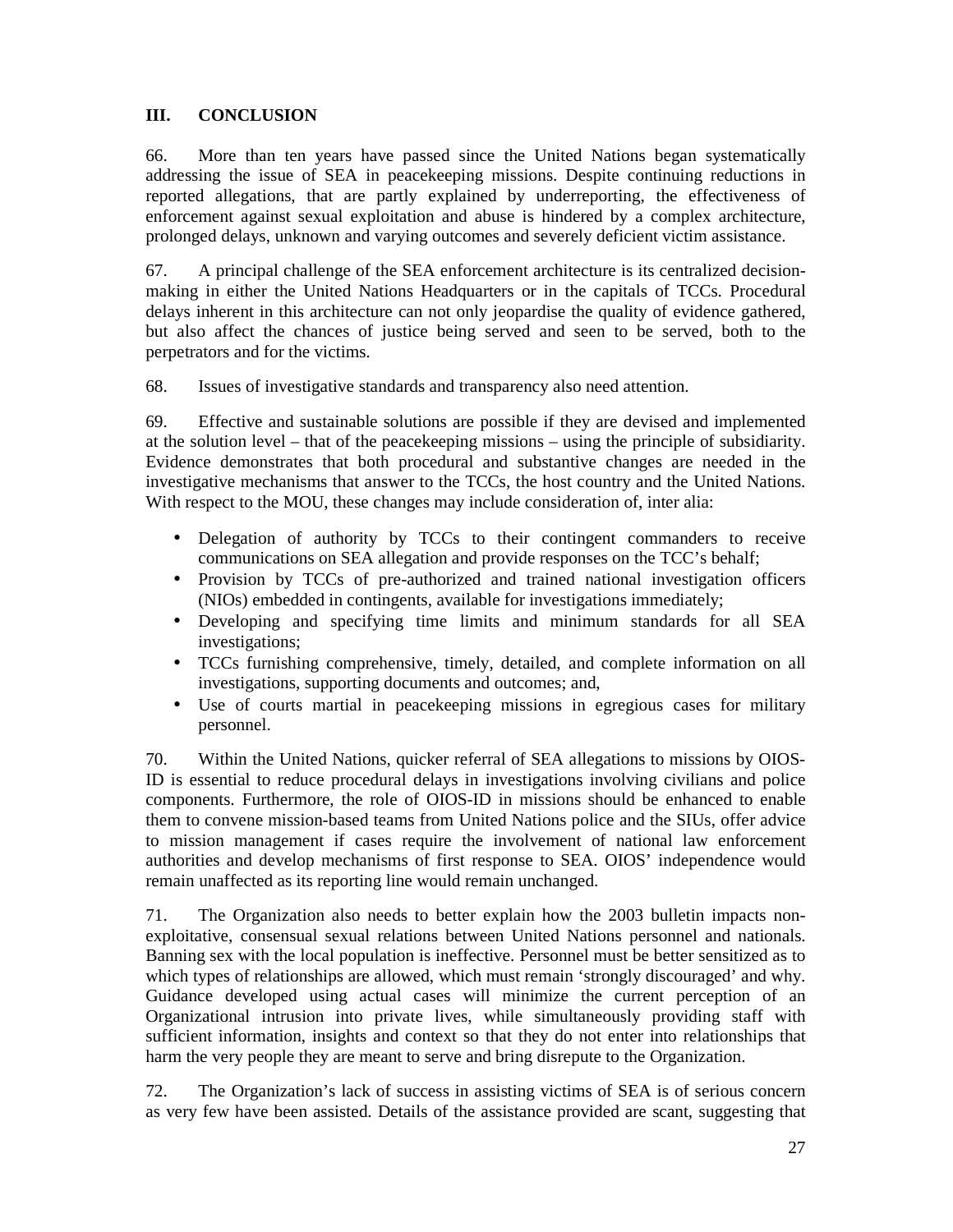## III. CONCLUSION

66. More than ten years have passed since the United Nations began systematically addressing the issue of SEA in peacekeeping missions. Despite continuing reductions in reported allegations, that are partly explained by underreporting, the effectiveness of enforcement against sexual exploitation and abuse is hindered by a complex architecture, prolonged delays, unknown and varying outcomes and severely deficient victim assistance.

67. A principal challenge of the SEA enforcement architecture is its centralized decision-making in either the United Nations Headquarters or in the capitals of TCCs. Procedural delays inherent in this architecture can not only jeopardise the quality of evidence gathered, but also affect the chances of justice being served and seen to be served, both to the perpetrators and for the victims.

68. Issues of investigative standards and transparency also need attention.

69. Effective and sustainable solutions are possible if they are devised and implemented at the solution level – that of the peacekeeping missions – using the principle of subsidiarity. Evidence demonstrates that both procedural and substantive changes are needed in the investigative mechanisms that answer to the TCCs, the host country and the United Nations. With respect to the MOU, these changes may include consideration of, inter alia:

- Delegation of authority by TCCs to their contingent commanders to receive communications on SEA allegation and provide responses on the TCC's behalf;
- Provision by TCCs of pre-authorized and trained national investigation officers (NIOs) embedded in contingents, available for investigations immediately;
- Developing and specifying time limits and minimum standards for all SEA investigations;
- TCCs furnishing comprehensive, timely, detailed, and complete information on all investigations, supporting documents and outcomes; and,
- Use of courts martial in peacekeeping missions in egregious cases for military personnel.

70. Within the United Nations, quicker referral of SEA allegations to missions by OIOS-ID is essential to reduce procedural delays in investigations involving civilians and police components. Furthermore, the role of OIOS-ID in missions should be enhanced to enable them to convene mission-based teams from United Nations police and the SIUs, offer advice to mission management if cases require the involvement of national law enforcement authorities and develop mechanisms of first response to SEA. OIOS' independence would remain unaffected as its reporting line would remain unchanged.

71. The Organization also needs to better explain how the 2003 bulletin impacts non-exploitative, consensual sexual relations between United Nations personnel and nationals. Banning sex with the local population is ineffective. Personnel must be better sensitized as to which types of relationships are allowed, which must remain 'strongly discouraged' and why. Guidance developed using actual cases will minimize the current perception of an Organizational intrusion into private lives, while simultaneously providing staff with sufficient information, insights and context so that they do not enter into relationships that harm the very people they are meant to serve and bring disrepute to the Organization.

72. The Organization's lack of success in assisting victims of SEA is of serious concern as very few have been assisted. Details of the assistance provided are scant, suggesting that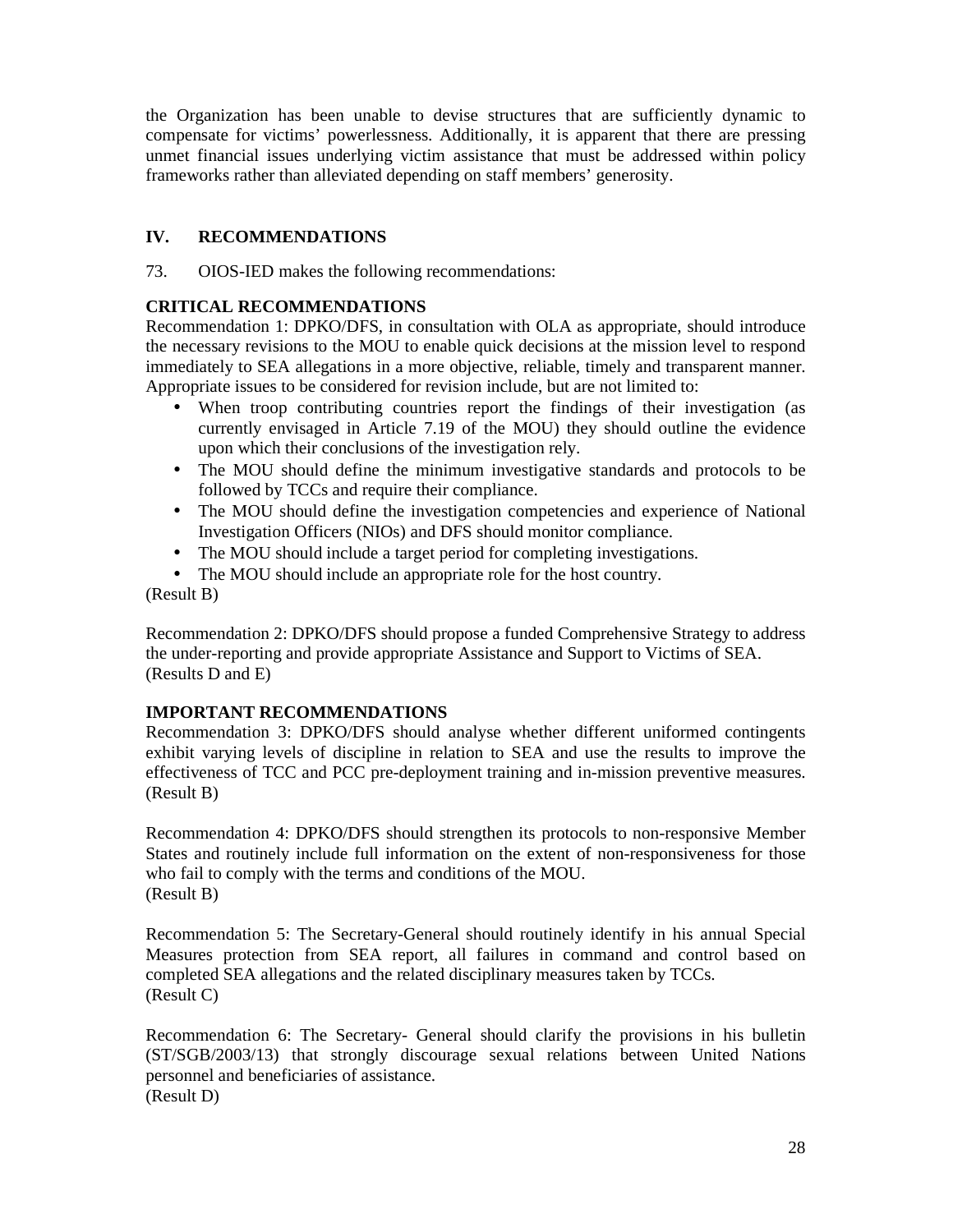the Organization has been unable to devise structures that are sufficiently dynamic to compensate for victims' powerlessness. Additionally, it is apparent that there are pressing unmet financial issues underlying victim assistance that must be addressed within policy frameworks rather than alleviated depending on staff members' generosity.

## IV. RECOMMENDATIONS

73. OIOS-IED makes the following recommendations:

**CRITICAL RECOMMENDATIONS**

Recommendation 1: DPKO/DFS, in consultation with OLA as appropriate, should introduce the necessary revisions to the MOU to enable quick decisions at the mission level to respond immediately to SEA allegations in a more objective, reliable, timely and transparent manner. Appropriate issues to be considered for revision include, but are not limited to:

- When troop contributing countries report the findings of their investigation (as currently envisaged in Article 7.19 of the MOU) they should outline the evidence upon which their conclusions of the investigation rely.
- The MOU should define the minimum investigative standards and protocols to be followed by TCCs and require their compliance.
- The MOU should define the investigation competencies and experience of National Investigation Officers (NIOs) and DFS should monitor compliance.
- The MOU should include a target period for completing investigations.
- The MOU should include an appropriate role for the host country.

(Result B)

Recommendation 2: DPKO/DFS should propose a funded Comprehensive Strategy to address the under-reporting and provide appropriate Assistance and Support to Victims of SEA.
(Results D and E)

**IMPORTANT RECOMMENDATIONS**

Recommendation 3: DPKO/DFS should analyse whether different uniformed contingents exhibit varying levels of discipline in relation to SEA and use the results to improve the effectiveness of TCC and PCC pre-deployment training and in-mission preventive measures.
(Result B)

Recommendation 4: DPKO/DFS should strengthen its protocols to non-responsive Member States and routinely include full information on the extent of non-responsiveness for those who fail to comply with the terms and conditions of the MOU.
(Result B)

Recommendation 5: The Secretary-General should routinely identify in his annual Special Measures protection from SEA report, all failures in command and control based on completed SEA allegations and the related disciplinary measures taken by TCCs.
(Result C)

Recommendation 6: The Secretary- General should clarify the provisions in his bulletin (ST/SGB/2003/13) that strongly discourage sexual relations between United Nations personnel and beneficiaries of assistance.
(Result D)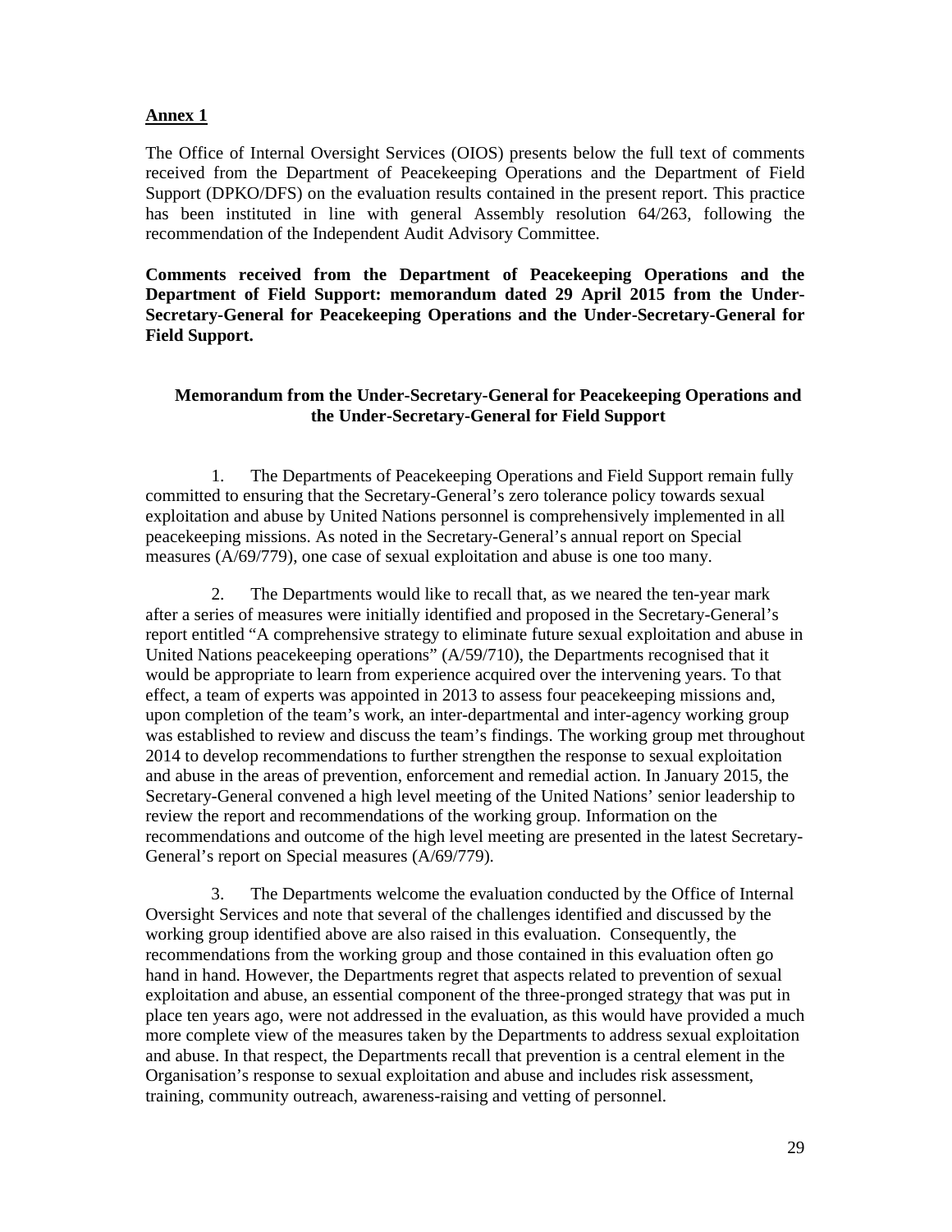**Annex 1**

The Office of Internal Oversight Services (OIOS) presents below the full text of comments received from the Department of Peacekeeping Operations and the Department of Field Support (DPKO/DFS) on the evaluation results contained in the present report. This practice has been instituted in line with general Assembly resolution 64/263, following the recommendation of the Independent Audit Advisory Committee.

**Comments received from the Department of Peacekeeping Operations and the Department of Field Support: memorandum dated 29 April 2015 from the Under-Secretary-General for Peacekeeping Operations and the Under-Secretary-General for Field Support.**

**Memorandum from the Under-Secretary-General for Peacekeeping Operations and the Under-Secretary-General for Field Support**

1. The Departments of Peacekeeping Operations and Field Support remain fully committed to ensuring that the Secretary-General's zero tolerance policy towards sexual exploitation and abuse by United Nations personnel is comprehensively implemented in all peacekeeping missions. As noted in the Secretary-General's annual report on Special measures (A/69/779), one case of sexual exploitation and abuse is one too many.

2. The Departments would like to recall that, as we neared the ten-year mark after a series of measures were initially identified and proposed in the Secretary-General's report entitled "A comprehensive strategy to eliminate future sexual exploitation and abuse in United Nations peacekeeping operations" (A/59/710), the Departments recognised that it would be appropriate to learn from experience acquired over the intervening years. To that effect, a team of experts was appointed in 2013 to assess four peacekeeping missions and, upon completion of the team's work, an inter-departmental and inter-agency working group was established to review and discuss the team's findings. The working group met throughout 2014 to develop recommendations to further strengthen the response to sexual exploitation and abuse in the areas of prevention, enforcement and remedial action. In January 2015, the Secretary-General convened a high level meeting of the United Nations' senior leadership to review the report and recommendations of the working group. Information on the recommendations and outcome of the high level meeting are presented in the latest Secretary-General's report on Special measures (A/69/779).

3. The Departments welcome the evaluation conducted by the Office of Internal Oversight Services and note that several of the challenges identified and discussed by the working group identified above are also raised in this evaluation. Consequently, the recommendations from the working group and those contained in this evaluation often go hand in hand. However, the Departments regret that aspects related to prevention of sexual exploitation and abuse, an essential component of the three-pronged strategy that was put in place ten years ago, were not addressed in the evaluation, as this would have provided a much more complete view of the measures taken by the Departments to address sexual exploitation and abuse. In that respect, the Departments recall that prevention is a central element in the Organisation's response to sexual exploitation and abuse and includes risk assessment, training, community outreach, awareness-raising and vetting of personnel.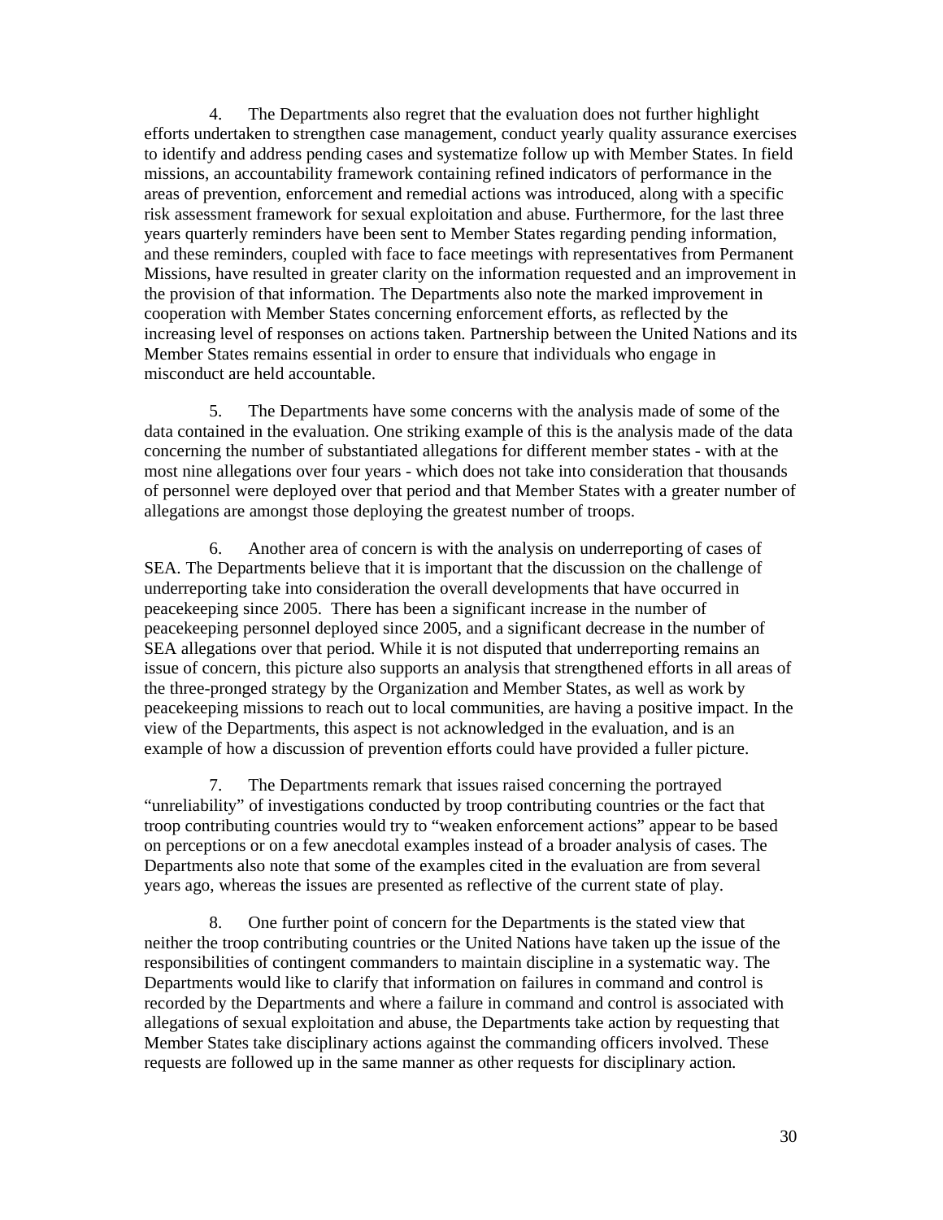4. The Departments also regret that the evaluation does not further highlight efforts undertaken to strengthen case management, conduct yearly quality assurance exercises to identify and address pending cases and systematize follow up with Member States. In field missions, an accountability framework containing refined indicators of performance in the areas of prevention, enforcement and remedial actions was introduced, along with a specific risk assessment framework for sexual exploitation and abuse. Furthermore, for the last three years quarterly reminders have been sent to Member States regarding pending information, and these reminders, coupled with face to face meetings with representatives from Permanent Missions, have resulted in greater clarity on the information requested and an improvement in the provision of that information. The Departments also note the marked improvement in cooperation with Member States concerning enforcement efforts, as reflected by the increasing level of responses on actions taken. Partnership between the United Nations and its Member States remains essential in order to ensure that individuals who engage in misconduct are held accountable.

5. The Departments have some concerns with the analysis made of some of the data contained in the evaluation. One striking example of this is the analysis made of the data concerning the number of substantiated allegations for different member states - with at the most nine allegations over four years - which does not take into consideration that thousands of personnel were deployed over that period and that Member States with a greater number of allegations are amongst those deploying the greatest number of troops.

6. Another area of concern is with the analysis on underreporting of cases of SEA. The Departments believe that it is important that the discussion on the challenge of underreporting take into consideration the overall developments that have occurred in peacekeeping since 2005. There has been a significant increase in the number of peacekeeping personnel deployed since 2005, and a significant decrease in the number of SEA allegations over that period. While it is not disputed that underreporting remains an issue of concern, this picture also supports an analysis that strengthened efforts in all areas of the three-pronged strategy by the Organization and Member States, as well as work by peacekeeping missions to reach out to local communities, are having a positive impact. In the view of the Departments, this aspect is not acknowledged in the evaluation, and is an example of how a discussion of prevention efforts could have provided a fuller picture.

7. The Departments remark that issues raised concerning the portrayed "unreliability" of investigations conducted by troop contributing countries or the fact that troop contributing countries would try to "weaken enforcement actions" appear to be based on perceptions or on a few anecdotal examples instead of a broader analysis of cases. The Departments also note that some of the examples cited in the evaluation are from several years ago, whereas the issues are presented as reflective of the current state of play.

8. One further point of concern for the Departments is the stated view that neither the troop contributing countries or the United Nations have taken up the issue of the responsibilities of contingent commanders to maintain discipline in a systematic way. The Departments would like to clarify that information on failures in command and control is recorded by the Departments and where a failure in command and control is associated with allegations of sexual exploitation and abuse, the Departments take action by requesting that Member States take disciplinary actions against the commanding officers involved. These requests are followed up in the same manner as other requests for disciplinary action.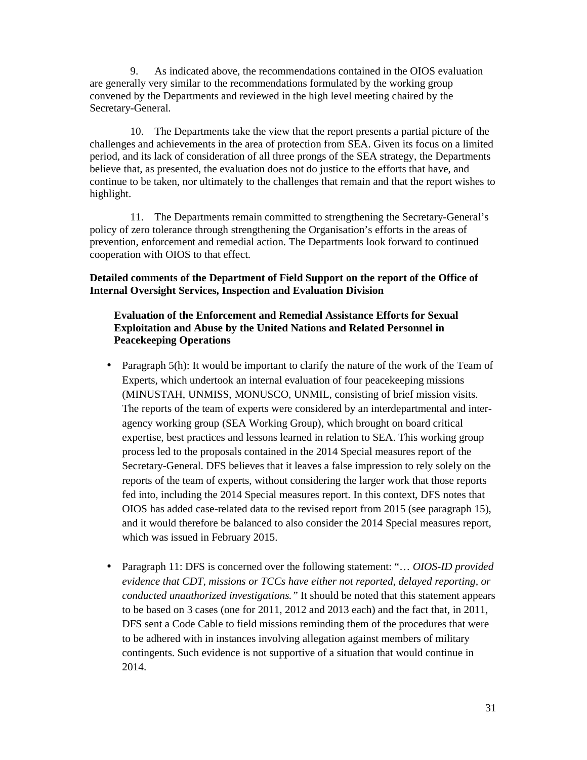9. As indicated above, the recommendations contained in the OIOS evaluation are generally very similar to the recommendations formulated by the working group convened by the Departments and reviewed in the high level meeting chaired by the Secretary-General.

10. The Departments take the view that the report presents a partial picture of the challenges and achievements in the area of protection from SEA. Given its focus on a limited period, and its lack of consideration of all three prongs of the SEA strategy, the Departments believe that, as presented, the evaluation does not do justice to the efforts that have, and continue to be taken, nor ultimately to the challenges that remain and that the report wishes to highlight.

11. The Departments remain committed to strengthening the Secretary-General's policy of zero tolerance through strengthening the Organisation's efforts in the areas of prevention, enforcement and remedial action. The Departments look forward to continued cooperation with OIOS to that effect.

**Detailed comments of the Department of Field Support on the report of the Office of Internal Oversight Services, Inspection and Evaluation Division**

**Evaluation of the Enforcement and Remedial Assistance Efforts for Sexual Exploitation and Abuse by the United Nations and Related Personnel in Peacekeeping Operations**

- Paragraph 5(h): It would be important to clarify the nature of the work of the Team of Experts, which undertook an internal evaluation of four peacekeeping missions (MINUSTAH, UNMISS, MONUSCO, UNMIL, consisting of brief mission visits. The reports of the team of experts were considered by an interdepartmental and inter-agency working group (SEA Working Group), which brought on board critical expertise, best practices and lessons learned in relation to SEA. This working group process led to the proposals contained in the 2014 Special measures report of the Secretary-General. DFS believes that it leaves a false impression to rely solely on the reports of the team of experts, without considering the larger work that those reports fed into, including the 2014 Special measures report. In this context, DFS notes that OIOS has added case-related data to the revised report from 2015 (see paragraph 15), and it would therefore be balanced to also consider the 2014 Special measures report, which was issued in February 2015.

- Paragraph 11: DFS is concerned over the following statement: "*… OIOS-ID provided evidence that CDT, missions or TCCs have either not reported, delayed reporting, or conducted unauthorized investigations.*" It should be noted that this statement appears to be based on 3 cases (one for 2011, 2012 and 2013 each) and the fact that, in 2011, DFS sent a Code Cable to field missions reminding them of the procedures that were to be adhered with in instances involving allegation against members of military contingents. Such evidence is not supportive of a situation that would continue in 2014.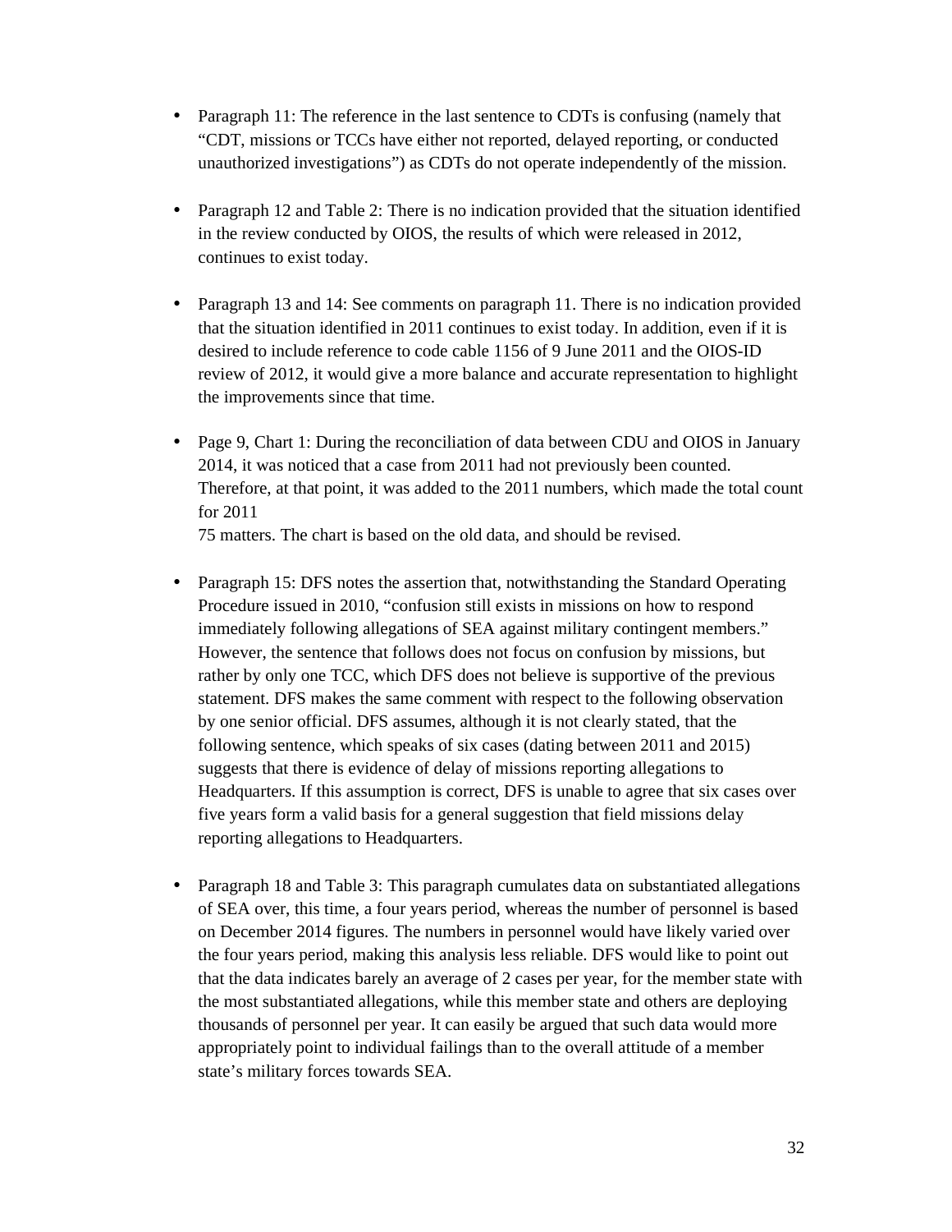- Paragraph 11: The reference in the last sentence to CDTs is confusing (namely that "CDT, missions or TCCs have either not reported, delayed reporting, or conducted unauthorized investigations") as CDTs do not operate independently of the mission.

- Paragraph 12 and Table 2: There is no indication provided that the situation identified in the review conducted by OIOS, the results of which were released in 2012, continues to exist today.

- Paragraph 13 and 14: See comments on paragraph 11. There is no indication provided that the situation identified in 2011 continues to exist today. In addition, even if it is desired to include reference to code cable 1156 of 9 June 2011 and the OIOS-ID review of 2012, it would give a more balance and accurate representation to highlight the improvements since that time.

- Page 9, Chart 1: During the reconciliation of data between CDU and OIOS in January 2014, it was noticed that a case from 2011 had not previously been counted. Therefore, at that point, it was added to the 2011 numbers, which made the total count for 2011
75 matters. The chart is based on the old data, and should be revised.

- Paragraph 15: DFS notes the assertion that, notwithstanding the Standard Operating Procedure issued in 2010, "confusion still exists in missions on how to respond immediately following allegations of SEA against military contingent members." However, the sentence that follows does not focus on confusion by missions, but rather by only one TCC, which DFS does not believe is supportive of the previous statement. DFS makes the same comment with respect to the following observation by one senior official. DFS assumes, although it is not clearly stated, that the following sentence, which speaks of six cases (dating between 2011 and 2015) suggests that there is evidence of delay of missions reporting allegations to Headquarters. If this assumption is correct, DFS is unable to agree that six cases over five years form a valid basis for a general suggestion that field missions delay reporting allegations to Headquarters.

- Paragraph 18 and Table 3: This paragraph cumulates data on substantiated allegations of SEA over, this time, a four years period, whereas the number of personnel is based on December 2014 figures. The numbers in personnel would have likely varied over the four years period, making this analysis less reliable. DFS would like to point out that the data indicates barely an average of 2 cases per year, for the member state with the most substantiated allegations, while this member state and others are deploying thousands of personnel per year. It can easily be argued that such data would more appropriately point to individual failings than to the overall attitude of a member state's military forces towards SEA.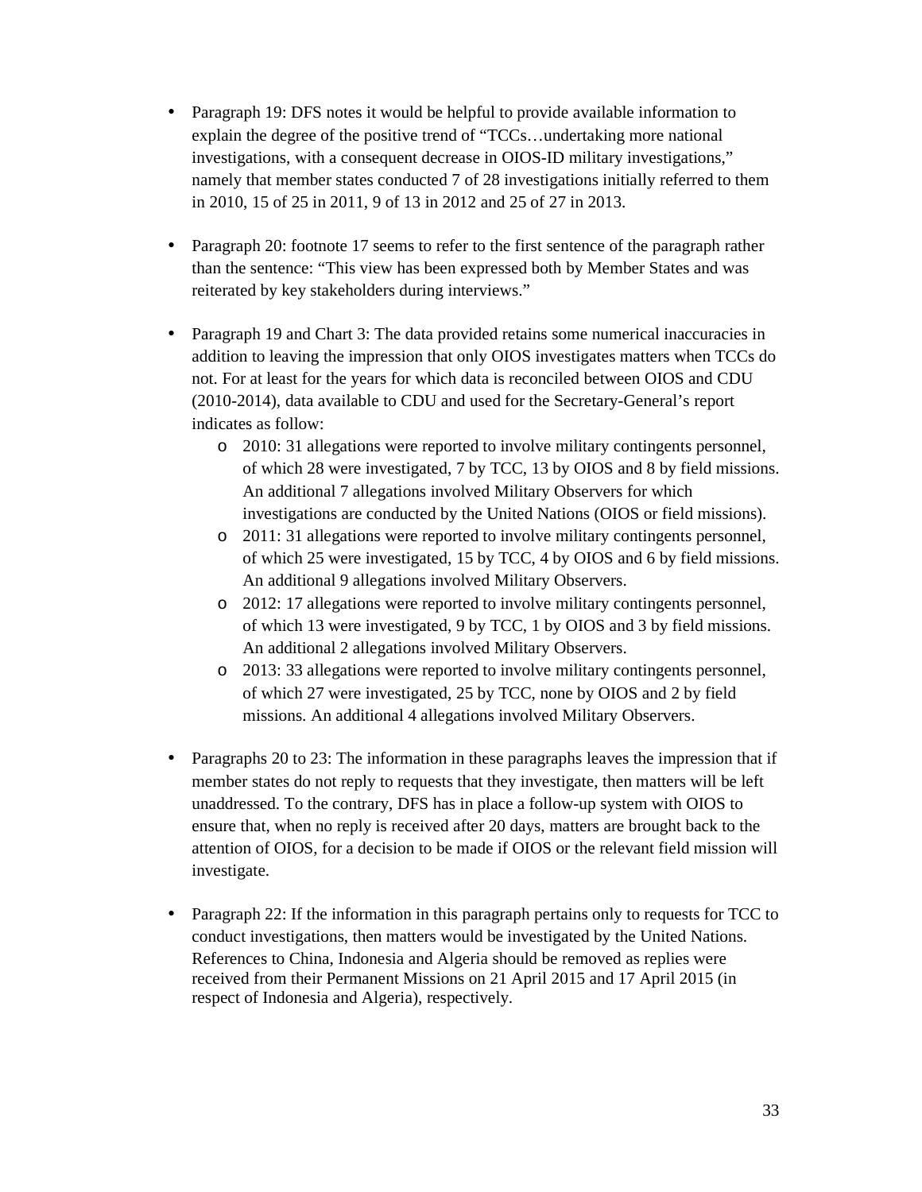- Paragraph 19: DFS notes it would be helpful to provide available information to explain the degree of the positive trend of "TCCs…undertaking more national investigations, with a consequent decrease in OIOS-ID military investigations," namely that member states conducted 7 of 28 investigations initially referred to them in 2010, 15 of 25 in 2011, 9 of 13 in 2012 and 25 of 27 in 2013.

- Paragraph 20: footnote 17 seems to refer to the first sentence of the paragraph rather than the sentence: "This view has been expressed both by Member States and was reiterated by key stakeholders during interviews."

- Paragraph 19 and Chart 3: The data provided retains some numerical inaccuracies in addition to leaving the impression that only OIOS investigates matters when TCCs do not. For at least for the years for which data is reconciled between OIOS and CDU (2010-2014), data available to CDU and used for the Secretary-General's report indicates as follow:
  - 2010: 31 allegations were reported to involve military contingents personnel, of which 28 were investigated, 7 by TCC, 13 by OIOS and 8 by field missions. An additional 7 allegations involved Military Observers for which investigations are conducted by the United Nations (OIOS or field missions).
  - 2011: 31 allegations were reported to involve military contingents personnel, of which 25 were investigated, 15 by TCC, 4 by OIOS and 6 by field missions. An additional 9 allegations involved Military Observers.
  - 2012: 17 allegations were reported to involve military contingents personnel, of which 13 were investigated, 9 by TCC, 1 by OIOS and 3 by field missions. An additional 2 allegations involved Military Observers.
  - 2013: 33 allegations were reported to involve military contingents personnel, of which 27 were investigated, 25 by TCC, none by OIOS and 2 by field missions. An additional 4 allegations involved Military Observers.

- Paragraphs 20 to 23: The information in these paragraphs leaves the impression that if member states do not reply to requests that they investigate, then matters will be left unaddressed. To the contrary, DFS has in place a follow-up system with OIOS to ensure that, when no reply is received after 20 days, matters are brought back to the attention of OIOS, for a decision to be made if OIOS or the relevant field mission will investigate.

- Paragraph 22: If the information in this paragraph pertains only to requests for TCC to conduct investigations, then matters would be investigated by the United Nations. References to China, Indonesia and Algeria should be removed as replies were received from their Permanent Missions on 21 April 2015 and 17 April 2015 (in respect of Indonesia and Algeria), respectively.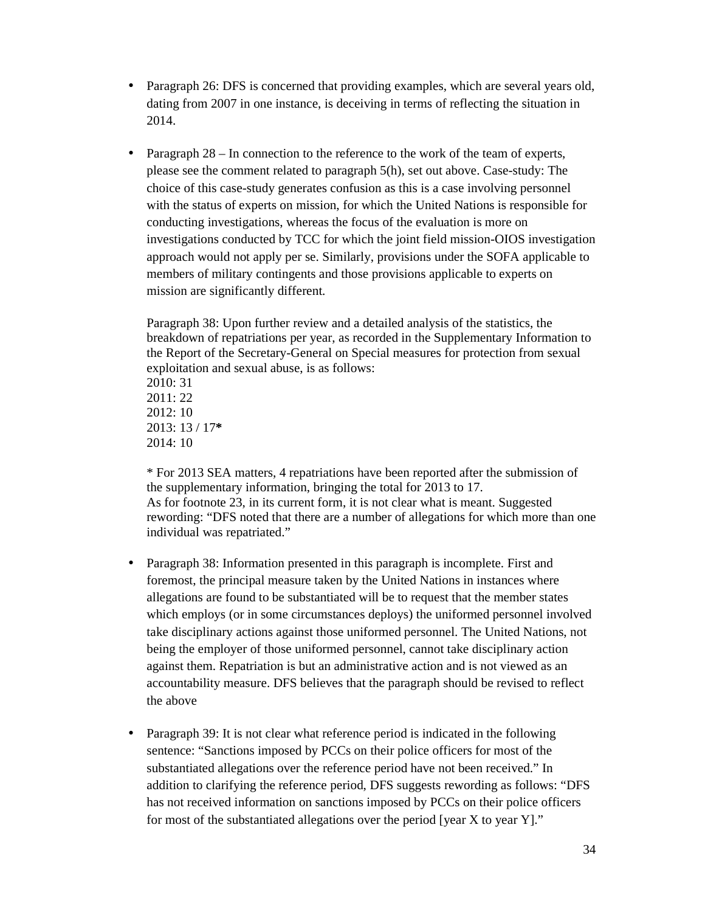- Paragraph 26: DFS is concerned that providing examples, which are several years old, dating from 2007 in one instance, is deceiving in terms of reflecting the situation in 2014.

- Paragraph 28 – In connection to the reference to the work of the team of experts, please see the comment related to paragraph 5(h), set out above. Case-study: The choice of this case-study generates confusion as this is a case involving personnel with the status of experts on mission, for which the United Nations is responsible for conducting investigations, whereas the focus of the evaluation is more on investigations conducted by TCC for which the joint field mission-OIOS investigation approach would not apply per se. Similarly, provisions under the SOFA applicable to members of military contingents and those provisions applicable to experts on mission are significantly different.

  Paragraph 38: Upon further review and a detailed analysis of the statistics, the breakdown of repatriations per year, as recorded in the Supplementary Information to the Report of the Secretary-General on Special measures for protection from sexual exploitation and sexual abuse, is as follows:
  2010: 31
  2011: 22
  2012: 10
  2013: 13 / 17**\***
  2014: 10

  \* For 2013 SEA matters, 4 repatriations have been reported after the submission of the supplementary information, bringing the total for 2013 to 17.
  As for footnote 23, in its current form, it is not clear what is meant. Suggested rewording: "DFS noted that there are a number of allegations for which more than one individual was repatriated."

- Paragraph 38: Information presented in this paragraph is incomplete. First and foremost, the principal measure taken by the United Nations in instances where allegations are found to be substantiated will be to request that the member states which employs (or in some circumstances deploys) the uniformed personnel involved take disciplinary actions against those uniformed personnel. The United Nations, not being the employer of those uniformed personnel, cannot take disciplinary action against them. Repatriation is but an administrative action and is not viewed as an accountability measure. DFS believes that the paragraph should be revised to reflect the above

- Paragraph 39: It is not clear what reference period is indicated in the following sentence: "Sanctions imposed by PCCs on their police officers for most of the substantiated allegations over the reference period have not been received." In addition to clarifying the reference period, DFS suggests rewording as follows: "DFS has not received information on sanctions imposed by PCCs on their police officers for most of the substantiated allegations over the period [year X to year Y]."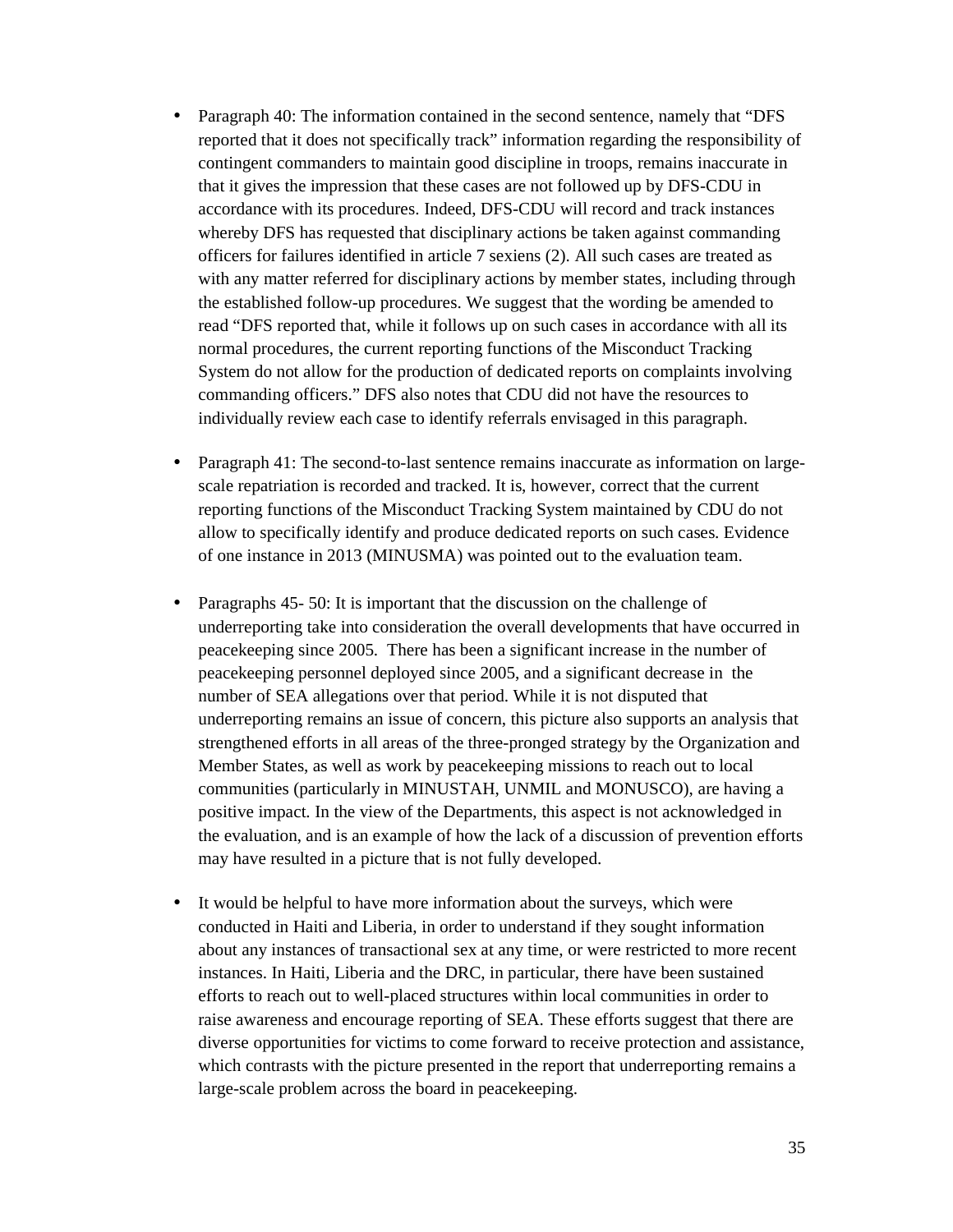- Paragraph 40: The information contained in the second sentence, namely that "DFS reported that it does not specifically track" information regarding the responsibility of contingent commanders to maintain good discipline in troops, remains inaccurate in that it gives the impression that these cases are not followed up by DFS-CDU in accordance with its procedures. Indeed, DFS-CDU will record and track instances whereby DFS has requested that disciplinary actions be taken against commanding officers for failures identified in article 7 sexiens (2). All such cases are treated as with any matter referred for disciplinary actions by member states, including through the established follow-up procedures. We suggest that the wording be amended to read "DFS reported that, while it follows up on such cases in accordance with all its normal procedures, the current reporting functions of the Misconduct Tracking System do not allow for the production of dedicated reports on complaints involving commanding officers." DFS also notes that CDU did not have the resources to individually review each case to identify referrals envisaged in this paragraph.

- Paragraph 41: The second-to-last sentence remains inaccurate as information on large-scale repatriation is recorded and tracked. It is, however, correct that the current reporting functions of the Misconduct Tracking System maintained by CDU do not allow to specifically identify and produce dedicated reports on such cases. Evidence of one instance in 2013 (MINUSMA) was pointed out to the evaluation team.

- Paragraphs 45- 50: It is important that the discussion on the challenge of underreporting take into consideration the overall developments that have occurred in peacekeeping since 2005. There has been a significant increase in the number of peacekeeping personnel deployed since 2005, and a significant decrease in the number of SEA allegations over that period. While it is not disputed that underreporting remains an issue of concern, this picture also supports an analysis that strengthened efforts in all areas of the three-pronged strategy by the Organization and Member States, as well as work by peacekeeping missions to reach out to local communities (particularly in MINUSTAH, UNMIL and MONUSCO), are having a positive impact. In the view of the Departments, this aspect is not acknowledged in the evaluation, and is an example of how the lack of a discussion of prevention efforts may have resulted in a picture that is not fully developed.

- It would be helpful to have more information about the surveys, which were conducted in Haiti and Liberia, in order to understand if they sought information about any instances of transactional sex at any time, or were restricted to more recent instances. In Haiti, Liberia and the DRC, in particular, there have been sustained efforts to reach out to well-placed structures within local communities in order to raise awareness and encourage reporting of SEA. These efforts suggest that there are diverse opportunities for victims to come forward to receive protection and assistance, which contrasts with the picture presented in the report that underreporting remains a large-scale problem across the board in peacekeeping.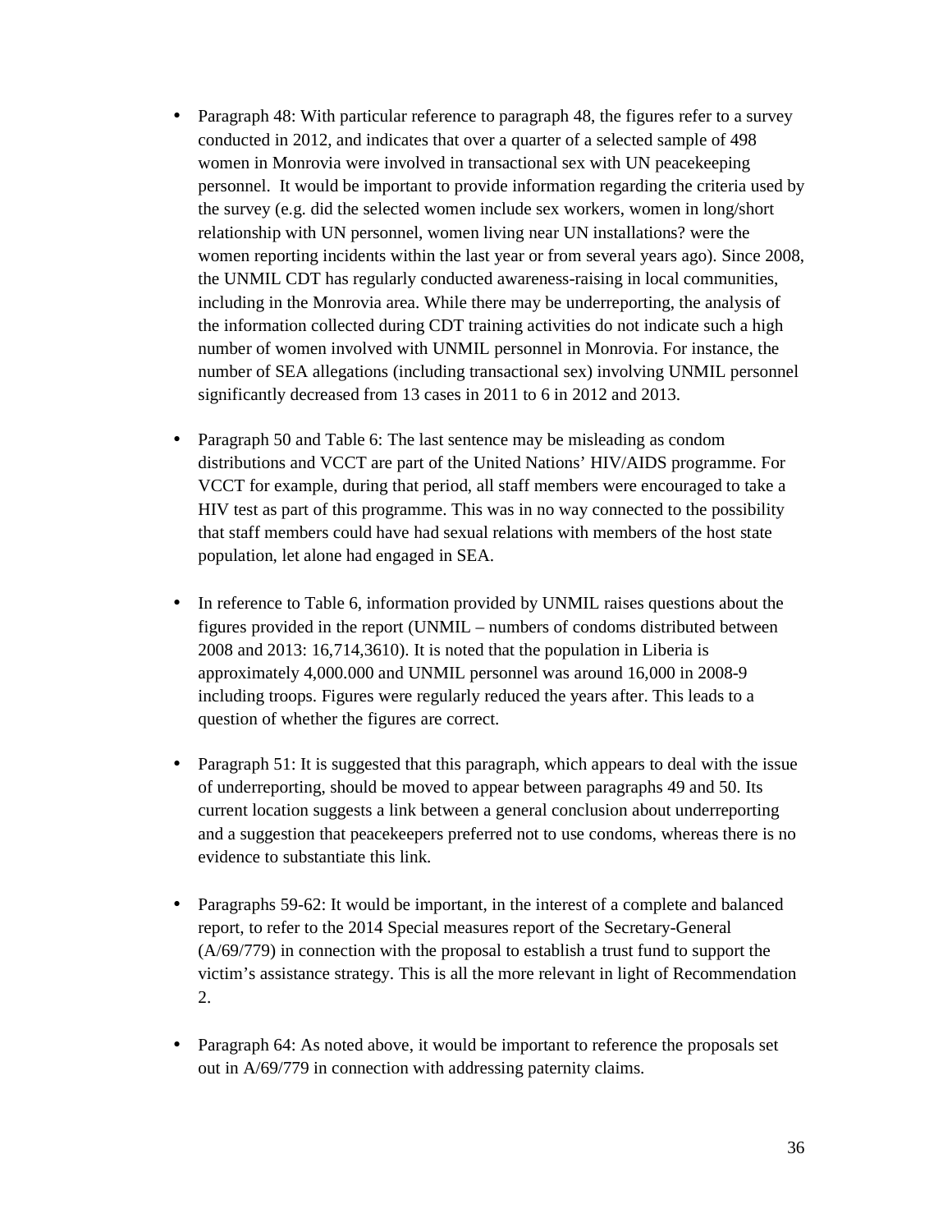- Paragraph 48: With particular reference to paragraph 48, the figures refer to a survey conducted in 2012, and indicates that over a quarter of a selected sample of 498 women in Monrovia were involved in transactional sex with UN peacekeeping personnel. It would be important to provide information regarding the criteria used by the survey (e.g. did the selected women include sex workers, women in long/short relationship with UN personnel, women living near UN installations? were the women reporting incidents within the last year or from several years ago). Since 2008, the UNMIL CDT has regularly conducted awareness-raising in local communities, including in the Monrovia area. While there may be underreporting, the analysis of the information collected during CDT training activities do not indicate such a high number of women involved with UNMIL personnel in Monrovia. For instance, the number of SEA allegations (including transactional sex) involving UNMIL personnel significantly decreased from 13 cases in 2011 to 6 in 2012 and 2013.

- Paragraph 50 and Table 6: The last sentence may be misleading as condom distributions and VCCT are part of the United Nations' HIV/AIDS programme. For VCCT for example, during that period, all staff members were encouraged to take a HIV test as part of this programme. This was in no way connected to the possibility that staff members could have had sexual relations with members of the host state population, let alone had engaged in SEA.

- In reference to Table 6, information provided by UNMIL raises questions about the figures provided in the report (UNMIL – numbers of condoms distributed between 2008 and 2013: 16,714,3610). It is noted that the population in Liberia is approximately 4,000.000 and UNMIL personnel was around 16,000 in 2008-9 including troops. Figures were regularly reduced the years after. This leads to a question of whether the figures are correct.

- Paragraph 51: It is suggested that this paragraph, which appears to deal with the issue of underreporting, should be moved to appear between paragraphs 49 and 50. Its current location suggests a link between a general conclusion about underreporting and a suggestion that peacekeepers preferred not to use condoms, whereas there is no evidence to substantiate this link.

- Paragraphs 59-62: It would be important, in the interest of a complete and balanced report, to refer to the 2014 Special measures report of the Secretary-General (A/69/779) in connection with the proposal to establish a trust fund to support the victim's assistance strategy. This is all the more relevant in light of Recommendation 2.

- Paragraph 64: As noted above, it would be important to reference the proposals set out in A/69/779 in connection with addressing paternity claims.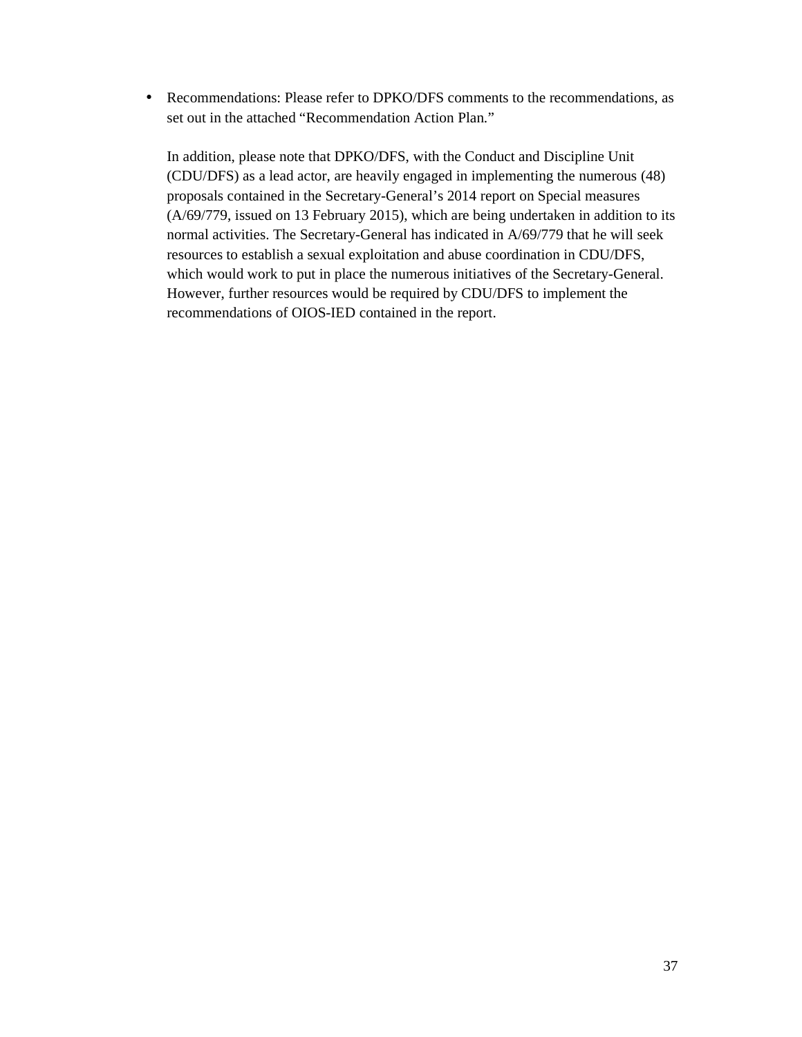- Recommendations: Please refer to DPKO/DFS comments to the recommendations, as set out in the attached “Recommendation Action Plan.”

  In addition, please note that DPKO/DFS, with the Conduct and Discipline Unit (CDU/DFS) as a lead actor, are heavily engaged in implementing the numerous (48) proposals contained in the Secretary-General’s 2014 report on Special measures (A/69/779, issued on 13 February 2015), which are being undertaken in addition to its normal activities. The Secretary-General has indicated in A/69/779 that he will seek resources to establish a sexual exploitation and abuse coordination in CDU/DFS, which would work to put in place the numerous initiatives of the Secretary-General. However, further resources would be required by CDU/DFS to implement the recommendations of OIOS-IED contained in the report.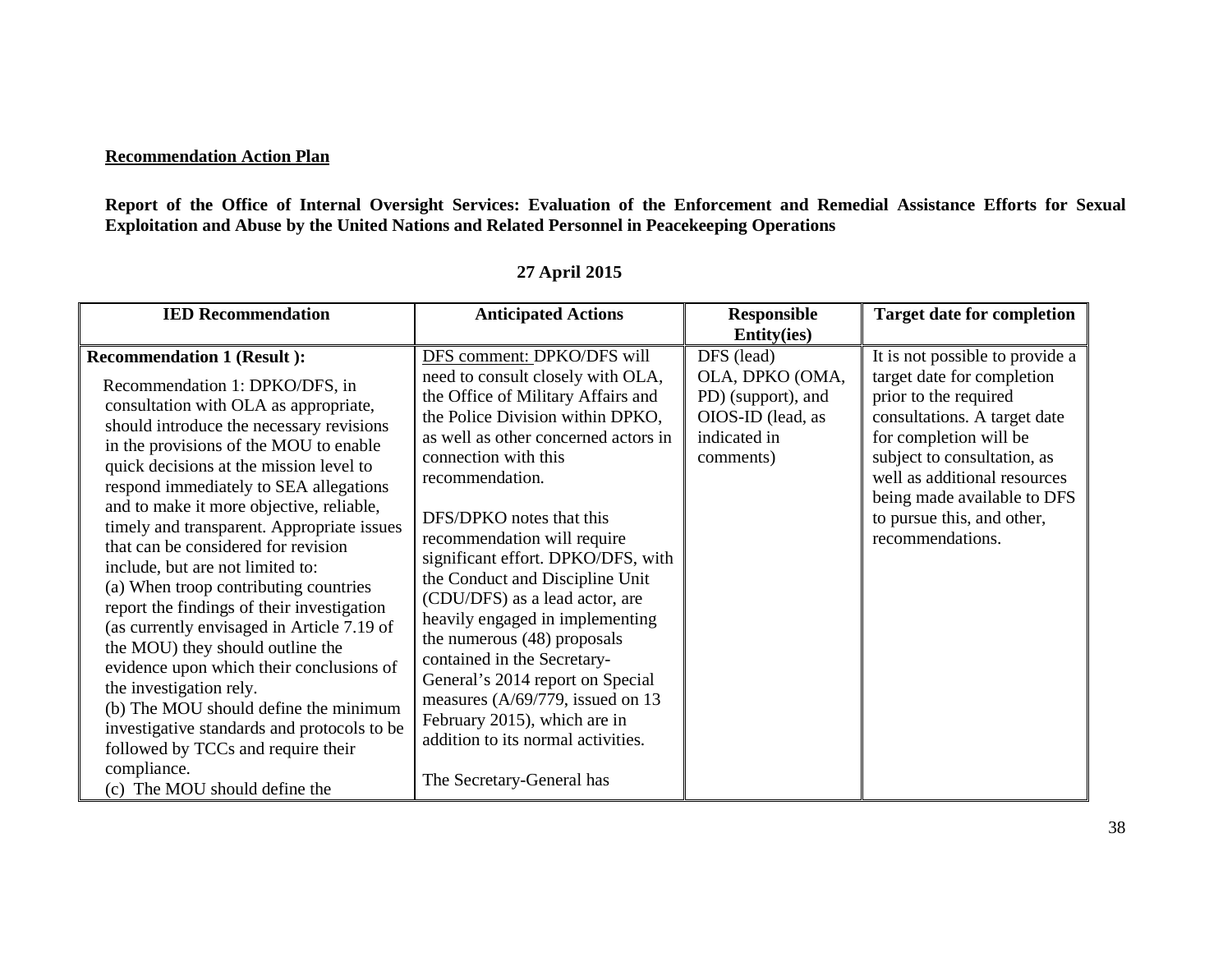**Recommendation Action Plan**

**Report of the Office of Internal Oversight Services: Evaluation of the Enforcement and Remedial Assistance Efforts for Sexual Exploitation and Abuse by the United Nations and Related Personnel in Peacekeeping Operations**

**27 April 2015**

| IED Recommendation | Anticipated Actions | Responsible Entity(ies) | Target date for completion |
|---|---|---|---|
| **Recommendation 1 (Result ):**<br><br>Recommendation 1: DPKO/DFS, in consultation with OLA as appropriate, should introduce the necessary revisions in the provisions of the MOU to enable quick decisions at the mission level to respond immediately to SEA allegations and to make it more objective, reliable, timely and transparent. Appropriate issues that can be considered for revision include, but are not limited to:<br>(a) When troop contributing countries report the findings of their investigation (as currently envisaged in Article 7.19 of the MOU) they should outline the evidence upon which their conclusions of the investigation rely.<br>(b) The MOU should define the minimum investigative standards and protocols to be followed by TCCs and require their compliance.<br>(c) The MOU should define the | DFS comment: DPKO/DFS will need to consult closely with OLA, the Office of Military Affairs and the Police Division within DPKO, as well as other concerned actors in connection with this recommendation.<br><br>DFS/DPKO notes that this recommendation will require significant effort. DPKO/DFS, with the Conduct and Discipline Unit (CDU/DFS) as a lead actor, are heavily engaged in implementing the numerous (48) proposals contained in the Secretary-General's 2014 report on Special measures (A/69/779, issued on 13 February 2015), which are in addition to its normal activities.<br><br>The Secretary-General has | DFS (lead)<br>OLA, DPKO (OMA, PD) (support), and OIOS-ID (lead, as indicated in comments) | It is not possible to provide a target date for completion prior to the required consultations. A target date for completion will be subject to consultation, as well as additional resources being made available to DFS to pursue this, and other, recommendations. |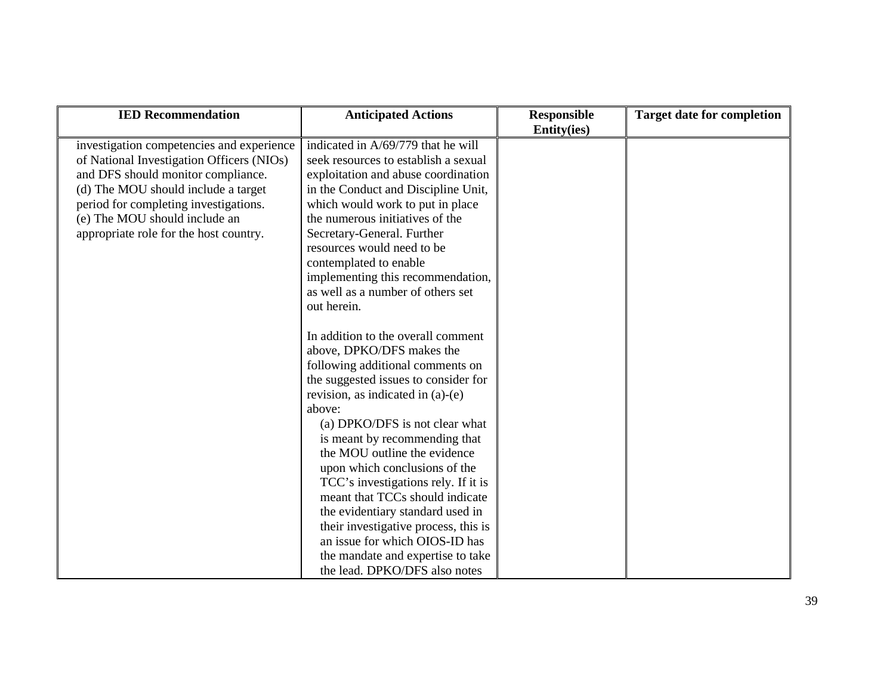| IED Recommendation | Anticipated Actions | Responsible Entity(ies) | Target date for completion |
|---|---|---|---|
| investigation competencies and experience of National Investigation Officers (NIOs) and DFS should monitor compliance.<br>(d) The MOU should include a target period for completing investigations.<br>(e) The MOU should include an appropriate role for the host country. | indicated in A/69/779 that he will seek resources to establish a sexual exploitation and abuse coordination in the Conduct and Discipline Unit, which would work to put in place the numerous initiatives of the Secretary-General. Further resources would need to be contemplated to enable implementing this recommendation, as well as a number of others set out herein.<br><br>In addition to the overall comment above, DPKO/DFS makes the following additional comments on the suggested issues to consider for revision, as indicated in (a)-(e) above:<br>(a) DPKO/DFS is not clear what is meant by recommending that the MOU outline the evidence upon which conclusions of the TCC's investigations rely. If it is meant that TCCs should indicate the evidentiary standard used in their investigative process, this is an issue for which OIOS-ID has the mandate and expertise to take the lead. DPKO/DFS also notes | | |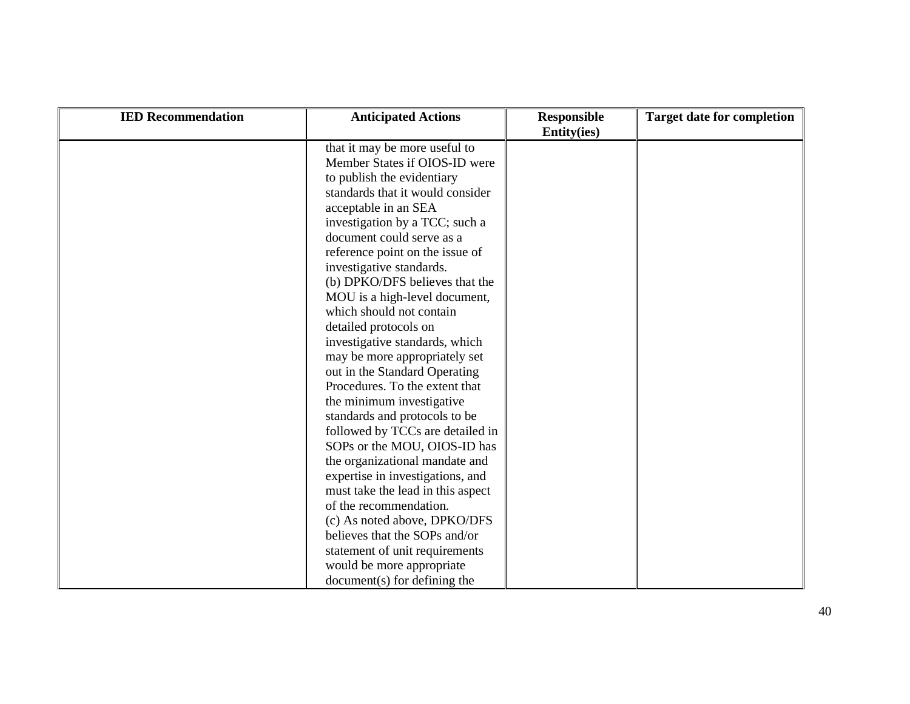| IED Recommendation | Anticipated Actions | Responsible Entity(ies) | Target date for completion |
| --- | --- | --- | --- |
| | that it may be more useful to Member States if OIOS-ID were to publish the evidentiary standards that it would consider acceptable in an SEA investigation by a TCC; such a document could serve as a reference point on the issue of investigative standards.<br>(b) DPKO/DFS believes that the MOU is a high-level document, which should not contain detailed protocols on investigative standards, which may be more appropriately set out in the Standard Operating Procedures. To the extent that the minimum investigative standards and protocols to be followed by TCCs are detailed in SOPs or the MOU, OIOS-ID has the organizational mandate and expertise in investigations, and must take the lead in this aspect of the recommendation.<br>(c) As noted above, DPKO/DFS believes that the SOPs and/or statement of unit requirements would be more appropriate document(s) for defining the | | |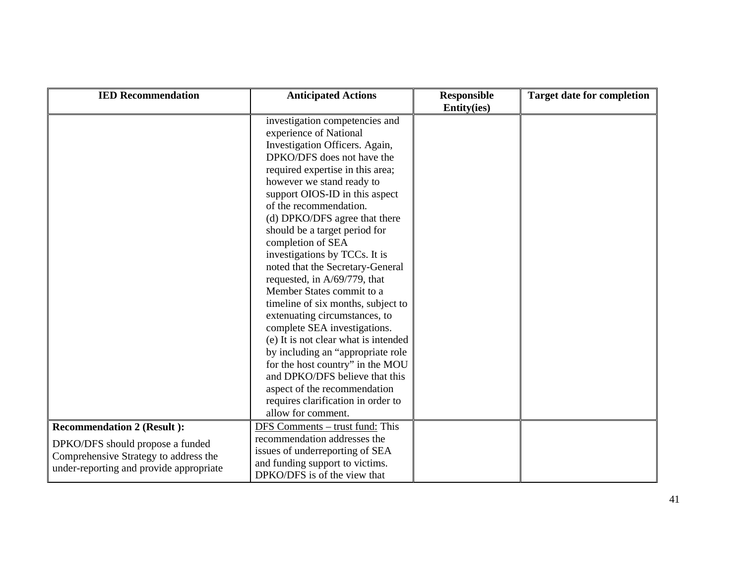| IED Recommendation | Anticipated Actions | Responsible Entity(ies) | Target date for completion |
|---|---|---|---|
| | investigation competencies and experience of National Investigation Officers. Again, DPKO/DFS does not have the required expertise in this area; however we stand ready to support OIOS-ID in this aspect of the recommendation.<br>(d) DPKO/DFS agree that there should be a target period for completion of SEA investigations by TCCs. It is noted that the Secretary-General requested, in A/69/779, that Member States commit to a timeline of six months, subject to extenuating circumstances, to complete SEA investigations.<br>(e) It is not clear what is intended by including an "appropriate role for the host country" in the MOU and DPKO/DFS believe that this aspect of the recommendation requires clarification in order to allow for comment. | | |
| **Recommendation 2 (Result ):**<br>DPKO/DFS should propose a funded Comprehensive Strategy to address the under-reporting and provide appropriate | DFS Comments – trust fund: This recommendation addresses the issues of underreporting of SEA and funding support to victims. DPKO/DFS is of the view that | | |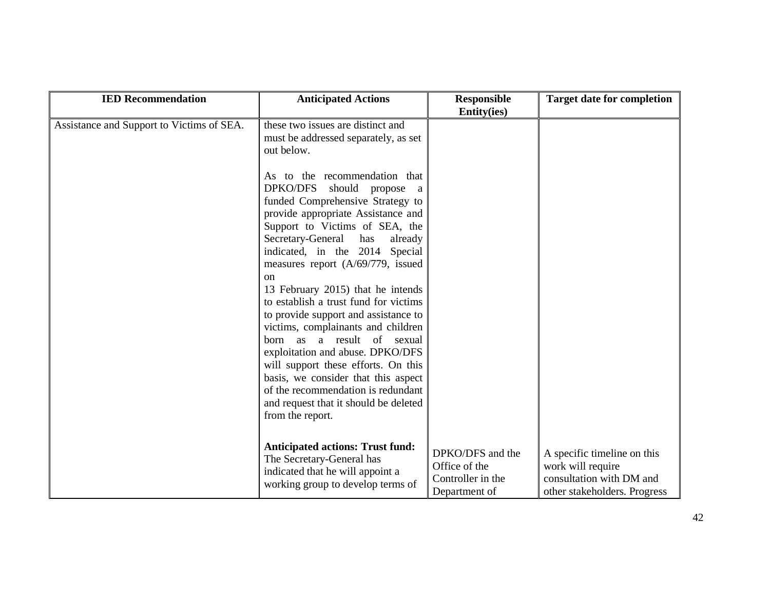| IED Recommendation | Anticipated Actions | Responsible Entity(ies) | Target date for completion |
|---|---|---|---|
| Assistance and Support to Victims of SEA. | these two issues are distinct and must be addressed separately, as set out below.<br><br>As to the recommendation that DPKO/DFS should propose a funded Comprehensive Strategy to provide appropriate Assistance and Support to Victims of SEA, the Secretary-General has already indicated, in the 2014 Special measures report (A/69/779, issued on 13 February 2015) that he intends to establish a trust fund for victims to provide support and assistance to victims, complainants and children born as a result of sexual exploitation and abuse. DPKO/DFS will support these efforts. On this basis, we consider that this aspect of the recommendation is redundant and request that it should be deleted from the report.<br><br>**Anticipated actions: Trust fund:** The Secretary-General has indicated that he will appoint a working group to develop terms of | DPKO/DFS and the Office of the Controller in the Department of | A specific timeline on this work will require consultation with DM and other stakeholders. Progress |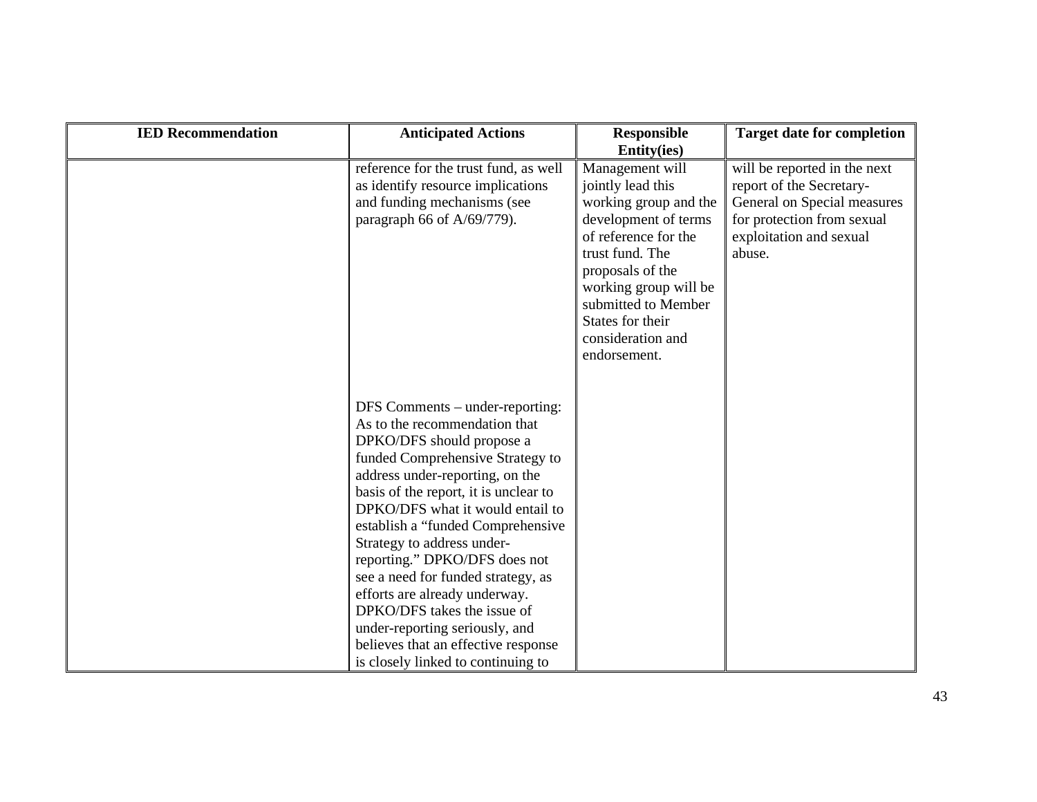| IED Recommendation | Anticipated Actions | Responsible Entity(ies) | Target date for completion |
| --- | --- | --- | --- |
| | reference for the trust fund, as well as identify resource implications and funding mechanisms (see paragraph 66 of A/69/779).<br><br>DFS Comments – under-reporting: As to the recommendation that DPKO/DFS should propose a funded Comprehensive Strategy to address under-reporting, on the basis of the report, it is unclear to DPKO/DFS what it would entail to establish a "funded Comprehensive Strategy to address under-reporting." DPKO/DFS does not see a need for funded strategy, as efforts are already underway. DPKO/DFS takes the issue of under-reporting seriously, and believes that an effective response is closely linked to continuing to | Management will jointly lead this working group and the development of terms of reference for the trust fund. The proposals of the working group will be submitted to Member States for their consideration and endorsement. | will be reported in the next report of the Secretary-General on Special measures for protection from sexual exploitation and sexual abuse. |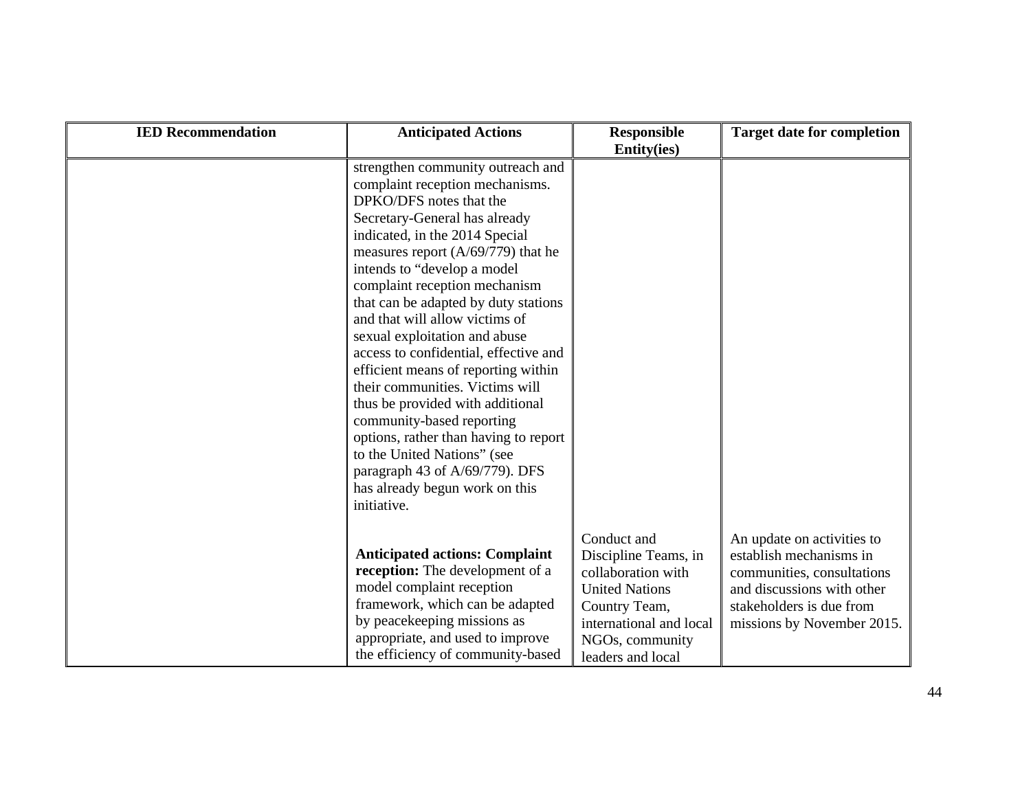| IED Recommendation | Anticipated Actions | Responsible Entity(ies) | Target date for completion |
|---|---|---|---|
| | strengthen community outreach and complaint reception mechanisms. DPKO/DFS notes that the Secretary-General has already indicated, in the 2014 Special measures report (A/69/779) that he intends to "develop a model complaint reception mechanism that can be adapted by duty stations and that will allow victims of sexual exploitation and abuse access to confidential, effective and efficient means of reporting within their communities. Victims will thus be provided with additional community-based reporting options, rather than having to report to the United Nations" (see paragraph 43 of A/69/779). DFS has already begun work on this initiative. | | |
| | **Anticipated actions: Complaint reception:** The development of a model complaint reception framework, which can be adapted by peacekeeping missions as appropriate, and used to improve the efficiency of community-based | Conduct and Discipline Teams, in collaboration with United Nations Country Team, international and local NGOs, community leaders and local | An update on activities to establish mechanisms in communities, consultations and discussions with other stakeholders is due from missions by November 2015. |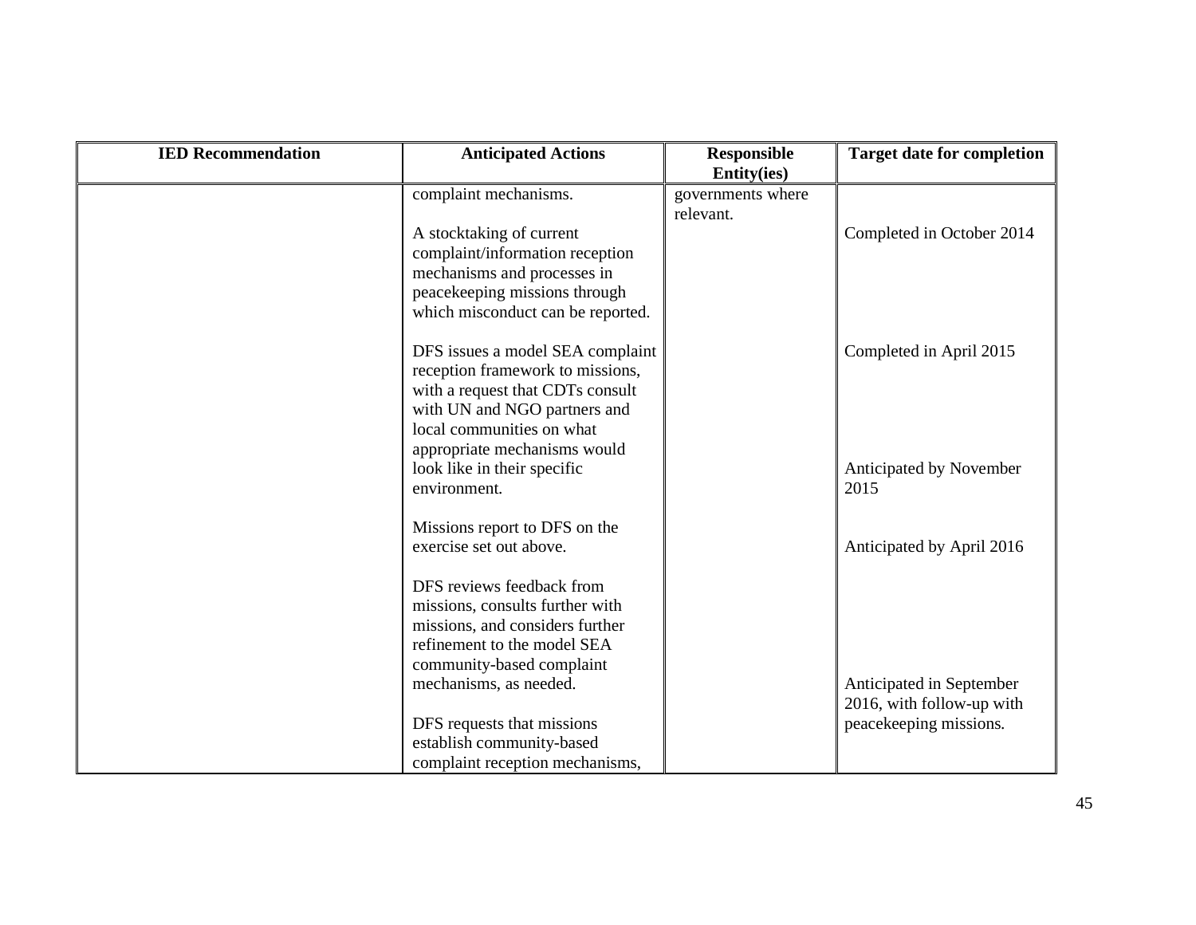| IED Recommendation | Anticipated Actions | Responsible Entity(ies) | Target date for completion |
|---|---|---|---|
| | complaint mechanisms. | governments where relevant. | |
| | A stocktaking of current complaint/information reception mechanisms and processes in peacekeeping missions through which misconduct can be reported. | | Completed in October 2014 |
| | DFS issues a model SEA complaint reception framework to missions, with a request that CDTs consult with UN and NGO partners and local communities on what appropriate mechanisms would look like in their specific environment. | | Completed in April 2015 |
| | Missions report to DFS on the exercise set out above. | | Anticipated by November 2015 |
| | DFS reviews feedback from missions, consults further with missions, and considers further refinement to the model SEA community-based complaint mechanisms, as needed. | | Anticipated by April 2016 |
| | DFS requests that missions establish community-based complaint reception mechanisms, | | Anticipated in September 2016, with follow-up with peacekeeping missions. |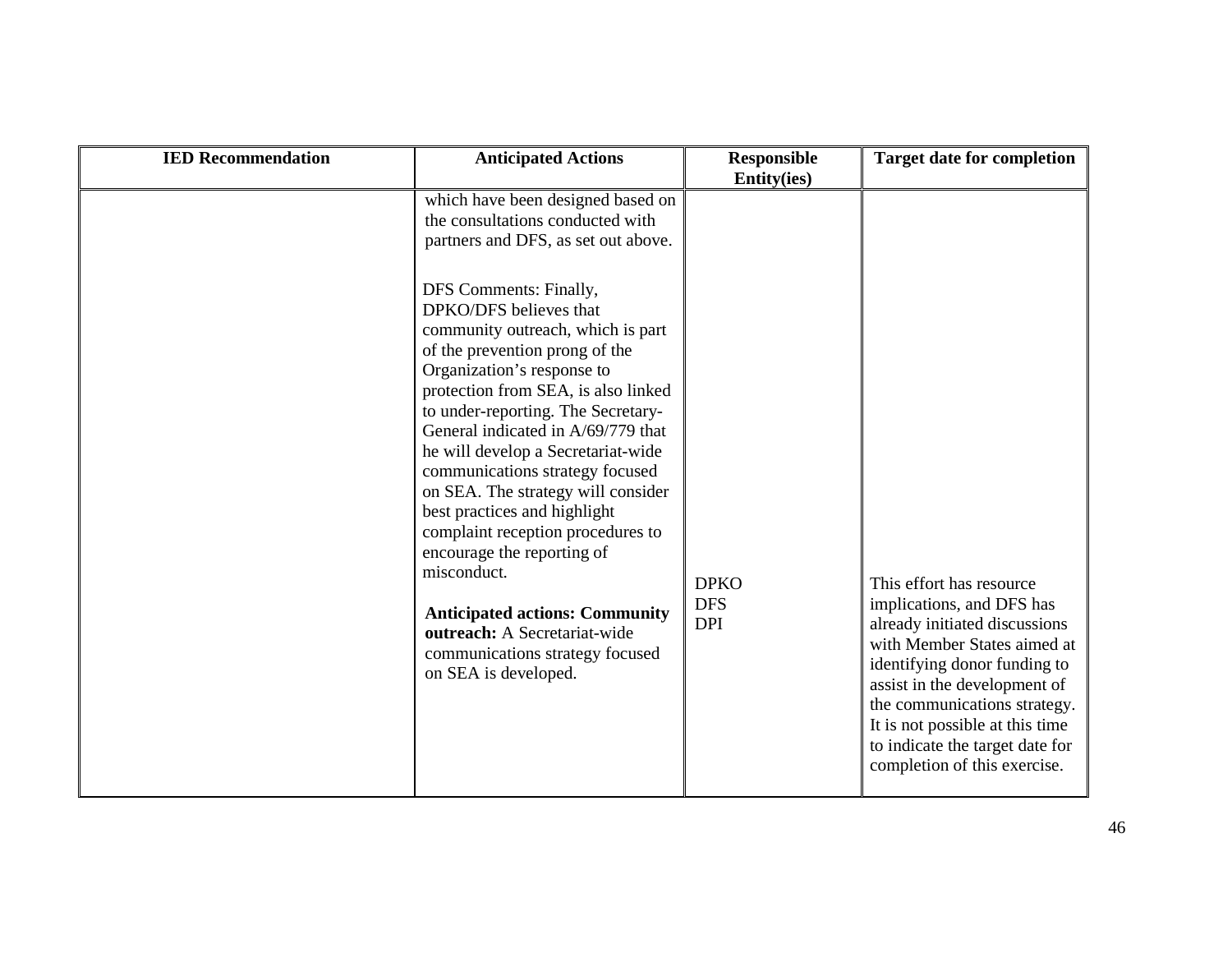| IED Recommendation | Anticipated Actions | Responsible Entity(ies) | Target date for completion |
|---|---|---|---|
| | which have been designed based on the consultations conducted with partners and DFS, as set out above.<br><br>DFS Comments: Finally, DPKO/DFS believes that community outreach, which is part of the prevention prong of the Organization's response to protection from SEA, is also linked to under-reporting. The Secretary-General indicated in A/69/779 that he will develop a Secretariat-wide communications strategy focused on SEA. The strategy will consider best practices and highlight complaint reception procedures to encourage the reporting of misconduct.<br><br>**Anticipated actions: Community outreach:** A Secretariat-wide communications strategy focused on SEA is developed. | DPKO<br>DFS<br>DPI | This effort has resource implications, and DFS has already initiated discussions with Member States aimed at identifying donor funding to assist in the development of the communications strategy. It is not possible at this time to indicate the target date for completion of this exercise. |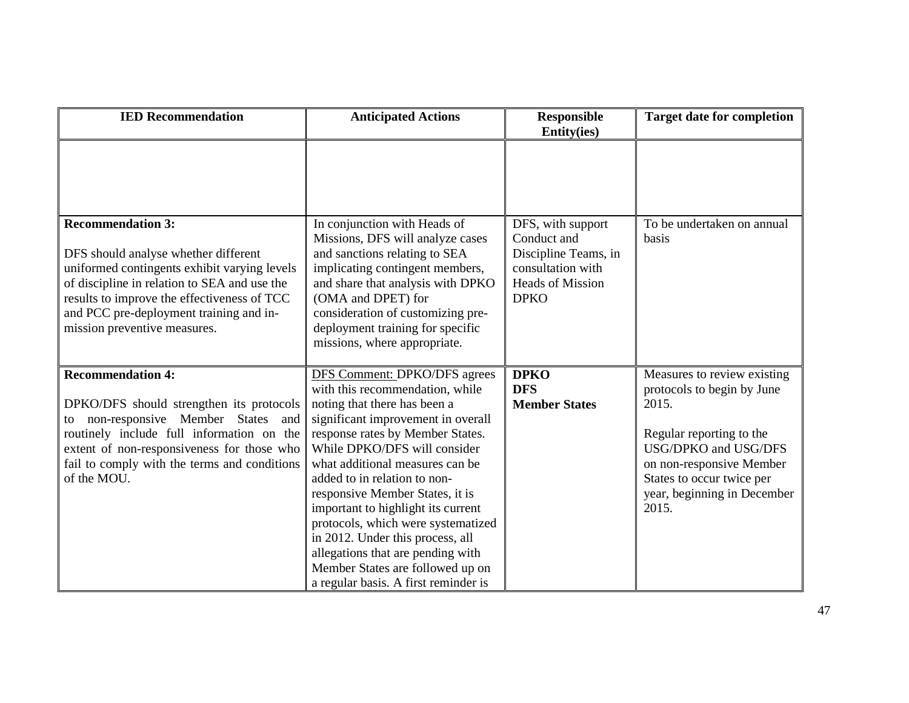| IED Recommendation | Anticipated Actions | Responsible Entity(ies) | Target date for completion |
|---|---|---|---|
| | | | |
| **Recommendation 3:**<br><br>DFS should analyse whether different uniformed contingents exhibit varying levels of discipline in relation to SEA and use the results to improve the effectiveness of TCC and PCC pre-deployment training and in-mission preventive measures. | In conjunction with Heads of Missions, DFS will analyze cases and sanctions relating to SEA implicating contingent members, and share that analysis with DPKO (OMA and DPET) for consideration of customizing pre-deployment training for specific missions, where appropriate. | DFS, with support Conduct and Discipline Teams, in consultation with Heads of Mission DPKO | To be undertaken on annual basis |
| **Recommendation 4:**<br><br>DPKO/DFS should strengthen its protocols to non-responsive Member States and routinely include full information on the extent of non-responsiveness for those who fail to comply with the terms and conditions of the MOU. | DFS Comment: DPKO/DFS agrees with this recommendation, while noting that there has been a significant improvement in overall response rates by Member States. While DPKO/DFS will consider what additional measures can be added to in relation to non-responsive Member States, it is important to highlight its current protocols, which were systematized in 2012. Under this process, all allegations that are pending with Member States are followed up on a regular basis. A first reminder is | **DPKO**<br>**DFS**<br>**Member States** | Measures to review existing protocols to begin by June 2015.<br><br>Regular reporting to the USG/DPKO and USG/DFS on non-responsive Member States to occur twice per year, beginning in December 2015. |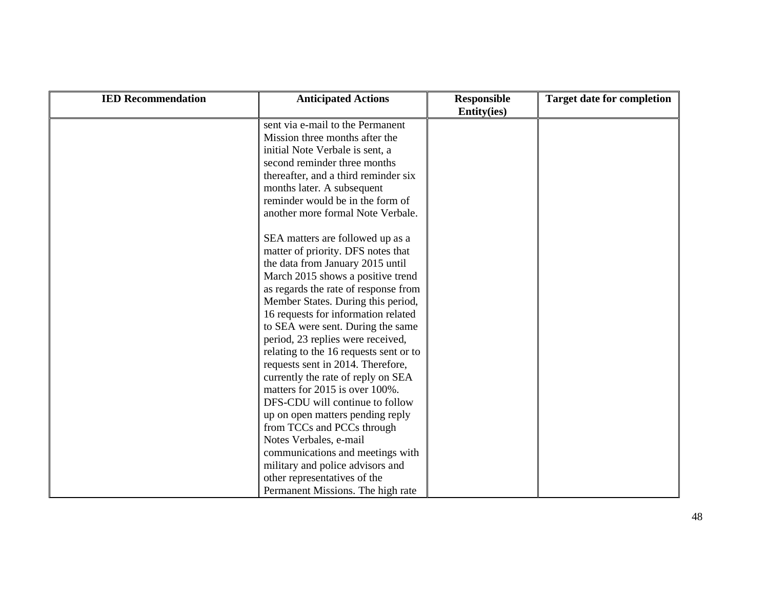| IED Recommendation | Anticipated Actions | Responsible Entity(ies) | Target date for completion |
|---|---|---|---|
| | sent via e-mail to the Permanent Mission three months after the initial Note Verbale is sent, a second reminder three months thereafter, and a third reminder six months later. A subsequent reminder would be in the form of another more formal Note Verbale.<br><br>SEA matters are followed up as a matter of priority. DFS notes that the data from January 2015 until March 2015 shows a positive trend as regards the rate of response from Member States. During this period, 16 requests for information related to SEA were sent. During the same period, 23 replies were received, relating to the 16 requests sent or to requests sent in 2014. Therefore, currently the rate of reply on SEA matters for 2015 is over 100%. DFS-CDU will continue to follow up on open matters pending reply from TCCs and PCCs through Notes Verbales, e-mail communications and meetings with military and police advisors and other representatives of the Permanent Missions. The high rate | | |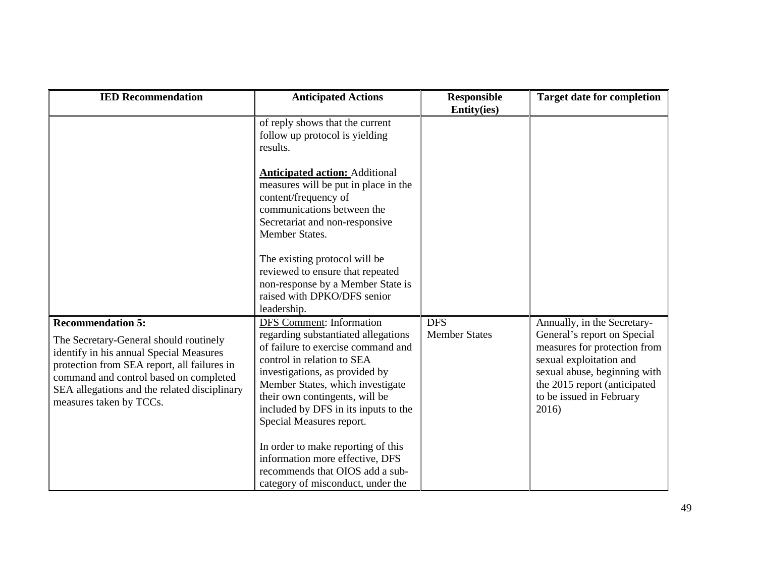| IED Recommendation | Anticipated Actions | Responsible Entity(ies) | Target date for completion |
|---|---|---|---|
| | of reply shows that the current follow up protocol is yielding results.<br><br>**<u>Anticipated action:</u>** Additional measures will be put in place in the content/frequency of communications between the Secretariat and non-responsive Member States.<br><br>The existing protocol will be reviewed to ensure that repeated non-response by a Member State is raised with DPKO/DFS senior leadership. | | |
| **Recommendation 5:**<br><br>The Secretary-General should routinely identify in his annual Special Measures protection from SEA report, all failures in command and control based on completed SEA allegations and the related disciplinary measures taken by TCCs. | <u>DFS Comment</u>: Information regarding substantiated allegations of failure to exercise command and control in relation to SEA investigations, as provided by Member States, which investigate their own contingents, will be included by DFS in its inputs to the Special Measures report.<br><br>In order to make reporting of this information more effective, DFS recommends that OIOS add a sub-category of misconduct, under the | DFS<br>Member States | Annually, in the Secretary-General's report on Special measures for protection from sexual exploitation and sexual abuse, beginning with the 2015 report (anticipated to be issued in February 2016) |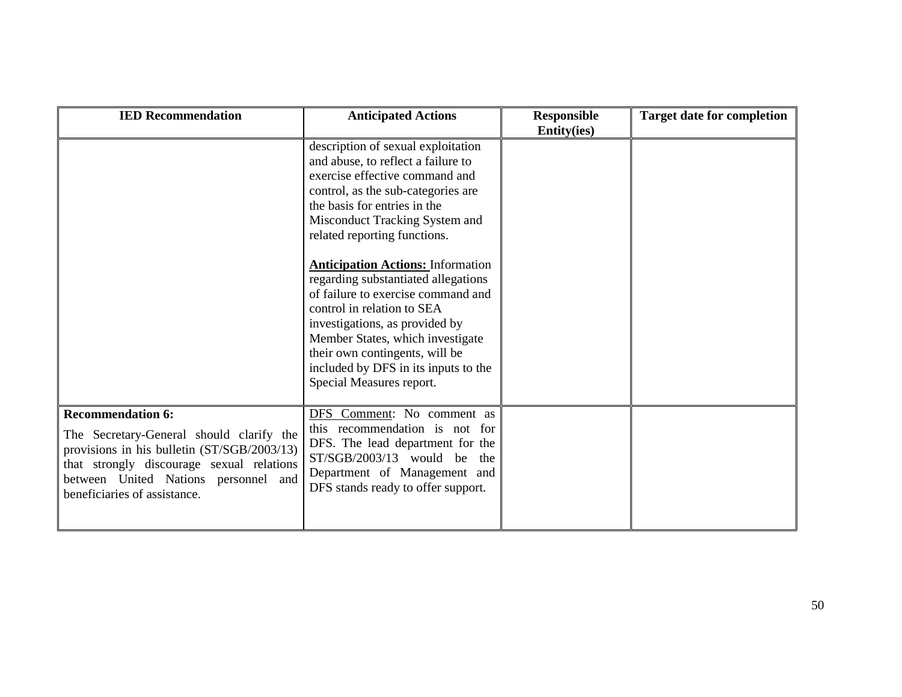| IED Recommendation | Anticipated Actions | Responsible Entity(ies) | Target date for completion |
|---|---|---|---|
| | description of sexual exploitation and abuse, to reflect a failure to exercise effective command and control, as the sub-categories are the basis for entries in the Misconduct Tracking System and related reporting functions.<br><br>**Anticipation Actions:** Information regarding substantiated allegations of failure to exercise command and control in relation to SEA investigations, as provided by Member States, which investigate their own contingents, will be included by DFS in its inputs to the Special Measures report. | | |
| **Recommendation 6:**<br><br>The Secretary-General should clarify the provisions in his bulletin (ST/SGB/2003/13) that strongly discourage sexual relations between United Nations personnel and beneficiaries of assistance. | DFS Comment: No comment as this recommendation is not for DFS. The lead department for the ST/SGB/2003/13 would be the Department of Management and DFS stands ready to offer support. | | |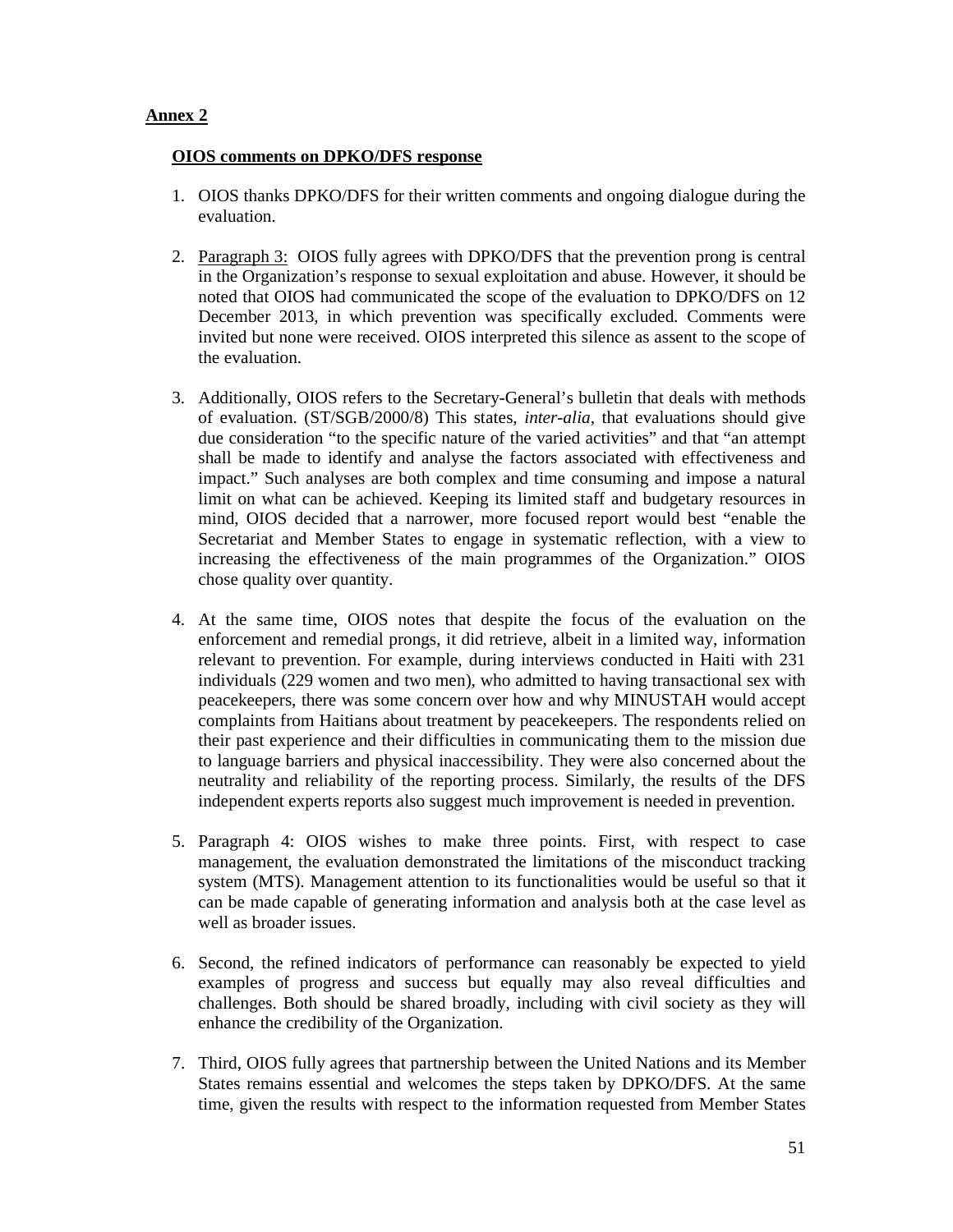**Annex 2**

**OIOS comments on DPKO/DFS response**

1. OIOS thanks DPKO/DFS for their written comments and ongoing dialogue during the evaluation.

2. Paragraph 3: OIOS fully agrees with DPKO/DFS that the prevention prong is central in the Organization's response to sexual exploitation and abuse. However, it should be noted that OIOS had communicated the scope of the evaluation to DPKO/DFS on 12 December 2013, in which prevention was specifically excluded. Comments were invited but none were received. OIOS interpreted this silence as assent to the scope of the evaluation.

3. Additionally, OIOS refers to the Secretary-General's bulletin that deals with methods of evaluation. (ST/SGB/2000/8) This states, *inter-alia,* that evaluations should give due consideration "to the specific nature of the varied activities" and that "an attempt shall be made to identify and analyse the factors associated with effectiveness and impact." Such analyses are both complex and time consuming and impose a natural limit on what can be achieved. Keeping its limited staff and budgetary resources in mind, OIOS decided that a narrower, more focused report would best "enable the Secretariat and Member States to engage in systematic reflection, with a view to increasing the effectiveness of the main programmes of the Organization." OIOS chose quality over quantity.

4. At the same time, OIOS notes that despite the focus of the evaluation on the enforcement and remedial prongs, it did retrieve, albeit in a limited way, information relevant to prevention. For example, during interviews conducted in Haiti with 231 individuals (229 women and two men), who admitted to having transactional sex with peacekeepers, there was some concern over how and why MINUSTAH would accept complaints from Haitians about treatment by peacekeepers. The respondents relied on their past experience and their difficulties in communicating them to the mission due to language barriers and physical inaccessibility. They were also concerned about the neutrality and reliability of the reporting process. Similarly, the results of the DFS independent experts reports also suggest much improvement is needed in prevention.

5. Paragraph 4: OIOS wishes to make three points. First, with respect to case management, the evaluation demonstrated the limitations of the misconduct tracking system (MTS). Management attention to its functionalities would be useful so that it can be made capable of generating information and analysis both at the case level as well as broader issues.

6. Second, the refined indicators of performance can reasonably be expected to yield examples of progress and success but equally may also reveal difficulties and challenges. Both should be shared broadly, including with civil society as they will enhance the credibility of the Organization.

7. Third, OIOS fully agrees that partnership between the United Nations and its Member States remains essential and welcomes the steps taken by DPKO/DFS. At the same time, given the results with respect to the information requested from Member States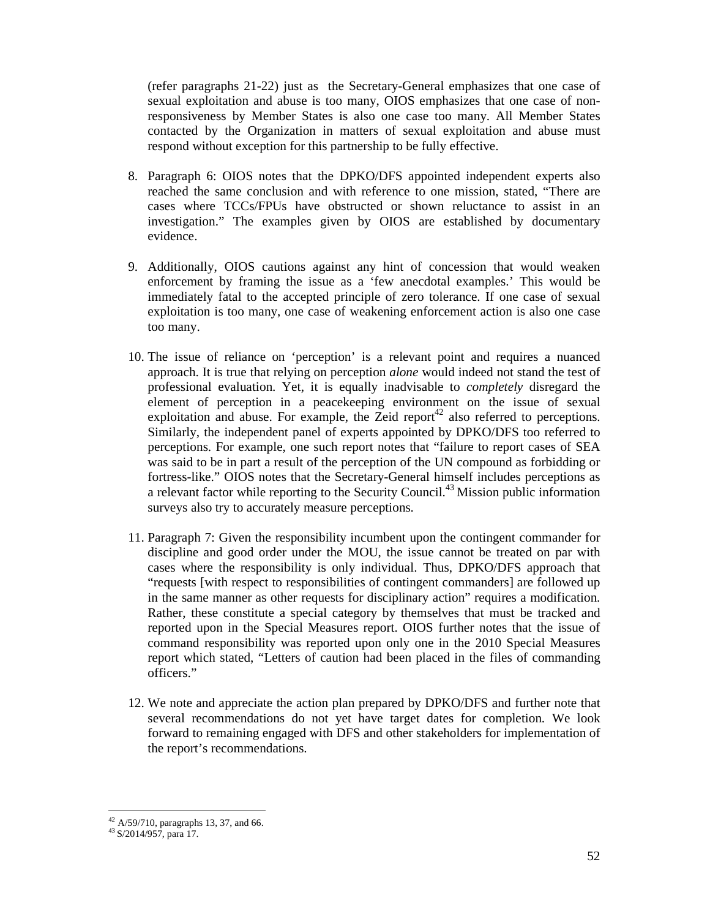(refer paragraphs 21-22) just as the Secretary-General emphasizes that one case of sexual exploitation and abuse is too many, OIOS emphasizes that one case of non-responsiveness by Member States is also one case too many. All Member States contacted by the Organization in matters of sexual exploitation and abuse must respond without exception for this partnership to be fully effective.

8. Paragraph 6: OIOS notes that the DPKO/DFS appointed independent experts also reached the same conclusion and with reference to one mission, stated, "There are cases where TCCs/FPUs have obstructed or shown reluctance to assist in an investigation." The examples given by OIOS are established by documentary evidence.

9. Additionally, OIOS cautions against any hint of concession that would weaken enforcement by framing the issue as a 'few anecdotal examples.' This would be immediately fatal to the accepted principle of zero tolerance. If one case of sexual exploitation is too many, one case of weakening enforcement action is also one case too many.

10. The issue of reliance on 'perception' is a relevant point and requires a nuanced approach. It is true that relying on perception *alone* would indeed not stand the test of professional evaluation. Yet, it is equally inadvisable to *completely* disregard the element of perception in a peacekeeping environment on the issue of sexual exploitation and abuse. For example, the Zeid report[42] also referred to perceptions. Similarly, the independent panel of experts appointed by DPKO/DFS too referred to perceptions. For example, one such report notes that "failure to report cases of SEA was said to be in part a result of the perception of the UN compound as forbidding or fortress-like." OIOS notes that the Secretary-General himself includes perceptions as a relevant factor while reporting to the Security Council.[43] Mission public information surveys also try to accurately measure perceptions.

11. Paragraph 7: Given the responsibility incumbent upon the contingent commander for discipline and good order under the MOU, the issue cannot be treated on par with cases where the responsibility is only individual. Thus, DPKO/DFS approach that "requests [with respect to responsibilities of contingent commanders] are followed up in the same manner as other requests for disciplinary action" requires a modification. Rather, these constitute a special category by themselves that must be tracked and reported upon in the Special Measures report. OIOS further notes that the issue of command responsibility was reported upon only one in the 2010 Special Measures report which stated, "Letters of caution had been placed in the files of commanding officers."

12. We note and appreciate the action plan prepared by DPKO/DFS and further note that several recommendations do not yet have target dates for completion. We look forward to remaining engaged with DFS and other stakeholders for implementation of the report's recommendations.

---

[42] A/59/710, paragraphs 13, 37, and 66.

[43] S/2014/957, para 17.